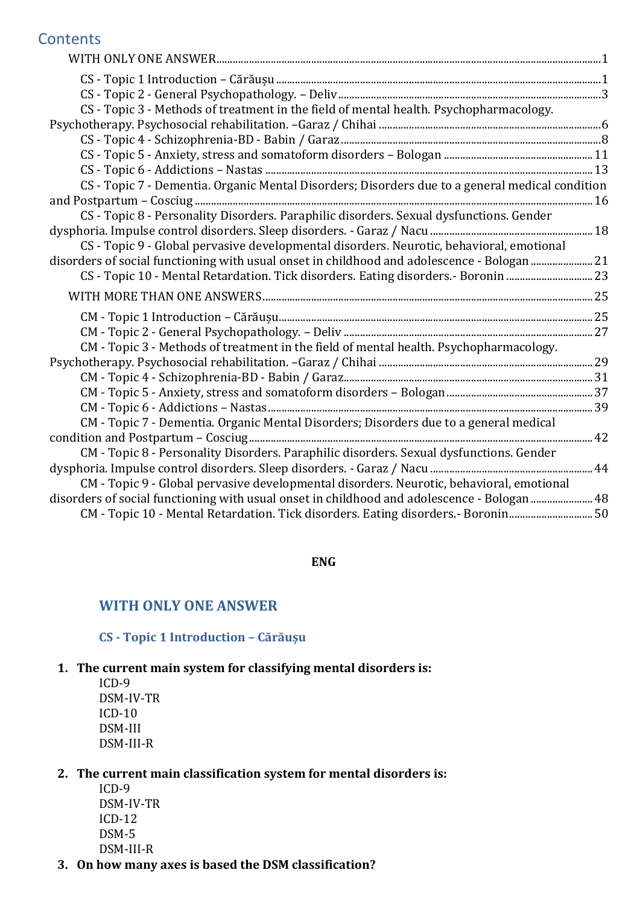# Contents

WITH ONLY ONE ANSWER ..... 1

CS - Topic 1 Introduction – Cărăușu ..... 1
CS - Topic 2 - General Psychopathology. – Deliv ..... 3
CS - Topic 3 - Methods of treatment in the field of mental health. Psychopharmacology. Psychotherapy. Psychosocial rehabilitation. –Garaz / Chihai ..... 6
CS - Topic 4 - Schizophrenia-BD - Babin / Garaz ..... 8
CS - Topic 5 - Anxiety, stress and somatoform disorders – Bologan ..... 11
CS - Topic 6 - Addictions – Nastas ..... 13
CS - Topic 7 - Dementia. Organic Mental Disorders; Disorders due to a general medical condition and Postpartum – Cosciug ..... 16
CS - Topic 8 - Personality Disorders. Paraphilic disorders. Sexual dysfunctions. Gender dysphoria. Impulse control disorders. Sleep disorders. - Garaz / Nacu ..... 18
CS - Topic 9 - Global pervasive developmental disorders. Neurotic, behavioral, emotional disorders of social functioning with usual onset in childhood and adolescence - Bologan ..... 21
CS - Topic 10 - Mental Retardation. Tick disorders. Eating disorders.- Boronin ..... 23

WITH MORE THAN ONE ANSWERS ..... 25

CM - Topic 1 Introduction – Cărăușu ..... 25
CM - Topic 2 - General Psychopathology. – Deliv ..... 27
CM - Topic 3 - Methods of treatment in the field of mental health. Psychopharmacology. Psychotherapy. Psychosocial rehabilitation. –Garaz / Chihai ..... 29
CM - Topic 4 - Schizophrenia-BD - Babin / Garaz ..... 31
CM - Topic 5 - Anxiety, stress and somatoform disorders – Bologan ..... 37
CM - Topic 6 - Addictions – Nastas ..... 39
CM - Topic 7 - Dementia. Organic Mental Disorders; Disorders due to a general medical condition and Postpartum – Cosciug ..... 42
CM - Topic 8 - Personality Disorders. Paraphilic disorders. Sexual dysfunctions. Gender dysphoria. Impulse control disorders. Sleep disorders. - Garaz / Nacu ..... 44
CM - Topic 9 - Global pervasive developmental disorders. Neurotic, behavioral, emotional disorders of social functioning with usual onset in childhood and adolescence - Bologan ..... 48
CM - Topic 10 - Mental Retardation. Tick disorders. Eating disorders.- Boronin ..... 50

**ENG**

## WITH ONLY ONE ANSWER

### CS - Topic 1 Introduction – Cărăușu

1. **The current main system for classifying mental disorders is:**
   ICD-9
   DSM-IV-TR
   ICD-10
   DSM-III
   DSM-III-R

2. **The current main classification system for mental disorders is:**
   ICD-9
   DSM-IV-TR
   ICD-12
   DSM-5
   DSM-III-R

3. **On how many axes is based the DSM classification?**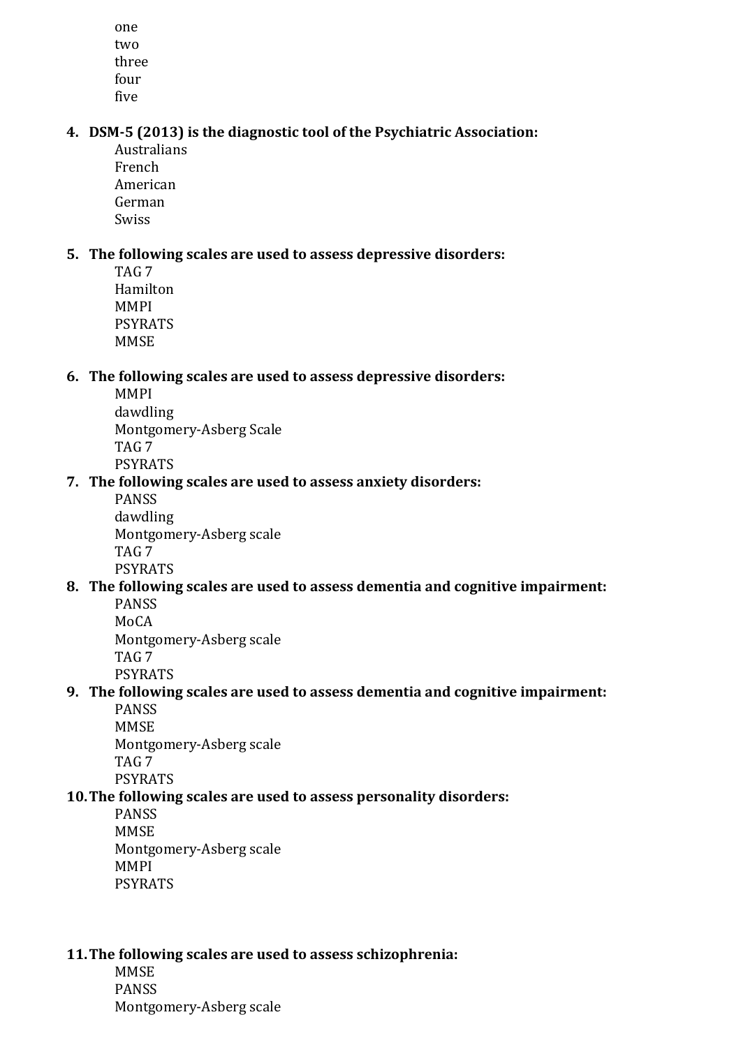one
two
three
four
five

**4. DSM-5 (2013) is the diagnostic tool of the Psychiatric Association:**
Australians
French
American
German
Swiss

**5. The following scales are used to assess depressive disorders:**
TAG 7
Hamilton
MMPI
PSYRATS
MMSE

**6. The following scales are used to assess depressive disorders:**
MMPI
dawdling
Montgomery-Asberg Scale
TAG 7
PSYRATS

**7. The following scales are used to assess anxiety disorders:**
PANSS
dawdling
Montgomery-Asberg scale
TAG 7
PSYRATS

**8. The following scales are used to assess dementia and cognitive impairment:**
PANSS
MoCA
Montgomery-Asberg scale
TAG 7
PSYRATS

**9. The following scales are used to assess dementia and cognitive impairment:**
PANSS
MMSE
Montgomery-Asberg scale
TAG 7
PSYRATS

**10. The following scales are used to assess personality disorders:**
PANSS
MMSE
Montgomery-Asberg scale
MMPI
PSYRATS

**11. The following scales are used to assess schizophrenia:**
MMSE
PANSS
Montgomery-Asberg scale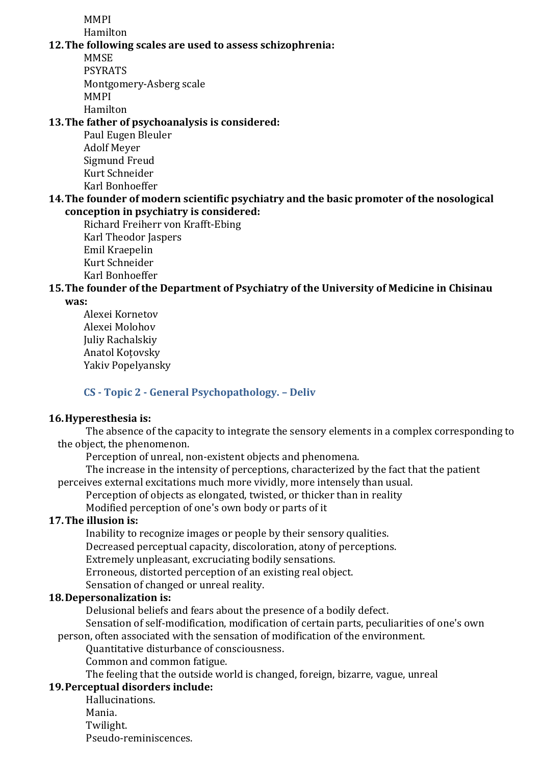MMPI
Hamilton

**12. The following scales are used to assess schizophrenia:**

MMSE
PSYRATS
Montgomery-Asberg scale
MMPI
Hamilton

**13. The father of psychoanalysis is considered:**

Paul Eugen Bleuler
Adolf Meyer
Sigmund Freud
Kurt Schneider
Karl Bonhoeffer

**14. The founder of modern scientific psychiatry and the basic promoter of the nosological conception in psychiatry is considered:**

Richard Freiherr von Krafft-Ebing
Karl Theodor Jaspers
Emil Kraepelin
Kurt Schneider
Karl Bonhoeffer

**15. The founder of the Department of Psychiatry of the University of Medicine in Chisinau was:**

Alexei Kornetov
Alexei Molohov
Juliy Rachalskiy
Anatol Koțovsky
Yakiv Popelyansky

### CS - Topic 2 - General Psychopathology. – Deliv

**16. Hyperesthesia is:**

The absence of the capacity to integrate the sensory elements in a complex corresponding to the object, the phenomenon.
Perception of unreal, non-existent objects and phenomena.
The increase in the intensity of perceptions, characterized by the fact that the patient perceives external excitations much more vividly, more intensely than usual.
Perception of objects as elongated, twisted, or thicker than in reality
Modified perception of one's own body or parts of it

**17. The illusion is:**

Inability to recognize images or people by their sensory qualities.
Decreased perceptual capacity, discoloration, atony of perceptions.
Extremely unpleasant, excruciating bodily sensations.
Erroneous, distorted perception of an existing real object.
Sensation of changed or unreal reality.

**18. Depersonalization is:**

Delusional beliefs and fears about the presence of a bodily defect.
Sensation of self-modification, modification of certain parts, peculiarities of one's own person, often associated with the sensation of modification of the environment.
Quantitative disturbance of consciousness.
Common and common fatigue.
The feeling that the outside world is changed, foreign, bizarre, vague, unreal

**19. Perceptual disorders include:**

Hallucinations.
Mania.
Twilight.
Pseudo-reminiscences.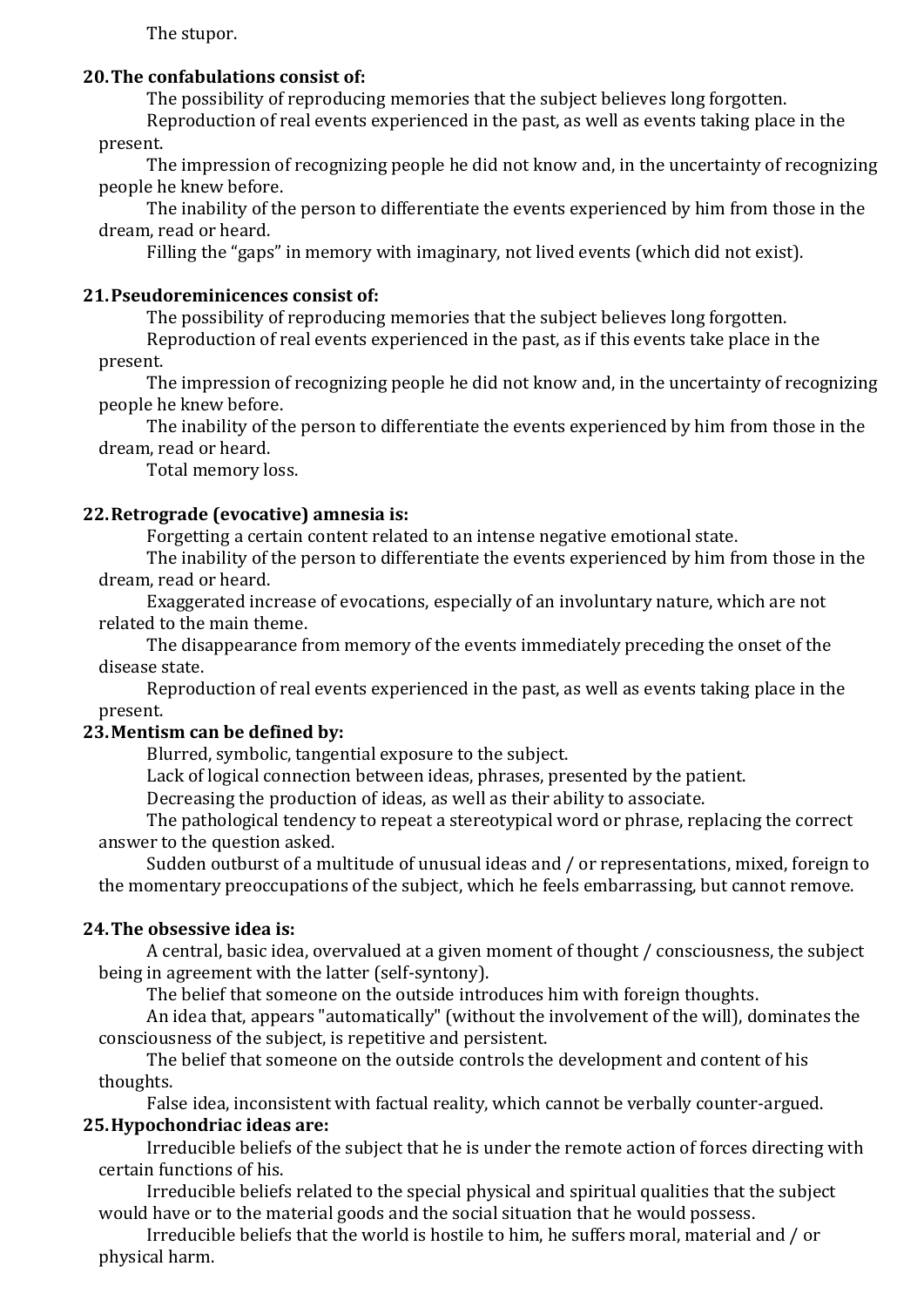The stupor.

**20. The confabulations consist of:**

The possibility of reproducing memories that the subject believes long forgotten.

Reproduction of real events experienced in the past, as well as events taking place in the present.

The impression of recognizing people he did not know and, in the uncertainty of recognizing people he knew before.

The inability of the person to differentiate the events experienced by him from those in the dream, read or heard.

Filling the "gaps" in memory with imaginary, not lived events (which did not exist).

**21. Pseudoreminicences consist of:**

The possibility of reproducing memories that the subject believes long forgotten.

Reproduction of real events experienced in the past, as if this events take place in the present.

The impression of recognizing people he did not know and, in the uncertainty of recognizing people he knew before.

The inability of the person to differentiate the events experienced by him from those in the dream, read or heard.

Total memory loss.

**22. Retrograde (evocative) amnesia is:**

Forgetting a certain content related to an intense negative emotional state.

The inability of the person to differentiate the events experienced by him from those in the dream, read or heard.

Exaggerated increase of evocations, especially of an involuntary nature, which are not related to the main theme.

The disappearance from memory of the events immediately preceding the onset of the disease state.

Reproduction of real events experienced in the past, as well as events taking place in the present.

**23. Mentism can be defined by:**

Blurred, symbolic, tangential exposure to the subject.

Lack of logical connection between ideas, phrases, presented by the patient.

Decreasing the production of ideas, as well as their ability to associate.

The pathological tendency to repeat a stereotypical word or phrase, replacing the correct answer to the question asked.

Sudden outburst of a multitude of unusual ideas and / or representations, mixed, foreign to the momentary preoccupations of the subject, which he feels embarrassing, but cannot remove.

**24. The obsessive idea is:**

A central, basic idea, overvalued at a given moment of thought / consciousness, the subject being in agreement with the latter (self-syntony).

The belief that someone on the outside introduces him with foreign thoughts.

An idea that, appears "automatically" (without the involvement of the will), dominates the consciousness of the subject, is repetitive and persistent.

The belief that someone on the outside controls the development and content of his thoughts.

False idea, inconsistent with factual reality, which cannot be verbally counter-argued.

**25. Hypochondriac ideas are:**

Irreducible beliefs of the subject that he is under the remote action of forces directing with certain functions of his.

Irreducible beliefs related to the special physical and spiritual qualities that the subject would have or to the material goods and the social situation that he would possess.

Irreducible beliefs that the world is hostile to him, he suffers moral, material and / or physical harm.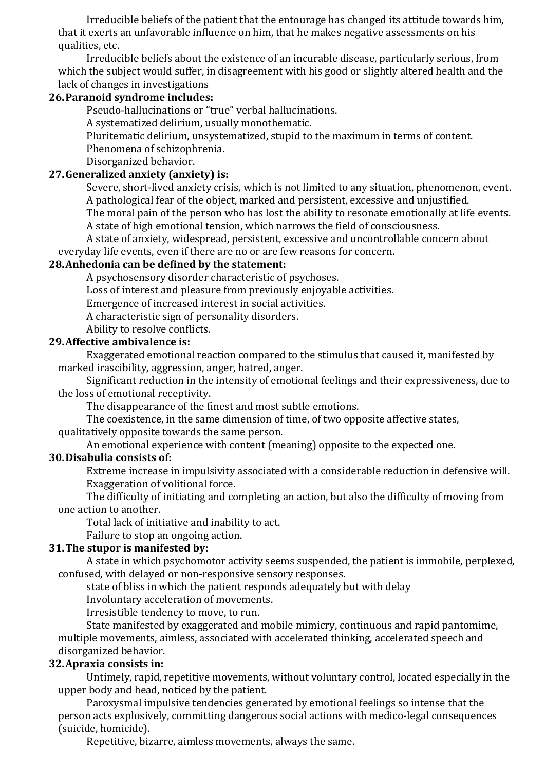Irreducible beliefs of the patient that the entourage has changed its attitude towards him, that it exerts an unfavorable influence on him, that he makes negative assessments on his qualities, etc.

Irreducible beliefs about the existence of an incurable disease, particularly serious, from which the subject would suffer, in disagreement with his good or slightly altered health and the lack of changes in investigations

**26. Paranoid syndrome includes:**

Pseudo-hallucinations or "true" verbal hallucinations.

A systematized delirium, usually monothematic.

Pluritematic delirium, unsystematized, stupid to the maximum in terms of content.

Phenomena of schizophrenia.

Disorganized behavior.

**27. Generalized anxiety (anxiety) is:**

Severe, short-lived anxiety crisis, which is not limited to any situation, phenomenon, event.

A pathological fear of the object, marked and persistent, excessive and unjustified.

The moral pain of the person who has lost the ability to resonate emotionally at life events.

A state of high emotional tension, which narrows the field of consciousness.

A state of anxiety, widespread, persistent, excessive and uncontrollable concern about everyday life events, even if there are no or are few reasons for concern.

**28. Anhedonia can be defined by the statement:**

A psychosensory disorder characteristic of psychoses.

Loss of interest and pleasure from previously enjoyable activities.

Emergence of increased interest in social activities.

A characteristic sign of personality disorders.

Ability to resolve conflicts.

**29. Affective ambivalence is:**

Exaggerated emotional reaction compared to the stimulus that caused it, manifested by marked irascibility, aggression, anger, hatred, anger.

Significant reduction in the intensity of emotional feelings and their expressiveness, due to the loss of emotional receptivity.

The disappearance of the finest and most subtle emotions.

The coexistence, in the same dimension of time, of two opposite affective states, qualitatively opposite towards the same person.

An emotional experience with content (meaning) opposite to the expected one.

**30. Disabulia consists of:**

Extreme increase in impulsivity associated with a considerable reduction in defensive will.

Exaggeration of volitional force.

The difficulty of initiating and completing an action, but also the difficulty of moving from one action to another.

Total lack of initiative and inability to act.

Failure to stop an ongoing action.

**31. The stupor is manifested by:**

A state in which psychomotor activity seems suspended, the patient is immobile, perplexed, confused, with delayed or non-responsive sensory responses.

state of bliss in which the patient responds adequately but with delay

Involuntary acceleration of movements.

Irresistible tendency to move, to run.

State manifested by exaggerated and mobile mimicry, continuous and rapid pantomime, multiple movements, aimless, associated with accelerated thinking, accelerated speech and disorganized behavior.

**32. Apraxia consists in:**

Untimely, rapid, repetitive movements, without voluntary control, located especially in the upper body and head, noticed by the patient.

Paroxysmal impulsive tendencies generated by emotional feelings so intense that the person acts explosively, committing dangerous social actions with medico-legal consequences (suicide, homicide).

Repetitive, bizarre, aimless movements, always the same.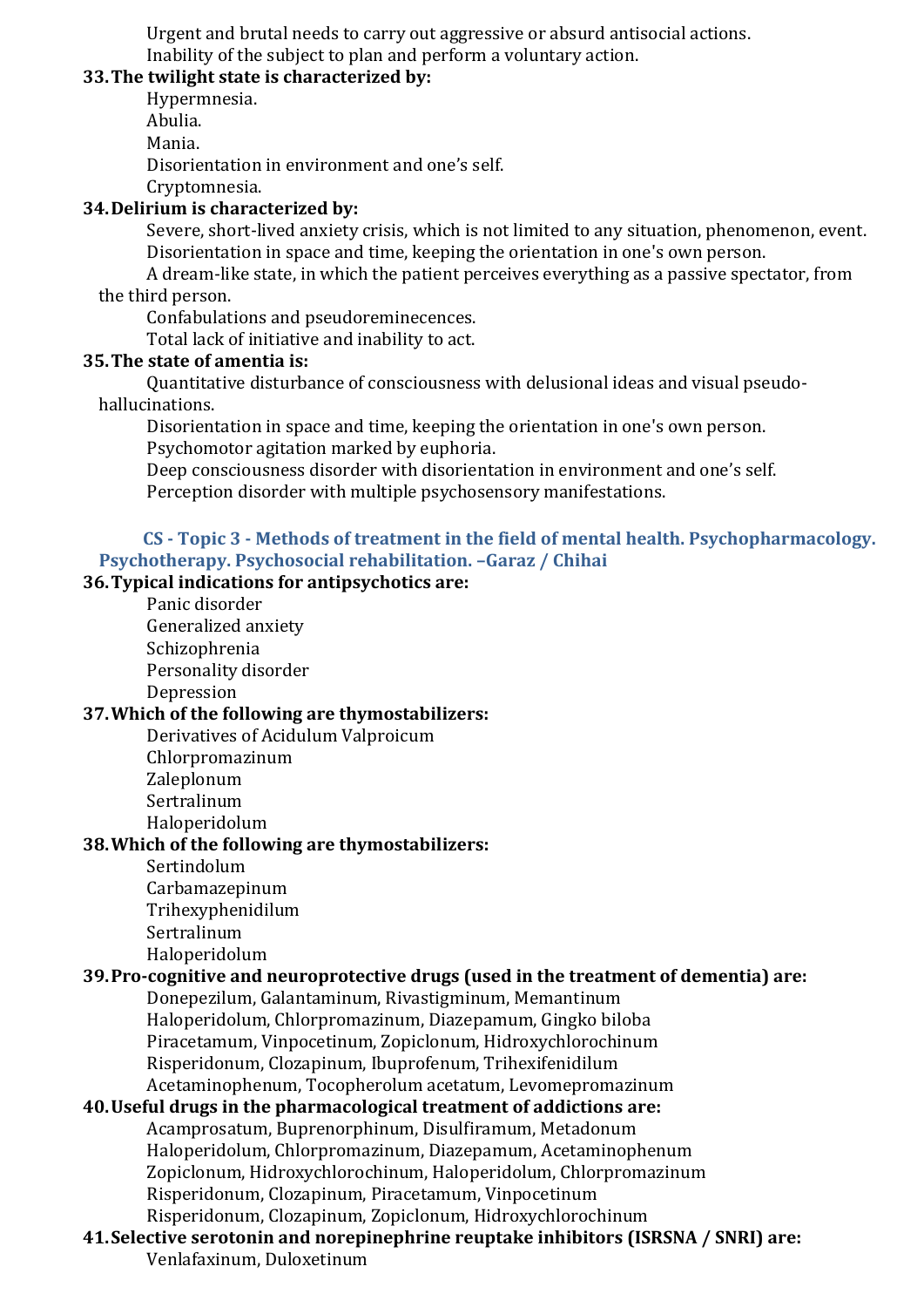Urgent and brutal needs to carry out aggressive or absurd antisocial actions.
Inability of the subject to plan and perform a voluntary action.

**33. The twilight state is characterized by:**

Hypermnesia.
Abulia.
Mania.
Disorientation in environment and one's self.
Cryptomnesia.

**34. Delirium is characterized by:**

Severe, short-lived anxiety crisis, which is not limited to any situation, phenomenon, event.
Disorientation in space and time, keeping the orientation in one's own person.
A dream-like state, in which the patient perceives everything as a passive spectator, from the third person.
Confabulations and pseudoreminecences.
Total lack of initiative and inability to act.

**35. The state of amentia is:**

Quantitative disturbance of consciousness with delusional ideas and visual pseudo-hallucinations.
Disorientation in space and time, keeping the orientation in one's own person.
Psychomotor agitation marked by euphoria.
Deep consciousness disorder with disorientation in environment and one's self.
Perception disorder with multiple psychosensory manifestations.

## CS - Topic 3 - Methods of treatment in the field of mental health. Psychopharmacology. Psychotherapy. Psychosocial rehabilitation. –Garaz / Chihai

**36. Typical indications for antipsychotics are:**

Panic disorder
Generalized anxiety
Schizophrenia
Personality disorder
Depression

**37. Which of the following are thymostabilizers:**

Derivatives of Acidulum Valproicum
Chlorpromazinum
Zaleplonum
Sertralinum
Haloperidolum

**38. Which of the following are thymostabilizers:**

Sertindolum
Carbamazepinum
Trihexyphenidilum
Sertralinum
Haloperidolum

**39. Pro-cognitive and neuroprotective drugs (used in the treatment of dementia) are:**

Donepezilum, Galantaminum, Rivastigminum, Memantinum
Haloperidolum, Chlorpromazinum, Diazepamum, Gingko biloba
Piracetamum, Vinpocetinum, Zopiclonum, Hidroxychlorochinum
Risperidonum, Clozapinum, Ibuprofenum, Trihexifenidilum
Acetaminophenum, Tocopherolum acetatum, Levomepromazinum

**40. Useful drugs in the pharmacological treatment of addictions are:**

Acamprosatum, Buprenorphinum, Disulfiramum, Metadonum
Haloperidolum, Chlorpromazinum, Diazepamum, Acetaminophenum
Zopiclonum, Hidroxychlorochinum, Haloperidolum, Chlorpromazinum
Risperidonum, Clozapinum, Piracetamum, Vinpocetinum
Risperidonum, Clozapinum, Zopiclonum, Hidroxychlorochinum

**41. Selective serotonin and norepinephrine reuptake inhibitors (ISRSNA / SNRI) are:**

Venlafaxinum, Duloxetinum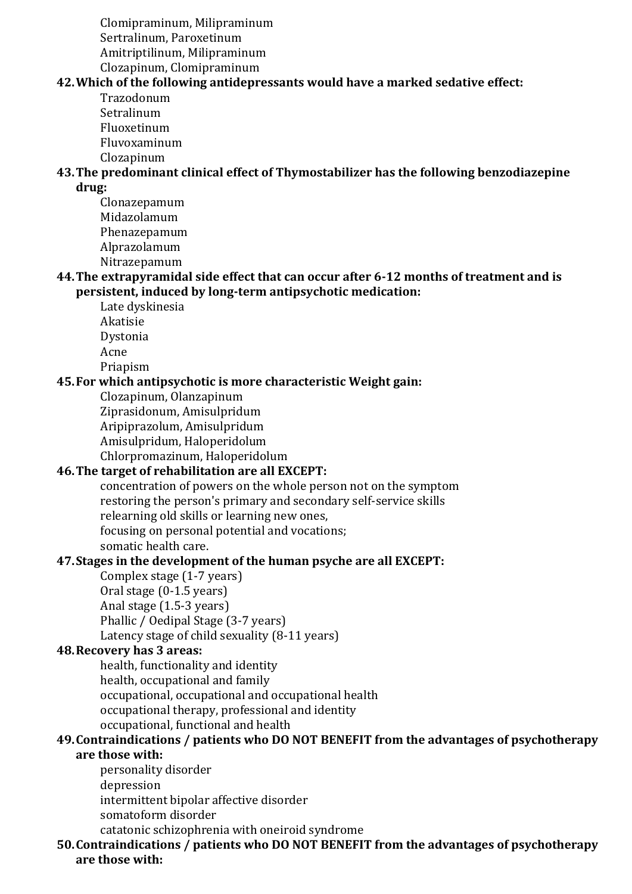Clomipraminum, Milipraminum
Sertralinum, Paroxetinum
Amitriptilinum, Milipraminum
Clozapinum, Clomipraminum

**42. Which of the following antidepressants would have a marked sedative effect:**

Trazodonum
Setralinum
Fluoxetinum
Fluvoxaminum
Clozapinum

**43. The predominant clinical effect of Thymostabilizer has the following benzodiazepine drug:**

Clonazepamum
Midazolamum
Phenazepamum
Alprazolamum
Nitrazepamum

**44. The extrapyramidal side effect that can occur after 6-12 months of treatment and is persistent, induced by long-term antipsychotic medication:**

Late dyskinesia
Akatisie
Dystonia
Acne
Priapism

**45. For which antipsychotic is more characteristic Weight gain:**

Clozapinum, Olanzapinum
Ziprasidonum, Amisulpridum
Aripiprazolum, Amisulpridum
Amisulpridum, Haloperidolum
Chlorpromazinum, Haloperidolum

**46. The target of rehabilitation are all EXCEPT:**

concentration of powers on the whole person not on the symptom
restoring the person's primary and secondary self-service skills
relearning old skills or learning new ones,
focusing on personal potential and vocations;
somatic health care.

**47. Stages in the development of the human psyche are all EXCEPT:**

Complex stage (1-7 years)
Oral stage (0-1.5 years)
Anal stage (1.5-3 years)
Phallic / Oedipal Stage (3-7 years)
Latency stage of child sexuality (8-11 years)

**48. Recovery has 3 areas:**

health, functionality and identity
health, occupational and family
occupational, occupational and occupational health
occupational therapy, professional and identity
occupational, functional and health

**49. Contraindications / patients who DO NOT BENEFIT from the advantages of psychotherapy are those with:**

personality disorder
depression
intermittent bipolar affective disorder
somatoform disorder
catatonic schizophrenia with oneiroid syndrome

**50. Contraindications / patients who DO NOT BENEFIT from the advantages of psychotherapy are those with:**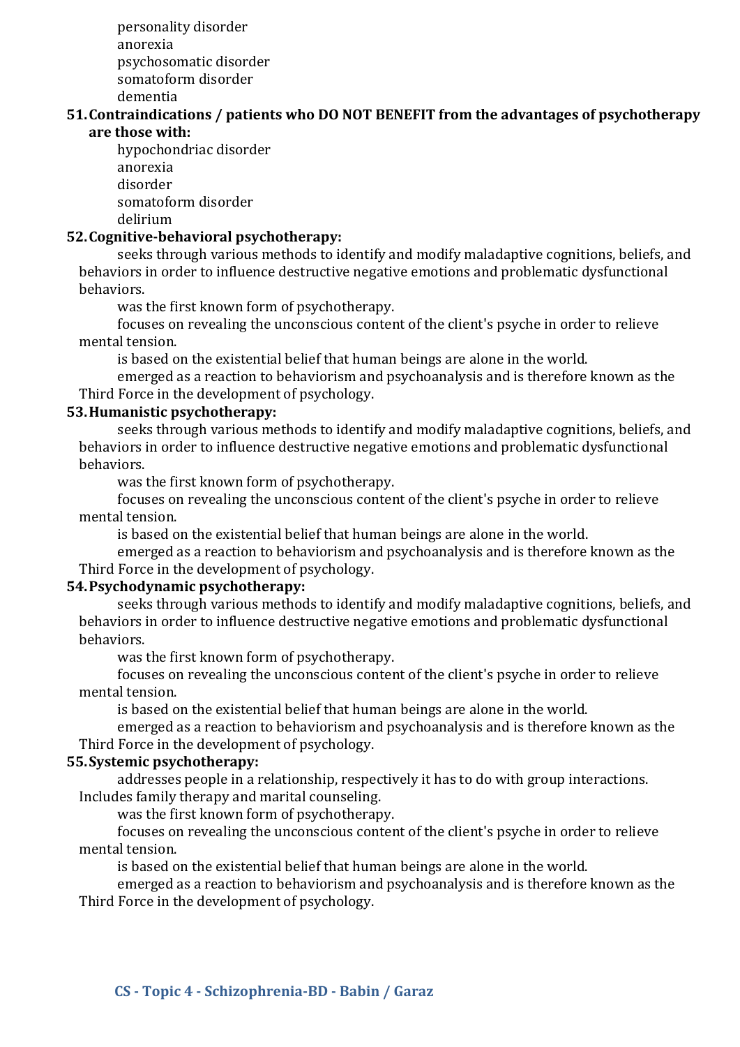personality disorder
anorexia
psychosomatic disorder
somatoform disorder
dementia

**51. Contraindications / patients who DO NOT BENEFIT from the advantages of psychotherapy are those with:**

hypochondriac disorder
anorexia
disorder
somatoform disorder
delirium

**52. Cognitive-behavioral psychotherapy:**

seeks through various methods to identify and modify maladaptive cognitions, beliefs, and behaviors in order to influence destructive negative emotions and problematic dysfunctional behaviors.
was the first known form of psychotherapy.
focuses on revealing the unconscious content of the client's psyche in order to relieve mental tension.
is based on the existential belief that human beings are alone in the world.
emerged as a reaction to behaviorism and psychoanalysis and is therefore known as the Third Force in the development of psychology.

**53. Humanistic psychotherapy:**

seeks through various methods to identify and modify maladaptive cognitions, beliefs, and behaviors in order to influence destructive negative emotions and problematic dysfunctional behaviors.
was the first known form of psychotherapy.
focuses on revealing the unconscious content of the client's psyche in order to relieve mental tension.
is based on the existential belief that human beings are alone in the world.
emerged as a reaction to behaviorism and psychoanalysis and is therefore known as the Third Force in the development of psychology.

**54. Psychodynamic psychotherapy:**

seeks through various methods to identify and modify maladaptive cognitions, beliefs, and behaviors in order to influence destructive negative emotions and problematic dysfunctional behaviors.
was the first known form of psychotherapy.
focuses on revealing the unconscious content of the client's psyche in order to relieve mental tension.
is based on the existential belief that human beings are alone in the world.
emerged as a reaction to behaviorism and psychoanalysis and is therefore known as the Third Force in the development of psychology.

**55. Systemic psychotherapy:**

addresses people in a relationship, respectively it has to do with group interactions. Includes family therapy and marital counseling.
was the first known form of psychotherapy.
focuses on revealing the unconscious content of the client's psyche in order to relieve mental tension.
is based on the existential belief that human beings are alone in the world.
emerged as a reaction to behaviorism and psychoanalysis and is therefore known as the Third Force in the development of psychology.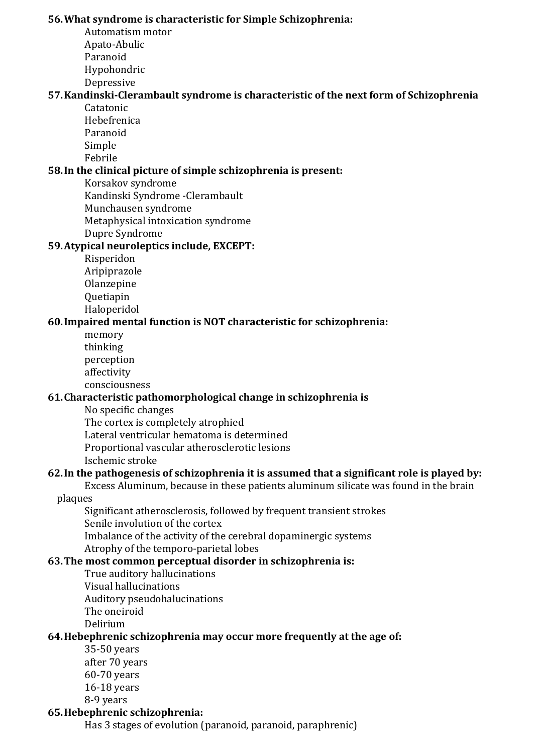**56. What syndrome is characteristic for Simple Schizophrenia:**

Automatism motor
Apato-Abulic
Paranoid
Hypohondric
Depressive

**57. Kandinski-Clerambault syndrome is characteristic of the next form of Schizophrenia**

Catatonic
Hebefrenica
Paranoid
Simple
Febrile

**58. In the clinical picture of simple schizophrenia is present:**

Korsakov syndrome
Kandinski Syndrome -Clerambault
Munchausen syndrome
Metaphysical intoxication syndrome
Dupre Syndrome

**59. Atypical neuroleptics include, EXCEPT:**

Risperidon
Aripiprazole
Olanzepine
Quetiapin
Haloperidol

**60. Impaired mental function is NOT characteristic for schizophrenia:**

memory
thinking
perception
affectivity
consciousness

**61. Characteristic pathomorphological change in schizophrenia is**

No specific changes
The cortex is completely atrophied
Lateral ventricular hematoma is determined
Proportional vascular atherosclerotic lesions
Ischemic stroke

**62. In the pathogenesis of schizophrenia it is assumed that a significant role is played by:**

Excess Aluminum, because in these patients aluminum silicate was found in the brain plaques
Significant atherosclerosis, followed by frequent transient strokes
Senile involution of the cortex
Imbalance of the activity of the cerebral dopaminergic systems
Atrophy of the temporo-parietal lobes

**63. The most common perceptual disorder in schizophrenia is:**

True auditory hallucinations
Visual hallucinations
Auditory pseudohalucinations
The oneiroid
Delirium

**64. Hebephrenic schizophrenia may occur more frequently at the age of:**

35-50 years
after 70 years
60-70 years
16-18 years
8-9 years

**65. Hebephrenic schizophrenia:**

Has 3 stages of evolution (paranoid, paranoid, paraphrenic)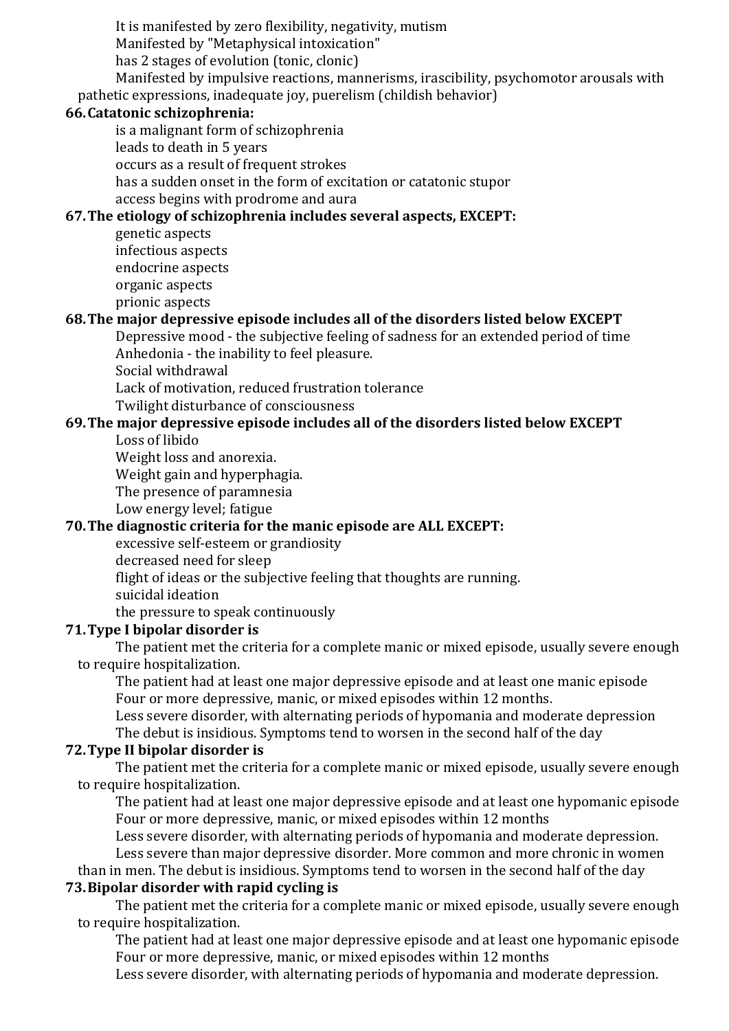It is manifested by zero flexibility, negativity, mutism

Manifested by "Metaphysical intoxication"

has 2 stages of evolution (tonic, clonic)

Manifested by impulsive reactions, mannerisms, irascibility, psychomotor arousals with pathetic expressions, inadequate joy, puerelism (childish behavior)

**66. Catatonic schizophrenia:**

is a malignant form of schizophrenia

leads to death in 5 years

occurs as a result of frequent strokes

has a sudden onset in the form of excitation or catatonic stupor

access begins with prodrome and aura

**67. The etiology of schizophrenia includes several aspects, EXCEPT:**

genetic aspects

infectious aspects

endocrine aspects

organic aspects

prionic aspects

**68. The major depressive episode includes all of the disorders listed below EXCEPT**

Depressive mood - the subjective feeling of sadness for an extended period of time

Anhedonia - the inability to feel pleasure.

Social withdrawal

Lack of motivation, reduced frustration tolerance

Twilight disturbance of consciousness

**69. The major depressive episode includes all of the disorders listed below EXCEPT**

Loss of libido

Weight loss and anorexia.

Weight gain and hyperphagia.

The presence of paramnesia

Low energy level; fatigue

**70. The diagnostic criteria for the manic episode are ALL EXCEPT:**

excessive self-esteem or grandiosity

decreased need for sleep

flight of ideas or the subjective feeling that thoughts are running.

suicidal ideation

the pressure to speak continuously

**71. Type I bipolar disorder is**

The patient met the criteria for a complete manic or mixed episode, usually severe enough to require hospitalization.

The patient had at least one major depressive episode and at least one manic episode

Four or more depressive, manic, or mixed episodes within 12 months.

Less severe disorder, with alternating periods of hypomania and moderate depression

The debut is insidious. Symptoms tend to worsen in the second half of the day

**72. Type II bipolar disorder is**

The patient met the criteria for a complete manic or mixed episode, usually severe enough to require hospitalization.

The patient had at least one major depressive episode and at least one hypomanic episode

Four or more depressive, manic, or mixed episodes within 12 months

Less severe disorder, with alternating periods of hypomania and moderate depression.

Less severe than major depressive disorder. More common and more chronic in women than in men. The debut is insidious. Symptoms tend to worsen in the second half of the day

**73. Bipolar disorder with rapid cycling is**

The patient met the criteria for a complete manic or mixed episode, usually severe enough to require hospitalization.

The patient had at least one major depressive episode and at least one hypomanic episode

Four or more depressive, manic, or mixed episodes within 12 months

Less severe disorder, with alternating periods of hypomania and moderate depression.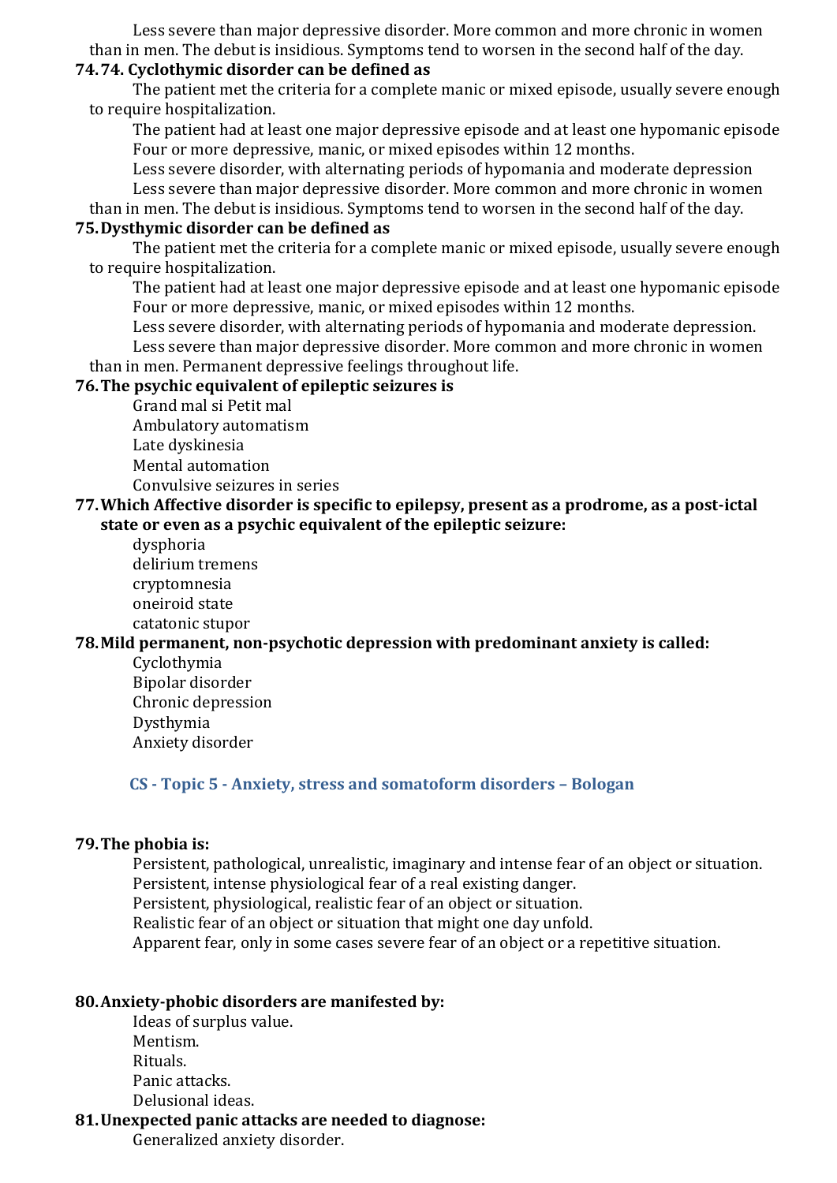Less severe than major depressive disorder. More common and more chronic in women than in men. The debut is insidious. Symptoms tend to worsen in the second half of the day.

**74. 74. Cyclothymic disorder can be defined as**

The patient met the criteria for a complete manic or mixed episode, usually severe enough to require hospitalization.

The patient had at least one major depressive episode and at least one hypomanic episode

Four or more depressive, manic, or mixed episodes within 12 months.

Less severe disorder, with alternating periods of hypomania and moderate depression

Less severe than major depressive disorder. More common and more chronic in women than in men. The debut is insidious. Symptoms tend to worsen in the second half of the day.

**75. Dysthymic disorder can be defined as**

The patient met the criteria for a complete manic or mixed episode, usually severe enough to require hospitalization.

The patient had at least one major depressive episode and at least one hypomanic episode

Four or more depressive, manic, or mixed episodes within 12 months.

Less severe disorder, with alternating periods of hypomania and moderate depression.

Less severe than major depressive disorder. More common and more chronic in women than in men. Permanent depressive feelings throughout life.

**76. The psychic equivalent of epileptic seizures is**

Grand mal si Petit mal

Ambulatory automatism

Late dyskinesia

Mental automation

Convulsive seizures in series

**77. Which Affective disorder is specific to epilepsy, present as a prodrome, as a post-ictal state or even as a psychic equivalent of the epileptic seizure:**

dysphoria

delirium tremens

cryptomnesia

oneiroid state

catatonic stupor

**78. Mild permanent, non-psychotic depression with predominant anxiety is called:**

Cyclothymia

Bipolar disorder

Chronic depression

Dysthymia

Anxiety disorder

## CS - Topic 5 - Anxiety, stress and somatoform disorders – Bologan

**79. The phobia is:**

Persistent, pathological, unrealistic, imaginary and intense fear of an object or situation.

Persistent, intense physiological fear of a real existing danger.

Persistent, physiological, realistic fear of an object or situation.

Realistic fear of an object or situation that might one day unfold.

Apparent fear, only in some cases severe fear of an object or a repetitive situation.

**80. Anxiety-phobic disorders are manifested by:**

Ideas of surplus value.

Mentism.

Rituals.

Panic attacks.

Delusional ideas.

**81. Unexpected panic attacks are needed to diagnose:**

Generalized anxiety disorder.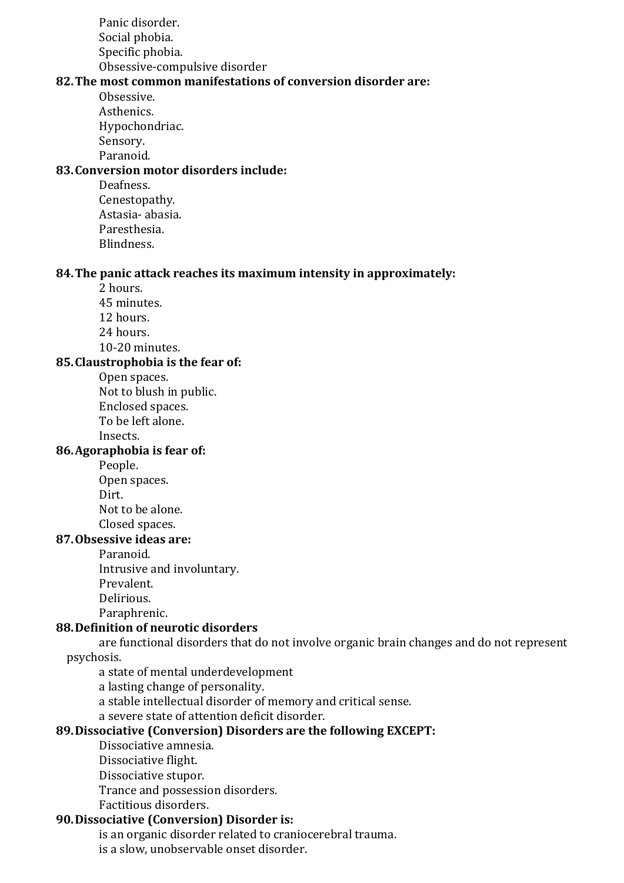Panic disorder.
Social phobia.
Specific phobia.
Obsessive-compulsive disorder

**82. The most common manifestations of conversion disorder are:**

Obsessive.
Asthenics.
Hypochondriac.
Sensory.
Paranoid.

**83. Conversion motor disorders include:**

Deafness.
Cenestopathy.
Astasia- abasia.
Paresthesia.
Blindness.

**84. The panic attack reaches its maximum intensity in approximately:**

2 hours.
45 minutes.
12 hours.
24 hours.
10-20 minutes.

**85. Claustrophobia is the fear of:**

Open spaces.
Not to blush in public.
Enclosed spaces.
To be left alone.
Insects.

**86. Agoraphobia is fear of:**

People.
Open spaces.
Dirt.
Not to be alone.
Closed spaces.

**87. Obsessive ideas are:**

Paranoid.
Intrusive and involuntary.
Prevalent.
Delirious.
Paraphrenic.

**88. Definition of neurotic disorders**

are functional disorders that do not involve organic brain changes and do not represent psychosis.
a state of mental underdevelopment
a lasting change of personality.
a stable intellectual disorder of memory and critical sense.
a severe state of attention deficit disorder.

**89. Dissociative (Conversion) Disorders are the following EXCEPT:**

Dissociative amnesia.
Dissociative flight.
Dissociative stupor.
Trance and possession disorders.
Factitious disorders.

**90. Dissociative (Conversion) Disorder is:**

is an organic disorder related to craniocerebral trauma.
is a slow, unobservable onset disorder.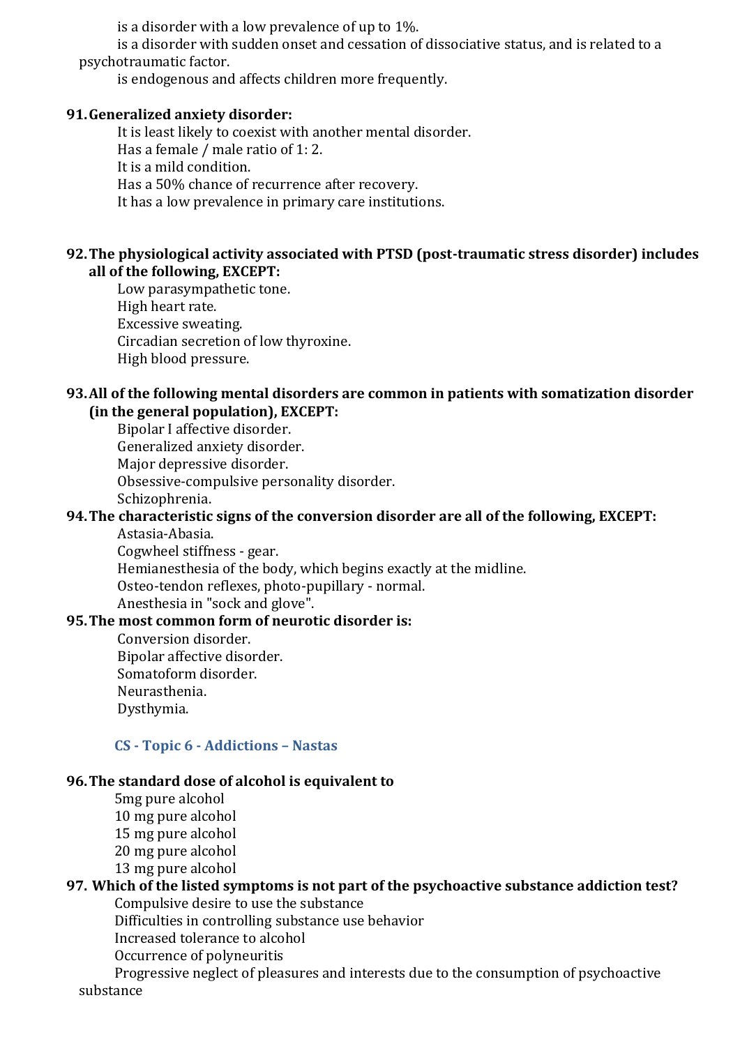is a disorder with a low prevalence of up to 1%.

is a disorder with sudden onset and cessation of dissociative status, and is related to a psychotraumatic factor.

is endogenous and affects children more frequently.

**91. Generalized anxiety disorder:**

It is least likely to coexist with another mental disorder.
Has a female / male ratio of 1: 2.
It is a mild condition.
Has a 50% chance of recurrence after recovery.
It has a low prevalence in primary care institutions.

**92. The physiological activity associated with PTSD (post-traumatic stress disorder) includes all of the following, EXCEPT:**

Low parasympathetic tone.
High heart rate.
Excessive sweating.
Circadian secretion of low thyroxine.
High blood pressure.

**93. All of the following mental disorders are common in patients with somatization disorder (in the general population), EXCEPT:**

Bipolar I affective disorder.
Generalized anxiety disorder.
Major depressive disorder.
Obsessive-compulsive personality disorder.
Schizophrenia.

**94. The characteristic signs of the conversion disorder are all of the following, EXCEPT:**

Astasia-Abasia.
Cogwheel stiffness - gear.
Hemianesthesia of the body, which begins exactly at the midline.
Osteo-tendon reflexes, photo-pupillary - normal.
Anesthesia in "sock and glove".

**95. The most common form of neurotic disorder is:**

Conversion disorder.
Bipolar affective disorder.
Somatoform disorder.
Neurasthenia.
Dysthymia.

### CS - Topic 6 - Addictions – Nastas

**96. The standard dose of alcohol is equivalent to**

5mg pure alcohol
10 mg pure alcohol
15 mg pure alcohol
20 mg pure alcohol
13 mg pure alcohol

**97. Which of the listed symptoms is not part of the psychoactive substance addiction test?**

Compulsive desire to use the substance
Difficulties in controlling substance use behavior
Increased tolerance to alcohol
Occurrence of polyneuritis
Progressive neglect of pleasures and interests due to the consumption of psychoactive substance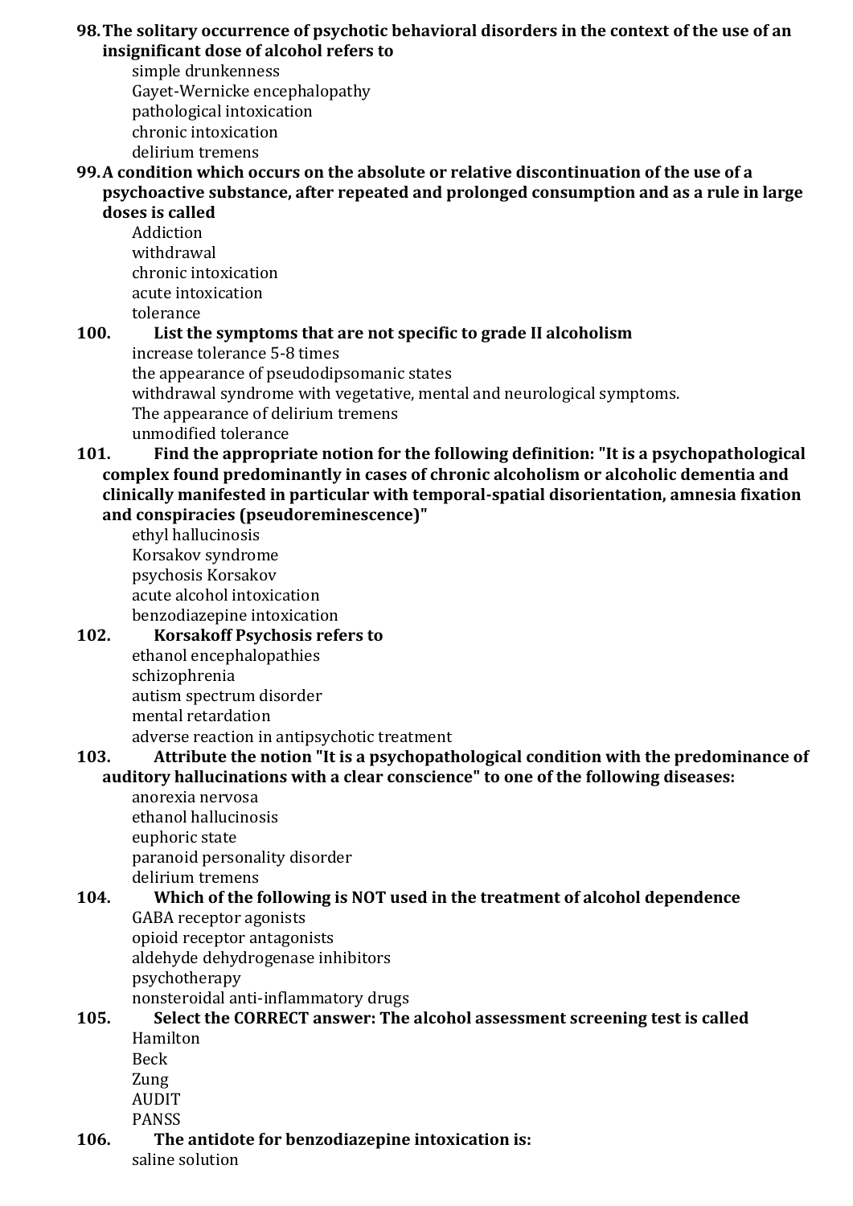**98. The solitary occurrence of psychotic behavioral disorders in the context of the use of an insignificant dose of alcohol refers to**

simple drunkenness
Gayet-Wernicke encephalopathy
pathological intoxication
chronic intoxication
delirium tremens

**99. A condition which occurs on the absolute or relative discontinuation of the use of a psychoactive substance, after repeated and prolonged consumption and as a rule in large doses is called**

Addiction
withdrawal
chronic intoxication
acute intoxication
tolerance

**100. List the symptoms that are not specific to grade II alcoholism**

increase tolerance 5-8 times
the appearance of pseudodipsomanic states
withdrawal syndrome with vegetative, mental and neurological symptoms.
The appearance of delirium tremens
unmodified tolerance

**101. Find the appropriate notion for the following definition: "It is a psychopathological complex found predominantly in cases of chronic alcoholism or alcoholic dementia and clinically manifested in particular with temporal-spatial disorientation, amnesia fixation and conspiracies (pseudoreminescence)"**

ethyl hallucinosis
Korsakov syndrome
psychosis Korsakov
acute alcohol intoxication
benzodiazepine intoxication

**102. Korsakoff Psychosis refers to**

ethanol encephalopathies
schizophrenia
autism spectrum disorder
mental retardation
adverse reaction in antipsychotic treatment

**103. Attribute the notion "It is a psychopathological condition with the predominance of auditory hallucinations with a clear conscience" to one of the following diseases:**

anorexia nervosa
ethanol hallucinosis
euphoric state
paranoid personality disorder
delirium tremens

**104. Which of the following is NOT used in the treatment of alcohol dependence**

GABA receptor agonists
opioid receptor antagonists
aldehyde dehydrogenase inhibitors
psychotherapy
nonsteroidal anti-inflammatory drugs

**105. Select the CORRECT answer: The alcohol assessment screening test is called**

Hamilton
Beck
Zung
AUDIT
PANSS

**106. The antidote for benzodiazepine intoxication is:**

saline solution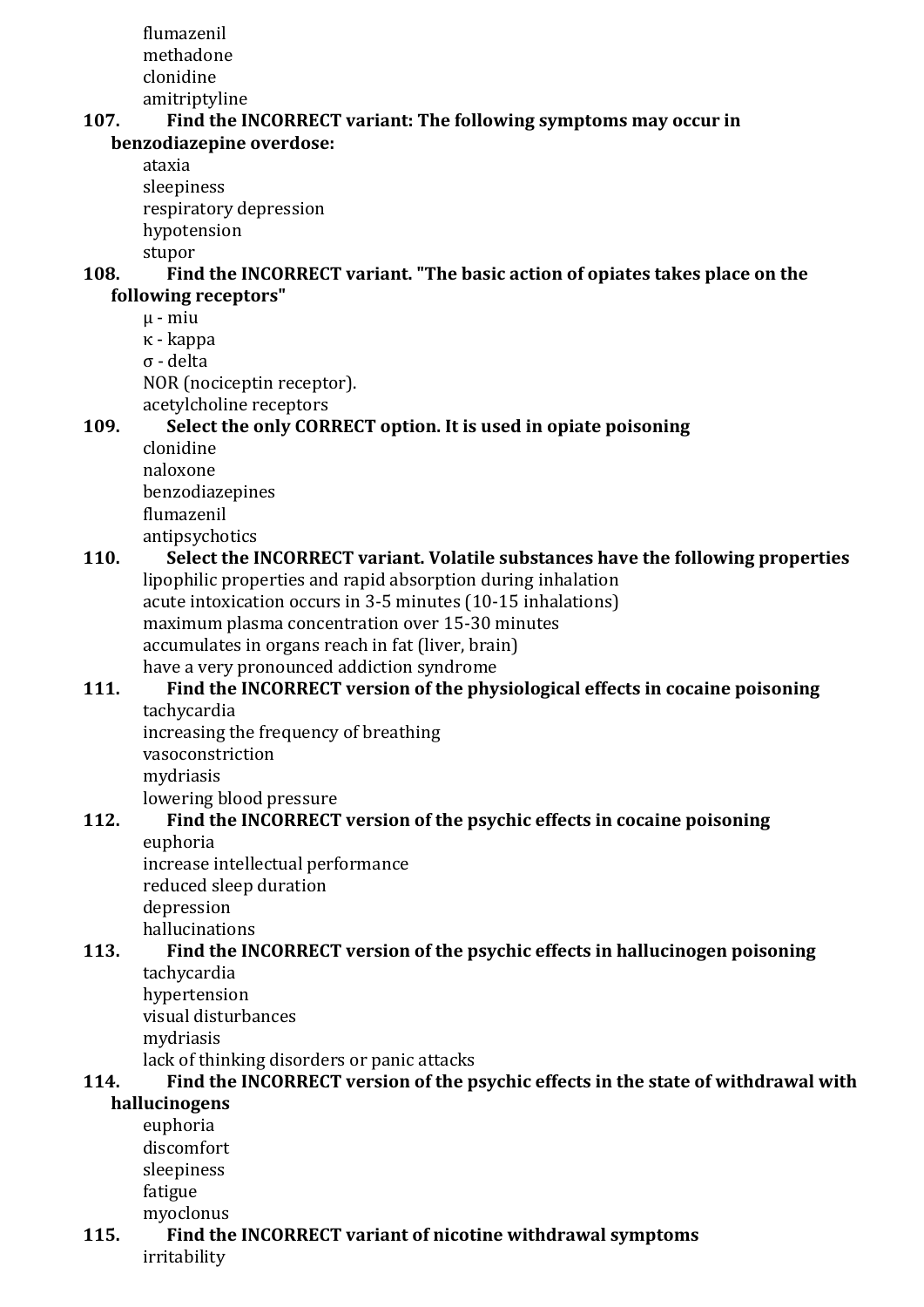flumazenil
methadone
clonidine
amitriptyline

**107. Find the INCORRECT variant: The following symptoms may occur in benzodiazepine overdose:**

ataxia
sleepiness
respiratory depression
hypotension
stupor

**108. Find the INCORRECT variant. "The basic action of opiates takes place on the following receptors"**

μ - miu
κ - kappa
σ - delta
NOR (nociceptin receptor).
acetylcholine receptors

**109. Select the only CORRECT option. It is used in opiate poisoning**

clonidine
naloxone
benzodiazepines
flumazenil
antipsychotics

**110. Select the INCORRECT variant. Volatile substances have the following properties**

lipophilic properties and rapid absorption during inhalation
acute intoxication occurs in 3-5 minutes (10-15 inhalations)
maximum plasma concentration over 15-30 minutes
accumulates in organs reach in fat (liver, brain)
have a very pronounced addiction syndrome

**111. Find the INCORRECT version of the physiological effects in cocaine poisoning**

tachycardia
increasing the frequency of breathing
vasoconstriction
mydriasis
lowering blood pressure

**112. Find the INCORRECT version of the psychic effects in cocaine poisoning**

euphoria
increase intellectual performance
reduced sleep duration
depression
hallucinations

**113. Find the INCORRECT version of the psychic effects in hallucinogen poisoning**

tachycardia
hypertension
visual disturbances
mydriasis
lack of thinking disorders or panic attacks

**114. Find the INCORRECT version of the psychic effects in the state of withdrawal with hallucinogens**

euphoria
discomfort
sleepiness
fatigue
myoclonus

**115. Find the INCORRECT variant of nicotine withdrawal symptoms**

irritability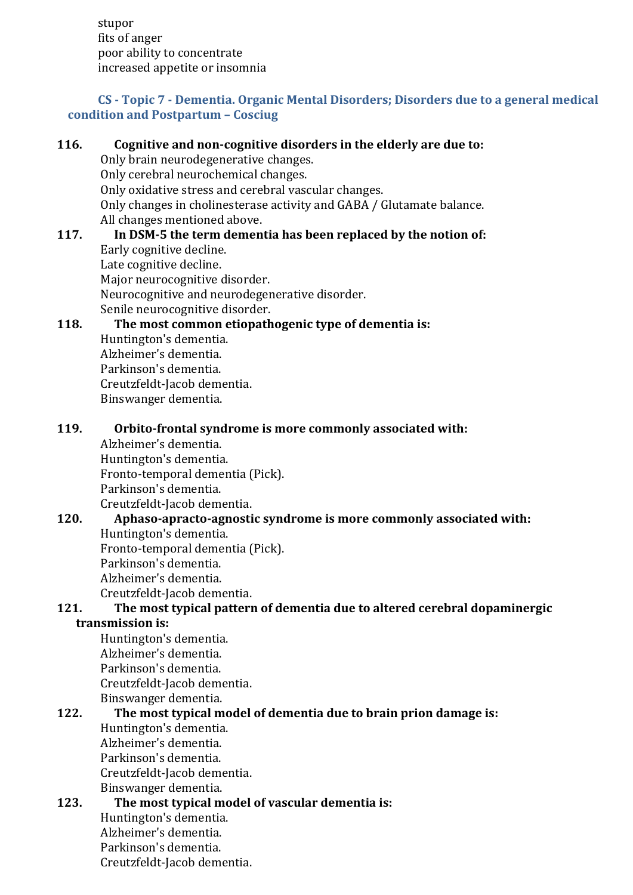stupor
fits of anger
poor ability to concentrate
increased appetite or insomnia

### CS - Topic 7 - Dementia. Organic Mental Disorders; Disorders due to a general medical condition and Postpartum – Cosciug

**116. Cognitive and non-cognitive disorders in the elderly are due to:**
Only brain neurodegenerative changes.
Only cerebral neurochemical changes.
Only oxidative stress and cerebral vascular changes.
Only changes in cholinesterase activity and GABA / Glutamate balance.
All changes mentioned above.

**117. In DSM-5 the term dementia has been replaced by the notion of:**
Early cognitive decline.
Late cognitive decline.
Major neurocognitive disorder.
Neurocognitive and neurodegenerative disorder.
Senile neurocognitive disorder.

**118. The most common etiopathogenic type of dementia is:**
Huntington's dementia.
Alzheimer's dementia.
Parkinson's dementia.
Creutzfeldt-Jacob dementia.
Binswanger dementia.

**119. Orbito-frontal syndrome is more commonly associated with:**
Alzheimer's dementia.
Huntington's dementia.
Fronto-temporal dementia (Pick).
Parkinson's dementia.
Creutzfeldt-Jacob dementia.

**120. Aphaso-apracto-agnostic syndrome is more commonly associated with:**
Huntington's dementia.
Fronto-temporal dementia (Pick).
Parkinson's dementia.
Alzheimer's dementia.
Creutzfeldt-Jacob dementia.

**121. The most typical pattern of dementia due to altered cerebral dopaminergic transmission is:**
Huntington's dementia.
Alzheimer's dementia.
Parkinson's dementia.
Creutzfeldt-Jacob dementia.
Binswanger dementia.

**122. The most typical model of dementia due to brain prion damage is:**
Huntington's dementia.
Alzheimer's dementia.
Parkinson's dementia.
Creutzfeldt-Jacob dementia.
Binswanger dementia.

**123. The most typical model of vascular dementia is:**
Huntington's dementia.
Alzheimer's dementia.
Parkinson's dementia.
Creutzfeldt-Jacob dementia.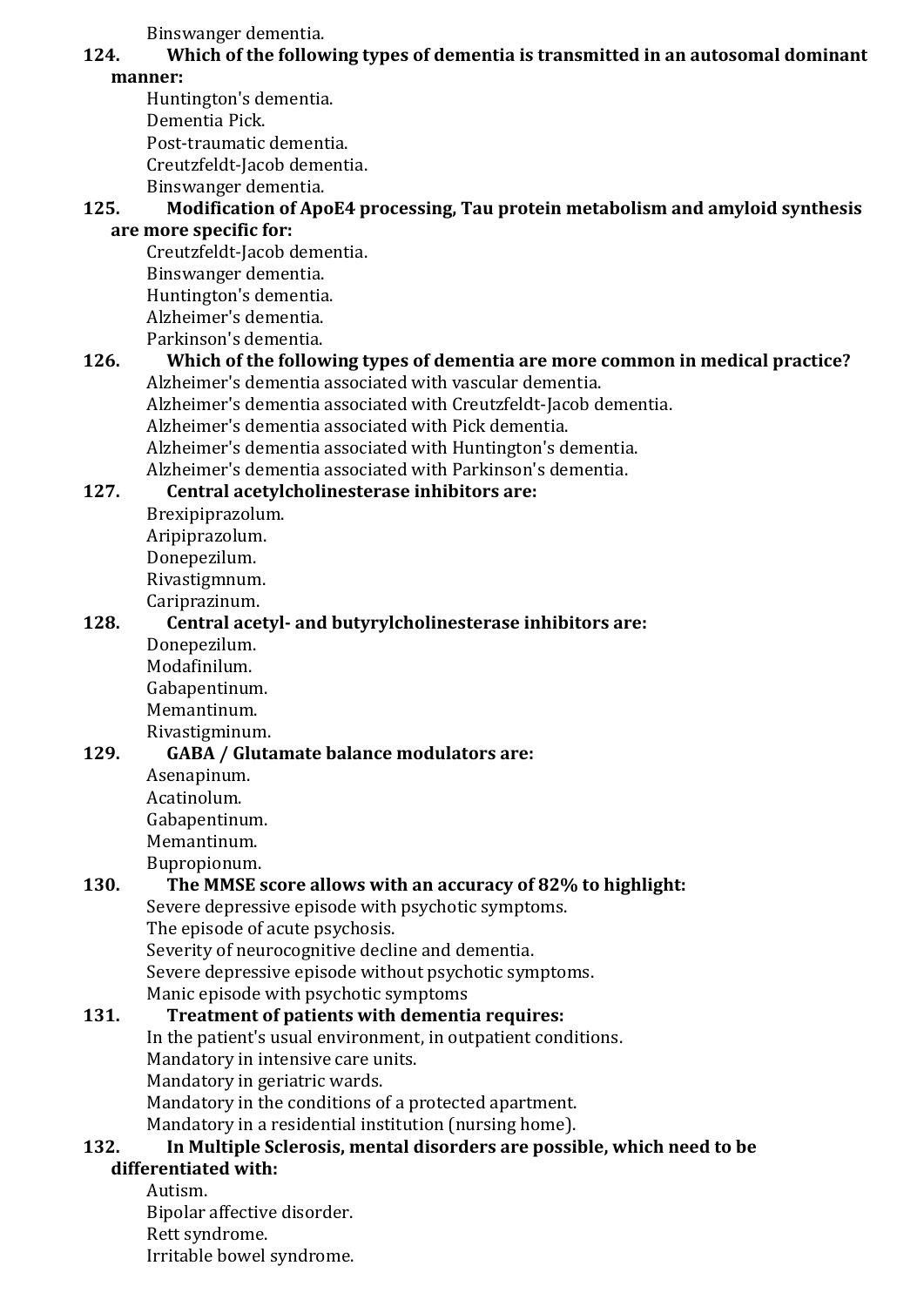Binswanger dementia.

**124. Which of the following types of dementia is transmitted in an autosomal dominant manner:**

Huntington's dementia.
Dementia Pick.
Post-traumatic dementia.
Creutzfeldt-Jacob dementia.
Binswanger dementia.

**125. Modification of ApoE4 processing, Tau protein metabolism and amyloid synthesis are more specific for:**

Creutzfeldt-Jacob dementia.
Binswanger dementia.
Huntington's dementia.
Alzheimer's dementia.
Parkinson's dementia.

**126. Which of the following types of dementia are more common in medical practice?**

Alzheimer's dementia associated with vascular dementia.
Alzheimer's dementia associated with Creutzfeldt-Jacob dementia.
Alzheimer's dementia associated with Pick dementia.
Alzheimer's dementia associated with Huntington's dementia.
Alzheimer's dementia associated with Parkinson's dementia.

**127. Central acetylcholinesterase inhibitors are:**

Brexipiprazolum.
Aripiprazolum.
Donepezilum.
Rivastigmnum.
Cariprazinum.

**128. Central acetyl- and butyrylcholinesterase inhibitors are:**

Donepezilum.
Modafinilum.
Gabapentinum.
Memantinum.
Rivastigminum.

**129. GABA / Glutamate balance modulators are:**

Asenapinum.
Acatinolum.
Gabapentinum.
Memantinum.
Bupropionum.

**130. The MMSE score allows with an accuracy of 82% to highlight:**

Severe depressive episode with psychotic symptoms.
The episode of acute psychosis.
Severity of neurocognitive decline and dementia.
Severe depressive episode without psychotic symptoms.
Manic episode with psychotic symptoms

**131. Treatment of patients with dementia requires:**

In the patient's usual environment, in outpatient conditions.
Mandatory in intensive care units.
Mandatory in geriatric wards.
Mandatory in the conditions of a protected apartment.
Mandatory in a residential institution (nursing home).

**132. In Multiple Sclerosis, mental disorders are possible, which need to be differentiated with:**

Autism.
Bipolar affective disorder.
Rett syndrome.
Irritable bowel syndrome.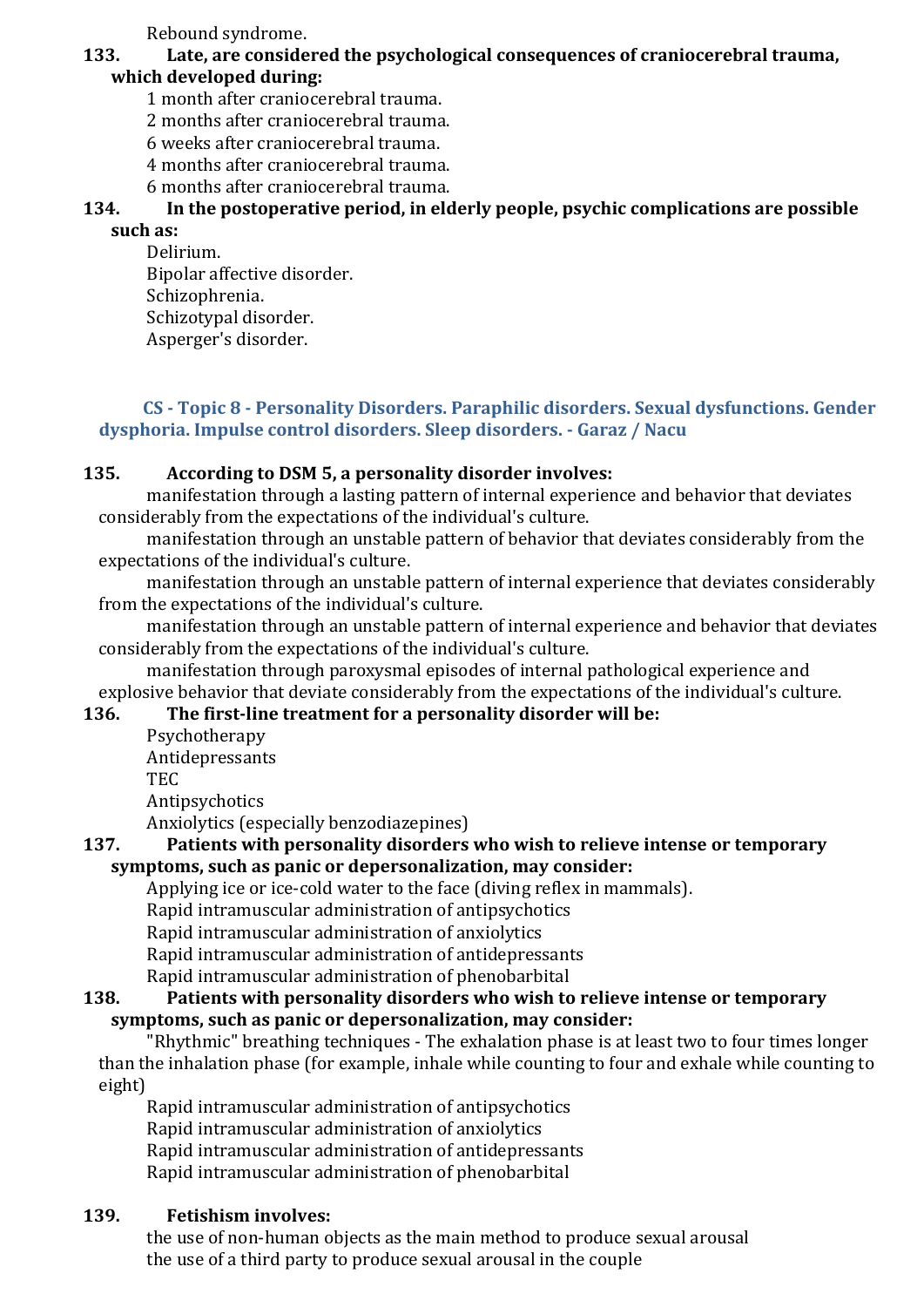Rebound syndrome.

**133. Late, are considered the psychological consequences of craniocerebral trauma, which developed during:**

1 month after craniocerebral trauma.
2 months after craniocerebral trauma.
6 weeks after craniocerebral trauma.
4 months after craniocerebral trauma.
6 months after craniocerebral trauma.

**134. In the postoperative period, in elderly people, psychic complications are possible such as:**

Delirium.
Bipolar affective disorder.
Schizophrenia.
Schizotypal disorder.
Asperger's disorder.

### CS - Topic 8 - Personality Disorders. Paraphilic disorders. Sexual dysfunctions. Gender dysphoria. Impulse control disorders. Sleep disorders. - Garaz / Nacu

**135. According to DSM 5, a personality disorder involves:**

manifestation through a lasting pattern of internal experience and behavior that deviates considerably from the expectations of the individual's culture.
manifestation through an unstable pattern of behavior that deviates considerably from the expectations of the individual's culture.
manifestation through an unstable pattern of internal experience that deviates considerably from the expectations of the individual's culture.
manifestation through an unstable pattern of internal experience and behavior that deviates considerably from the expectations of the individual's culture.
manifestation through paroxysmal episodes of internal pathological experience and explosive behavior that deviate considerably from the expectations of the individual's culture.

**136. The first-line treatment for a personality disorder will be:**

Psychotherapy
Antidepressants
TEC
Antipsychotics
Anxiolytics (especially benzodiazepines)

**137. Patients with personality disorders who wish to relieve intense or temporary symptoms, such as panic or depersonalization, may consider:**

Applying ice or ice-cold water to the face (diving reflex in mammals).
Rapid intramuscular administration of antipsychotics
Rapid intramuscular administration of anxiolytics
Rapid intramuscular administration of antidepressants
Rapid intramuscular administration of phenobarbital

**138. Patients with personality disorders who wish to relieve intense or temporary symptoms, such as panic or depersonalization, may consider:**

"Rhythmic" breathing techniques - The exhalation phase is at least two to four times longer than the inhalation phase (for example, inhale while counting to four and exhale while counting to eight)
Rapid intramuscular administration of antipsychotics
Rapid intramuscular administration of anxiolytics
Rapid intramuscular administration of antidepressants
Rapid intramuscular administration of phenobarbital

**139. Fetishism involves:**

the use of non-human objects as the main method to produce sexual arousal
the use of a third party to produce sexual arousal in the couple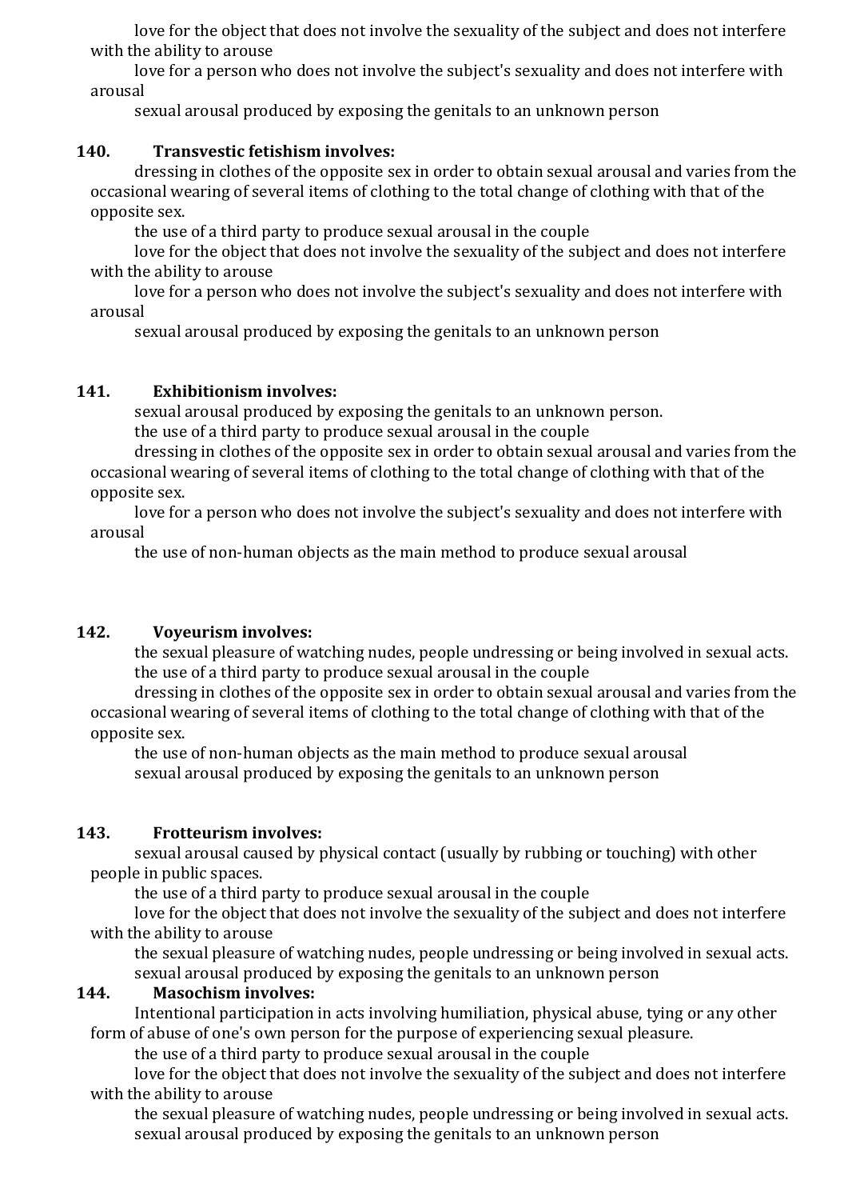love for the object that does not involve the sexuality of the subject and does not interfere with the ability to arouse

love for a person who does not involve the subject's sexuality and does not interfere with arousal

sexual arousal produced by exposing the genitals to an unknown person

**140. Transvestic fetishism involves:**

dressing in clothes of the opposite sex in order to obtain sexual arousal and varies from the occasional wearing of several items of clothing to the total change of clothing with that of the opposite sex.

the use of a third party to produce sexual arousal in the couple

love for the object that does not involve the sexuality of the subject and does not interfere with the ability to arouse

love for a person who does not involve the subject's sexuality and does not interfere with arousal

sexual arousal produced by exposing the genitals to an unknown person

**141. Exhibitionism involves:**

sexual arousal produced by exposing the genitals to an unknown person.

the use of a third party to produce sexual arousal in the couple

dressing in clothes of the opposite sex in order to obtain sexual arousal and varies from the occasional wearing of several items of clothing to the total change of clothing with that of the opposite sex.

love for a person who does not involve the subject's sexuality and does not interfere with arousal

the use of non-human objects as the main method to produce sexual arousal

**142. Voyeurism involves:**

the sexual pleasure of watching nudes, people undressing or being involved in sexual acts.

the use of a third party to produce sexual arousal in the couple

dressing in clothes of the opposite sex in order to obtain sexual arousal and varies from the occasional wearing of several items of clothing to the total change of clothing with that of the opposite sex.

the use of non-human objects as the main method to produce sexual arousal

sexual arousal produced by exposing the genitals to an unknown person

**143. Frotteurism involves:**

sexual arousal caused by physical contact (usually by rubbing or touching) with other people in public spaces.

the use of a third party to produce sexual arousal in the couple

love for the object that does not involve the sexuality of the subject and does not interfere with the ability to arouse

the sexual pleasure of watching nudes, people undressing or being involved in sexual acts.

sexual arousal produced by exposing the genitals to an unknown person

**144. Masochism involves:**

Intentional participation in acts involving humiliation, physical abuse, tying or any other form of abuse of one's own person for the purpose of experiencing sexual pleasure.

the use of a third party to produce sexual arousal in the couple

love for the object that does not involve the sexuality of the subject and does not interfere with the ability to arouse

the sexual pleasure of watching nudes, people undressing or being involved in sexual acts.

sexual arousal produced by exposing the genitals to an unknown person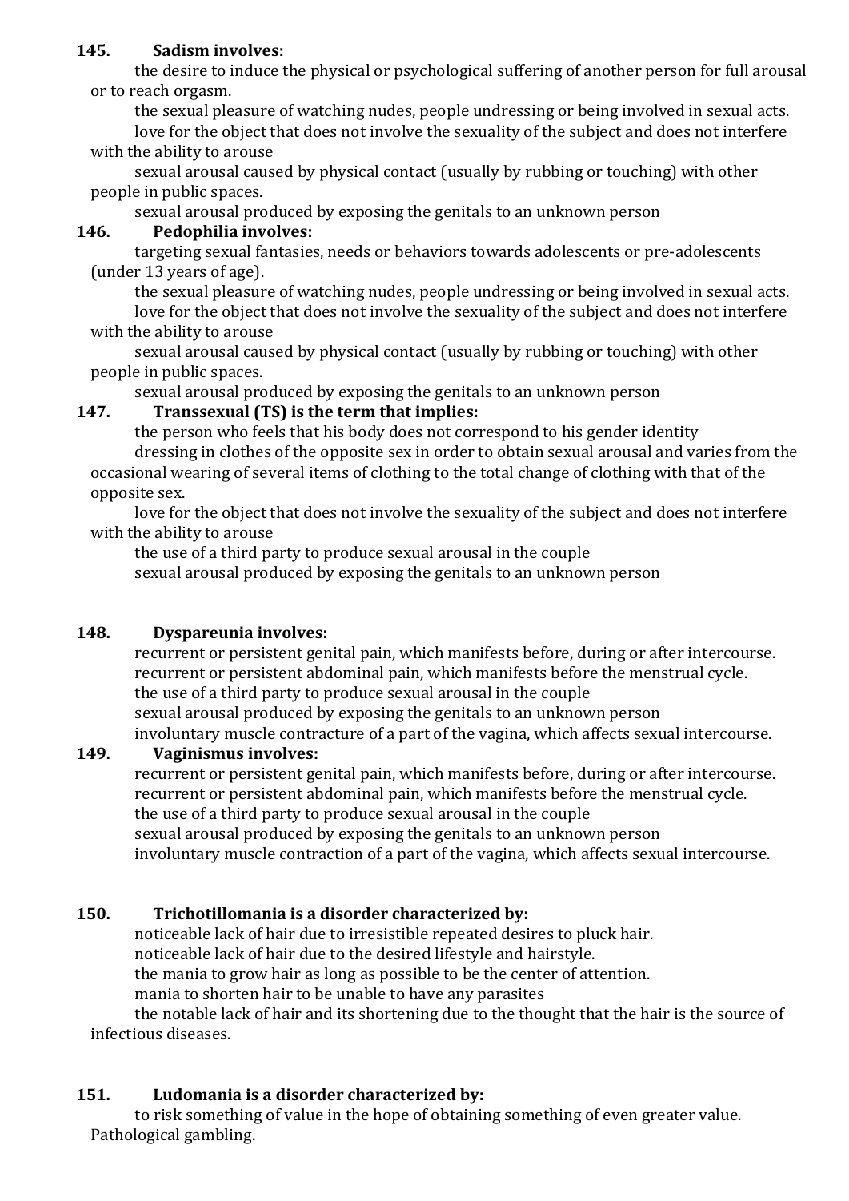**145. Sadism involves:**

the desire to induce the physical or psychological suffering of another person for full arousal or to reach orgasm.

the sexual pleasure of watching nudes, people undressing or being involved in sexual acts.

love for the object that does not involve the sexuality of the subject and does not interfere with the ability to arouse

sexual arousal caused by physical contact (usually by rubbing or touching) with other people in public spaces.

sexual arousal produced by exposing the genitals to an unknown person

**146. Pedophilia involves:**

targeting sexual fantasies, needs or behaviors towards adolescents or pre-adolescents (under 13 years of age).

the sexual pleasure of watching nudes, people undressing or being involved in sexual acts.

love for the object that does not involve the sexuality of the subject and does not interfere with the ability to arouse

sexual arousal caused by physical contact (usually by rubbing or touching) with other people in public spaces.

sexual arousal produced by exposing the genitals to an unknown person

**147. Transsexual (TS) is the term that implies:**

the person who feels that his body does not correspond to his gender identity

dressing in clothes of the opposite sex in order to obtain sexual arousal and varies from the occasional wearing of several items of clothing to the total change of clothing with that of the opposite sex.

love for the object that does not involve the sexuality of the subject and does not interfere with the ability to arouse

the use of a third party to produce sexual arousal in the couple

sexual arousal produced by exposing the genitals to an unknown person

**148. Dyspareunia involves:**

recurrent or persistent genital pain, which manifests before, during or after intercourse.

recurrent or persistent abdominal pain, which manifests before the menstrual cycle.

the use of a third party to produce sexual arousal in the couple

sexual arousal produced by exposing the genitals to an unknown person

involuntary muscle contracture of a part of the vagina, which affects sexual intercourse.

**149. Vaginismus involves:**

recurrent or persistent genital pain, which manifests before, during or after intercourse.

recurrent or persistent abdominal pain, which manifests before the menstrual cycle.

the use of a third party to produce sexual arousal in the couple

sexual arousal produced by exposing the genitals to an unknown person

involuntary muscle contraction of a part of the vagina, which affects sexual intercourse.

**150. Trichotillomania is a disorder characterized by:**

noticeable lack of hair due to irresistible repeated desires to pluck hair.

noticeable lack of hair due to the desired lifestyle and hairstyle.

the mania to grow hair as long as possible to be the center of attention.

mania to shorten hair to be unable to have any parasites

the notable lack of hair and its shortening due to the thought that the hair is the source of infectious diseases.

**151. Ludomania is a disorder characterized by:**

to risk something of value in the hope of obtaining something of even greater value.

Pathological gambling.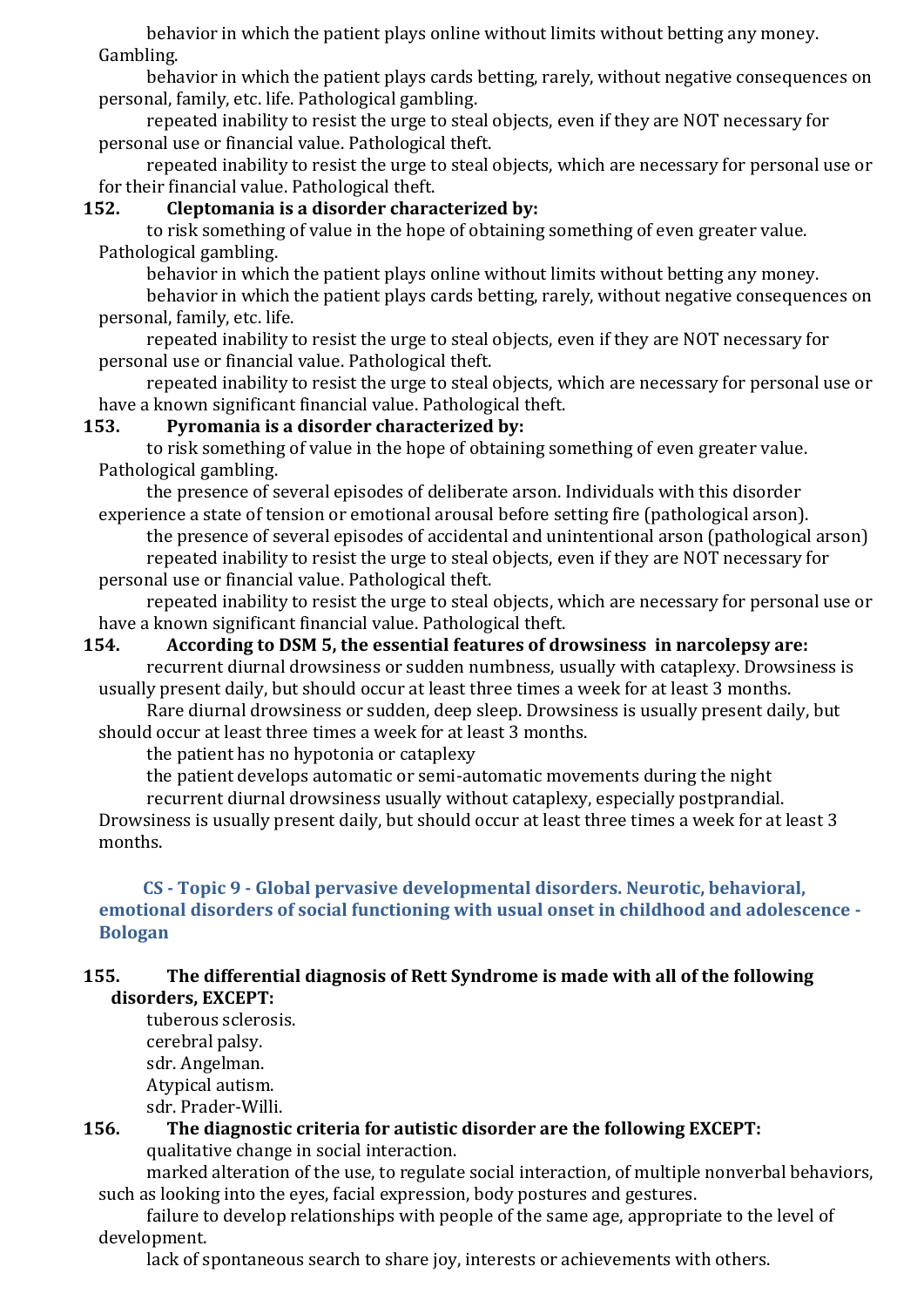behavior in which the patient plays online without limits without betting any money. Gambling.

behavior in which the patient plays cards betting, rarely, without negative consequences on personal, family, etc. life. Pathological gambling.

repeated inability to resist the urge to steal objects, even if they are NOT necessary for personal use or financial value. Pathological theft.

repeated inability to resist the urge to steal objects, which are necessary for personal use or for their financial value. Pathological theft.

**152. Cleptomania is a disorder characterized by:**

to risk something of value in the hope of obtaining something of even greater value. Pathological gambling.

behavior in which the patient plays online without limits without betting any money.

behavior in which the patient plays cards betting, rarely, without negative consequences on personal, family, etc. life.

repeated inability to resist the urge to steal objects, even if they are NOT necessary for personal use or financial value. Pathological theft.

repeated inability to resist the urge to steal objects, which are necessary for personal use or have a known significant financial value. Pathological theft.

**153. Pyromania is a disorder characterized by:**

to risk something of value in the hope of obtaining something of even greater value. Pathological gambling.

the presence of several episodes of deliberate arson. Individuals with this disorder experience a state of tension or emotional arousal before setting fire (pathological arson).

the presence of several episodes of accidental and unintentional arson (pathological arson)

repeated inability to resist the urge to steal objects, even if they are NOT necessary for personal use or financial value. Pathological theft.

repeated inability to resist the urge to steal objects, which are necessary for personal use or have a known significant financial value. Pathological theft.

**154. According to DSM 5, the essential features of drowsiness in narcolepsy are:**

recurrent diurnal drowsiness or sudden numbness, usually with cataplexy. Drowsiness is usually present daily, but should occur at least three times a week for at least 3 months.

Rare diurnal drowsiness or sudden, deep sleep. Drowsiness is usually present daily, but should occur at least three times a week for at least 3 months.

the patient has no hypotonia or cataplexy

the patient develops automatic or semi-automatic movements during the night

recurrent diurnal drowsiness usually without cataplexy, especially postprandial. Drowsiness is usually present daily, but should occur at least three times a week for at least 3 months.

### CS - Topic 9 - Global pervasive developmental disorders. Neurotic, behavioral, emotional disorders of social functioning with usual onset in childhood and adolescence - Bologan

**155. The differential diagnosis of Rett Syndrome is made with all of the following disorders, EXCEPT:**

tuberous sclerosis.

cerebral palsy.

sdr. Angelman.

Atypical autism.

sdr. Prader-Willi.

**156. The diagnostic criteria for autistic disorder are the following EXCEPT:**

qualitative change in social interaction.

marked alteration of the use, to regulate social interaction, of multiple nonverbal behaviors, such as looking into the eyes, facial expression, body postures and gestures.

failure to develop relationships with people of the same age, appropriate to the level of development.

lack of spontaneous search to share joy, interests or achievements with others.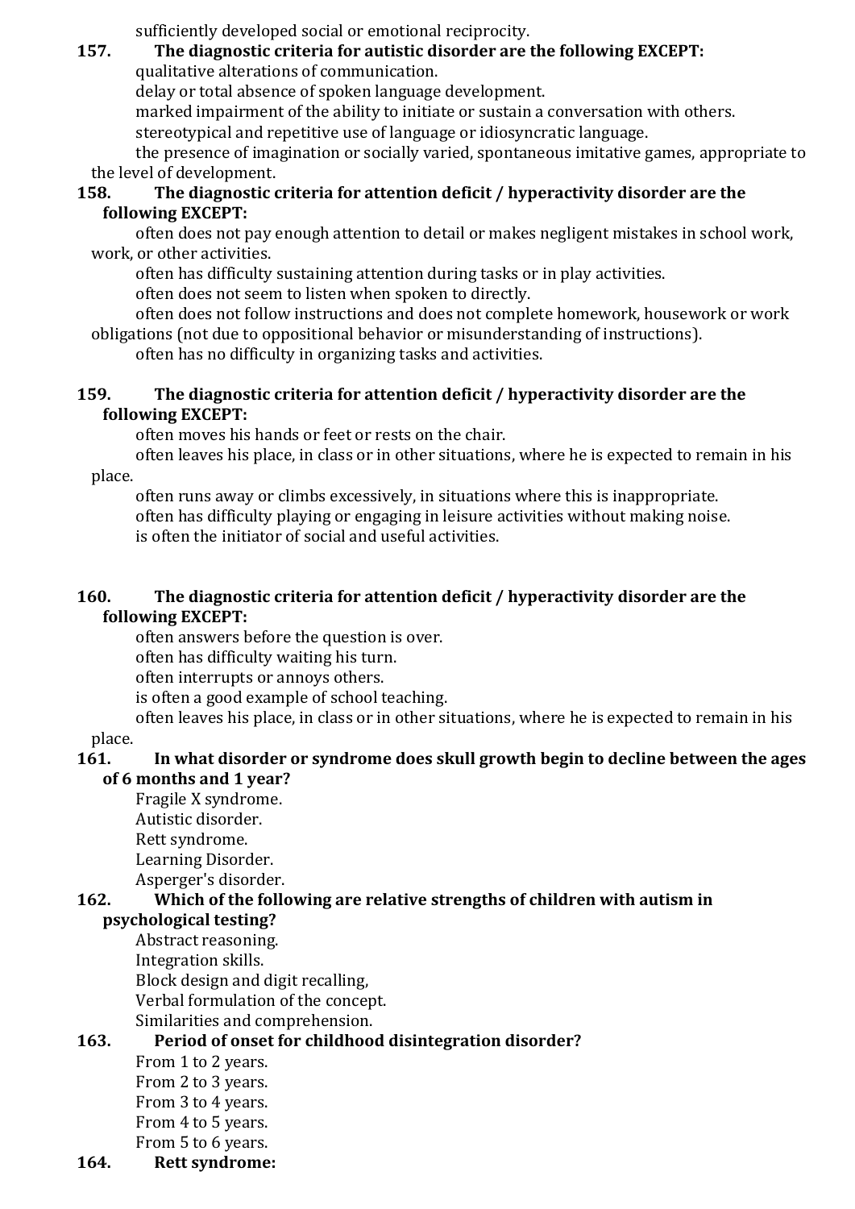sufficiently developed social or emotional reciprocity.

**157. The diagnostic criteria for autistic disorder are the following EXCEPT:**

qualitative alterations of communication.

delay or total absence of spoken language development.

marked impairment of the ability to initiate or sustain a conversation with others.

stereotypical and repetitive use of language or idiosyncratic language.

the presence of imagination or socially varied, spontaneous imitative games, appropriate to the level of development.

**158. The diagnostic criteria for attention deficit / hyperactivity disorder are the following EXCEPT:**

often does not pay enough attention to detail or makes negligent mistakes in school work, work, or other activities.

often has difficulty sustaining attention during tasks or in play activities.

often does not seem to listen when spoken to directly.

often does not follow instructions and does not complete homework, housework or work obligations (not due to oppositional behavior or misunderstanding of instructions).

often has no difficulty in organizing tasks and activities.

**159. The diagnostic criteria for attention deficit / hyperactivity disorder are the following EXCEPT:**

often moves his hands or feet or rests on the chair.

often leaves his place, in class or in other situations, where he is expected to remain in his place.

often runs away or climbs excessively, in situations where this is inappropriate.

often has difficulty playing or engaging in leisure activities without making noise.

is often the initiator of social and useful activities.

**160. The diagnostic criteria for attention deficit / hyperactivity disorder are the following EXCEPT:**

often answers before the question is over.

often has difficulty waiting his turn.

often interrupts or annoys others.

is often a good example of school teaching.

often leaves his place, in class or in other situations, where he is expected to remain in his place.

**161. In what disorder or syndrome does skull growth begin to decline between the ages of 6 months and 1 year?**

Fragile X syndrome.

Autistic disorder.

Rett syndrome.

Learning Disorder.

Asperger's disorder.

**162. Which of the following are relative strengths of children with autism in psychological testing?**

Abstract reasoning.

Integration skills.

Block design and digit recalling,

Verbal formulation of the concept.

Similarities and comprehension.

**163. Period of onset for childhood disintegration disorder?**

From 1 to 2 years.

From 2 to 3 years.

From 3 to 4 years.

From 4 to 5 years.

From 5 to 6 years.

**164. Rett syndrome:**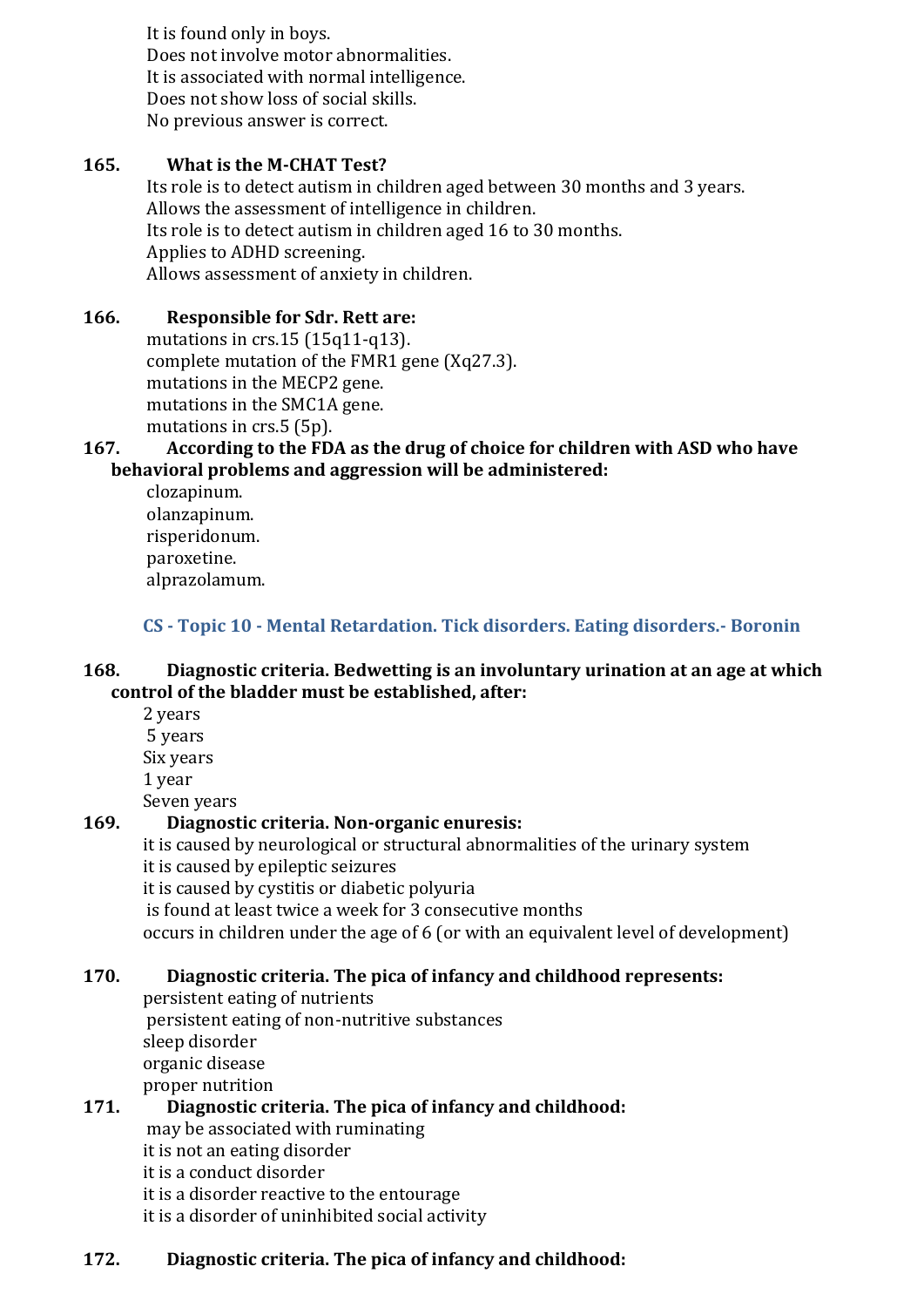It is found only in boys.
Does not involve motor abnormalities.
It is associated with normal intelligence.
Does not show loss of social skills.
No previous answer is correct.

**165. What is the M-CHAT Test?**

Its role is to detect autism in children aged between 30 months and 3 years.
Allows the assessment of intelligence in children.
Its role is to detect autism in children aged 16 to 30 months.
Applies to ADHD screening.
Allows assessment of anxiety in children.

**166. Responsible for Sdr. Rett are:**

mutations in crs.15 (15q11-q13).
complete mutation of the FMR1 gene (Xq27.3).
mutations in the MECP2 gene.
mutations in the SMC1A gene.
mutations in crs.5 (5p).

**167. According to the FDA as the drug of choice for children with ASD who have behavioral problems and aggression will be administered:**

clozapinum.
olanzapinum.
risperidonum.
paroxetine.
alprazolamum.

### CS - Topic 10 - Mental Retardation. Tick disorders. Eating disorders.- Boronin

**168. Diagnostic criteria. Bedwetting is an involuntary urination at an age at which control of the bladder must be established, after:**

2 years
5 years
Six years
1 year
Seven years

**169. Diagnostic criteria. Non-organic enuresis:**

it is caused by neurological or structural abnormalities of the urinary system
it is caused by epileptic seizures
it is caused by cystitis or diabetic polyuria
is found at least twice a week for 3 consecutive months
occurs in children under the age of 6 (or with an equivalent level of development)

**170. Diagnostic criteria. The pica of infancy and childhood represents:**

persistent eating of nutrients
persistent eating of non-nutritive substances
sleep disorder
organic disease
proper nutrition

**171. Diagnostic criteria. The pica of infancy and childhood:**

may be associated with ruminating
it is not an eating disorder
it is a conduct disorder
it is a disorder reactive to the entourage
it is a disorder of uninhibited social activity

**172. Diagnostic criteria. The pica of infancy and childhood:**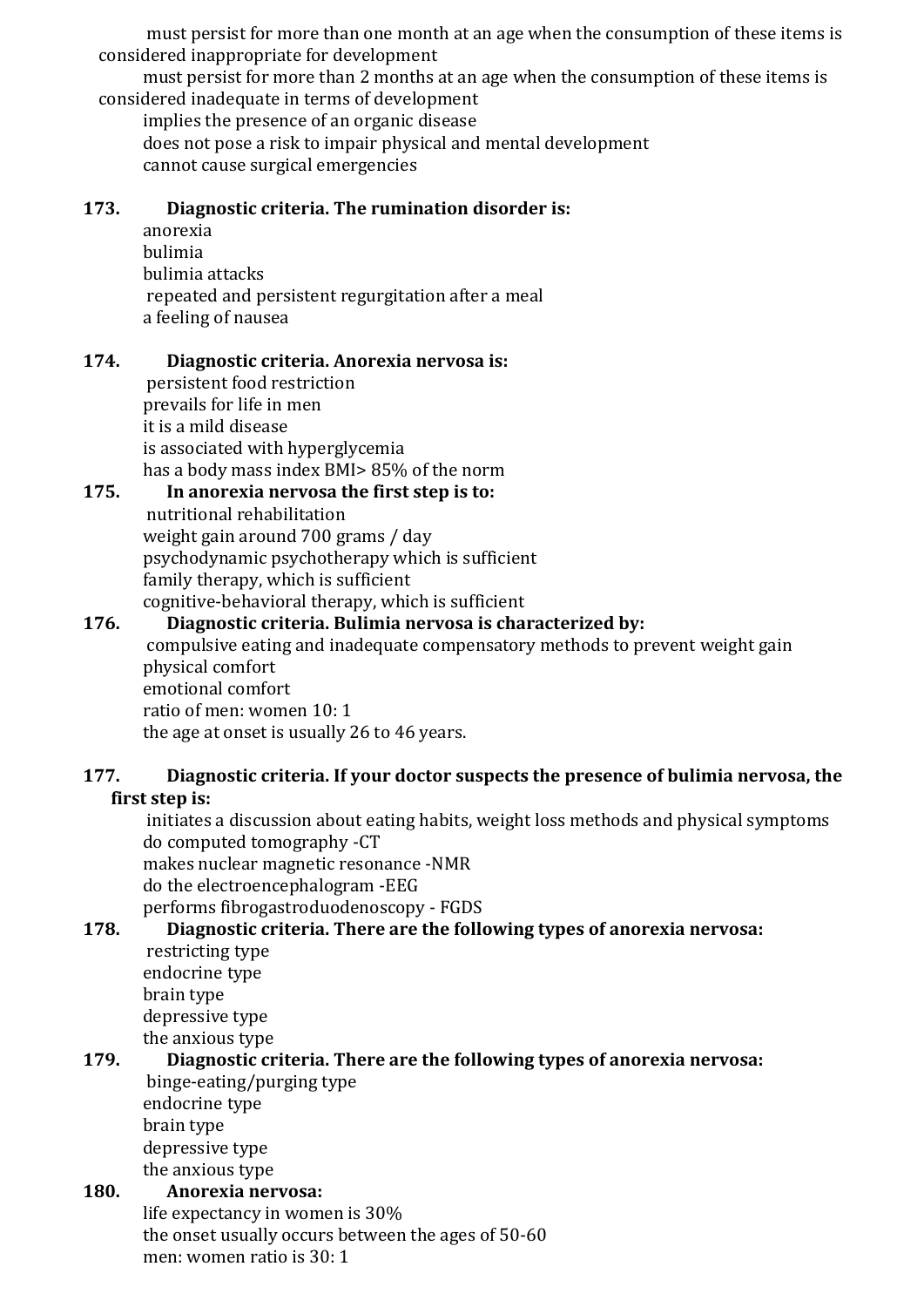must persist for more than one month at an age when the consumption of these items is considered inappropriate for development

must persist for more than 2 months at an age when the consumption of these items is considered inadequate in terms of development

implies the presence of an organic disease

does not pose a risk to impair physical and mental development

cannot cause surgical emergencies

**173. Diagnostic criteria. The rumination disorder is:**

anorexia

bulimia

bulimia attacks

repeated and persistent regurgitation after a meal

a feeling of nausea

**174. Diagnostic criteria. Anorexia nervosa is:**

persistent food restriction

prevails for life in men

it is a mild disease

is associated with hyperglycemia

has a body mass index BMI> 85% of the norm

**175. In anorexia nervosa the first step is to:**

nutritional rehabilitation

weight gain around 700 grams / day

psychodynamic psychotherapy which is sufficient

family therapy, which is sufficient

cognitive-behavioral therapy, which is sufficient

**176. Diagnostic criteria. Bulimia nervosa is characterized by:**

compulsive eating and inadequate compensatory methods to prevent weight gain

physical comfort

emotional comfort

ratio of men: women 10: 1

the age at onset is usually 26 to 46 years.

**177. Diagnostic criteria. If your doctor suspects the presence of bulimia nervosa, the first step is:**

initiates a discussion about eating habits, weight loss methods and physical symptoms

do computed tomography -CT

makes nuclear magnetic resonance -NMR

do the electroencephalogram -EEG

performs fibrogastroduodenoscopy - FGDS

**178. Diagnostic criteria. There are the following types of anorexia nervosa:**

restricting type

endocrine type

brain type

depressive type

the anxious type

**179. Diagnostic criteria. There are the following types of anorexia nervosa:**

binge-eating/purging type

endocrine type

brain type

depressive type

the anxious type

**180. Anorexia nervosa:**

life expectancy in women is 30%

the onset usually occurs between the ages of 50-60

men: women ratio is 30: 1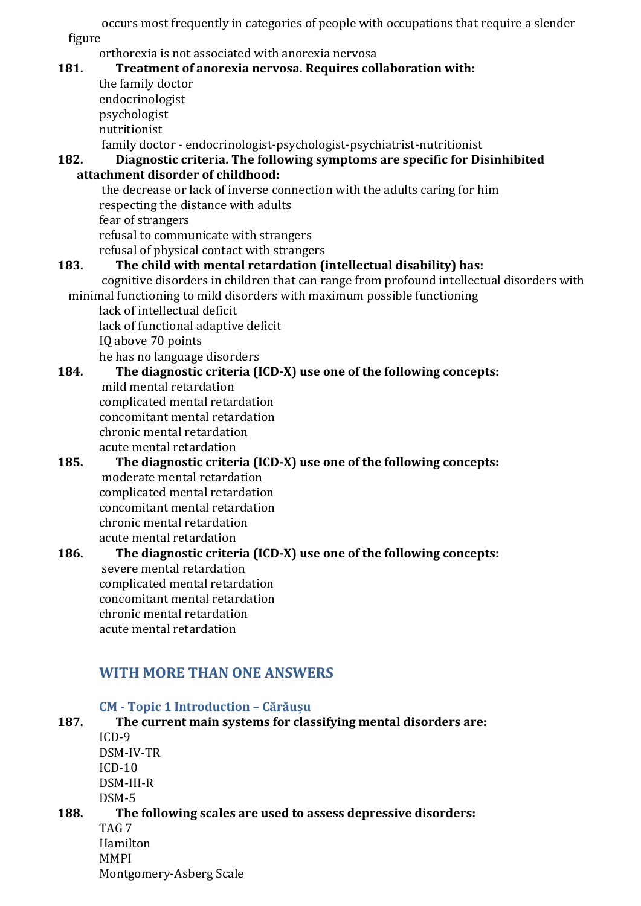occurs most frequently in categories of people with occupations that require a slender figure

orthorexia is not associated with anorexia nervosa

**181. Treatment of anorexia nervosa. Requires collaboration with:**

the family doctor

endocrinologist

psychologist

nutritionist

family doctor - endocrinologist-psychologist-psychiatrist-nutritionist

**182. Diagnostic criteria. The following symptoms are specific for Disinhibited attachment disorder of childhood:**

the decrease or lack of inverse connection with the adults caring for him

respecting the distance with adults

fear of strangers

refusal to communicate with strangers

refusal of physical contact with strangers

**183. The child with mental retardation (intellectual disability) has:**

cognitive disorders in children that can range from profound intellectual disorders with minimal functioning to mild disorders with maximum possible functioning

lack of intellectual deficit

lack of functional adaptive deficit

IQ above 70 points

he has no language disorders

**184. The diagnostic criteria (ICD-X) use one of the following concepts:**

mild mental retardation

complicated mental retardation

concomitant mental retardation

chronic mental retardation

acute mental retardation

**185. The diagnostic criteria (ICD-X) use one of the following concepts:**

moderate mental retardation

complicated mental retardation

concomitant mental retardation

chronic mental retardation

acute mental retardation

**186. The diagnostic criteria (ICD-X) use one of the following concepts:**

severe mental retardation

complicated mental retardation

concomitant mental retardation

chronic mental retardation

acute mental retardation

## WITH MORE THAN ONE ANSWERS

### CM - Topic 1 Introduction – Cărăușu

**187. The current main systems for classifying mental disorders are:**

ICD-9

DSM-IV-TR

ICD-10

DSM-III-R

DSM-5

**188. The following scales are used to assess depressive disorders:**

TAG 7

Hamilton

MMPI

Montgomery-Asberg Scale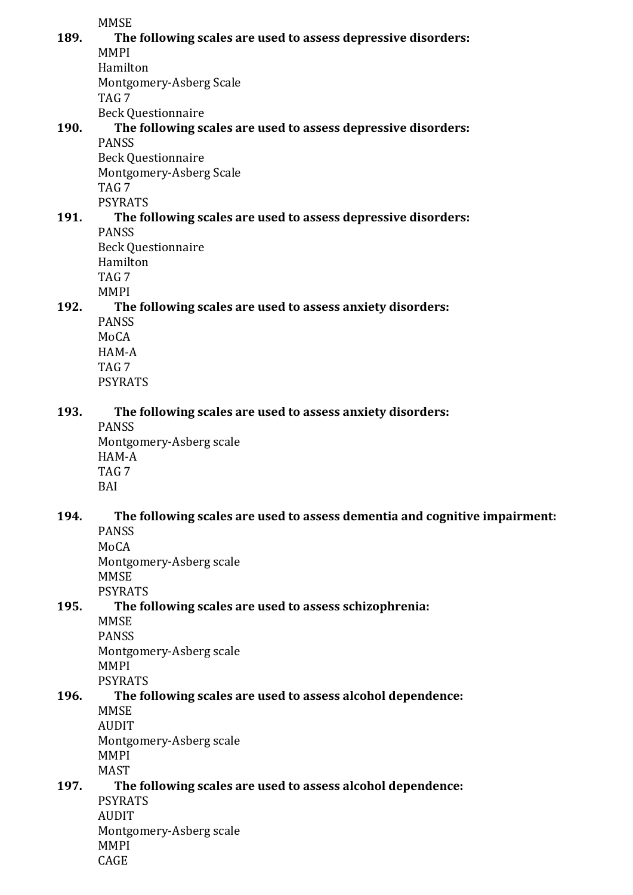MMSE

**189. The following scales are used to assess depressive disorders:**

MMPI
Hamilton
Montgomery-Asberg Scale
TAG 7
Beck Questionnaire

**190. The following scales are used to assess depressive disorders:**

PANSS
Beck Questionnaire
Montgomery-Asberg Scale
TAG 7
PSYRATS

**191. The following scales are used to assess depressive disorders:**

PANSS
Beck Questionnaire
Hamilton
TAG 7
MMPI

**192. The following scales are used to assess anxiety disorders:**

PANSS
MoCA
HAM-A
TAG 7
PSYRATS

**193. The following scales are used to assess anxiety disorders:**

PANSS
Montgomery-Asberg scale
HAM-A
TAG 7
BAI

**194. The following scales are used to assess dementia and cognitive impairment:**

PANSS
MoCA
Montgomery-Asberg scale
MMSE
PSYRATS

**195. The following scales are used to assess schizophrenia:**

MMSE
PANSS
Montgomery-Asberg scale
MMPI
PSYRATS

**196. The following scales are used to assess alcohol dependence:**

MMSE
AUDIT
Montgomery-Asberg scale
MMPI
MAST

**197. The following scales are used to assess alcohol dependence:**

PSYRATS
AUDIT
Montgomery-Asberg scale
MMPI
CAGE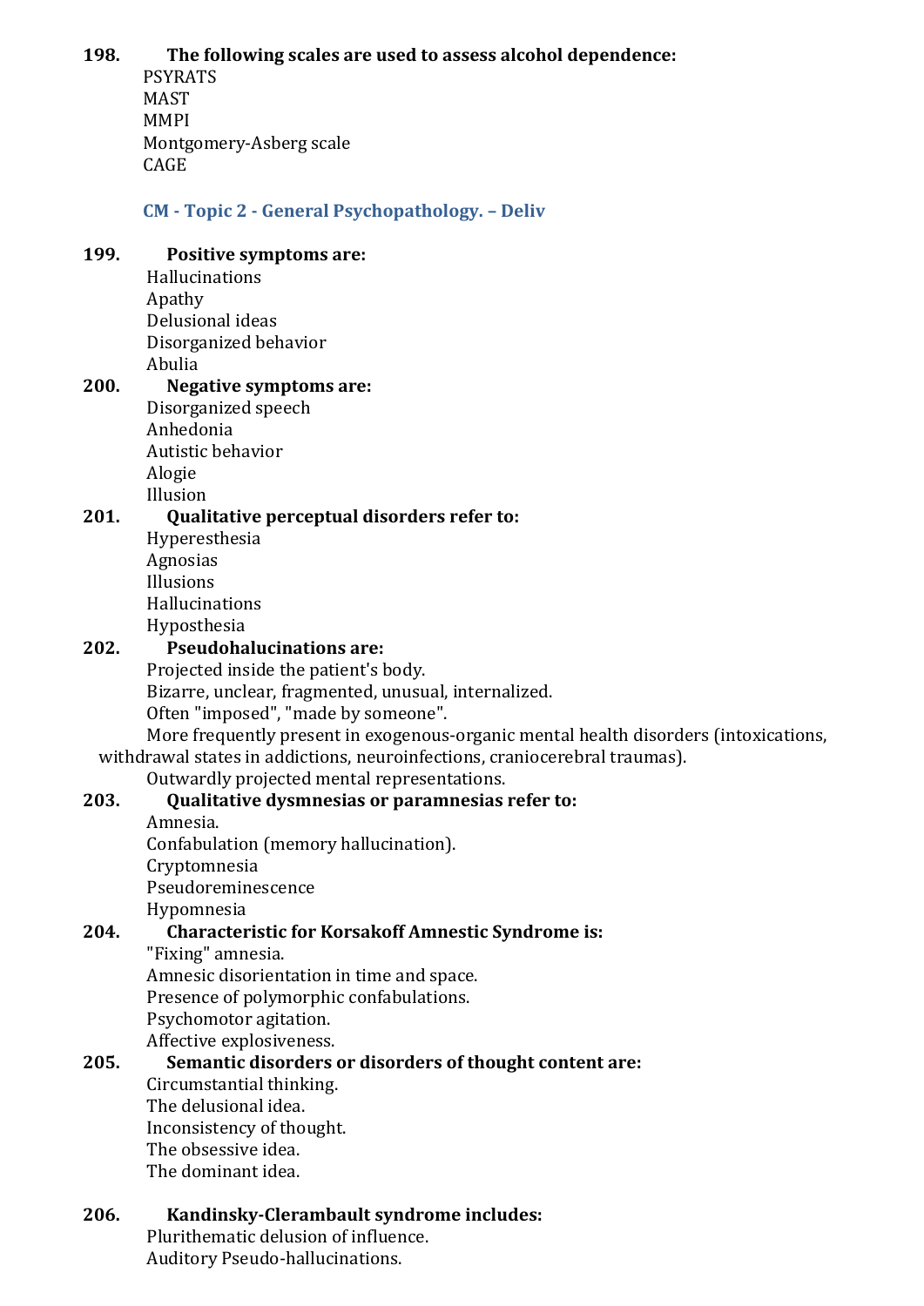**198. The following scales are used to assess alcohol dependence:**

PSYRATS
MAST
MMPI
Montgomery-Asberg scale
CAGE

### CM - Topic 2 - General Psychopathology. – Deliv

**199. Positive symptoms are:**

Hallucinations
Apathy
Delusional ideas
Disorganized behavior
Abulia

**200. Negative symptoms are:**

Disorganized speech
Anhedonia
Autistic behavior
Alogie
Illusion

**201. Qualitative perceptual disorders refer to:**

Hyperesthesia
Agnosias
Illusions
Hallucinations
Hyposthesia

**202. Pseudohalucinations are:**

Projected inside the patient's body.
Bizarre, unclear, fragmented, unusual, internalized.
Often "imposed", "made by someone".
More frequently present in exogenous-organic mental health disorders (intoxications, withdrawal states in addictions, neuroinfections, craniocerebral traumas).
Outwardly projected mental representations.

**203. Qualitative dysmnesias or paramnesias refer to:**

Amnesia.
Confabulation (memory hallucination).
Cryptomnesia
Pseudoreminescence
Hypomnesia

**204. Characteristic for Korsakoff Amnestic Syndrome is:**

"Fixing" amnesia.
Amnesic disorientation in time and space.
Presence of polymorphic confabulations.
Psychomotor agitation.
Affective explosiveness.

**205. Semantic disorders or disorders of thought content are:**

Circumstantial thinking.
The delusional idea.
Inconsistency of thought.
The obsessive idea.
The dominant idea.

**206. Kandinsky-Clerambault syndrome includes:**

Plurithematic delusion of influence.
Auditory Pseudo-hallucinations.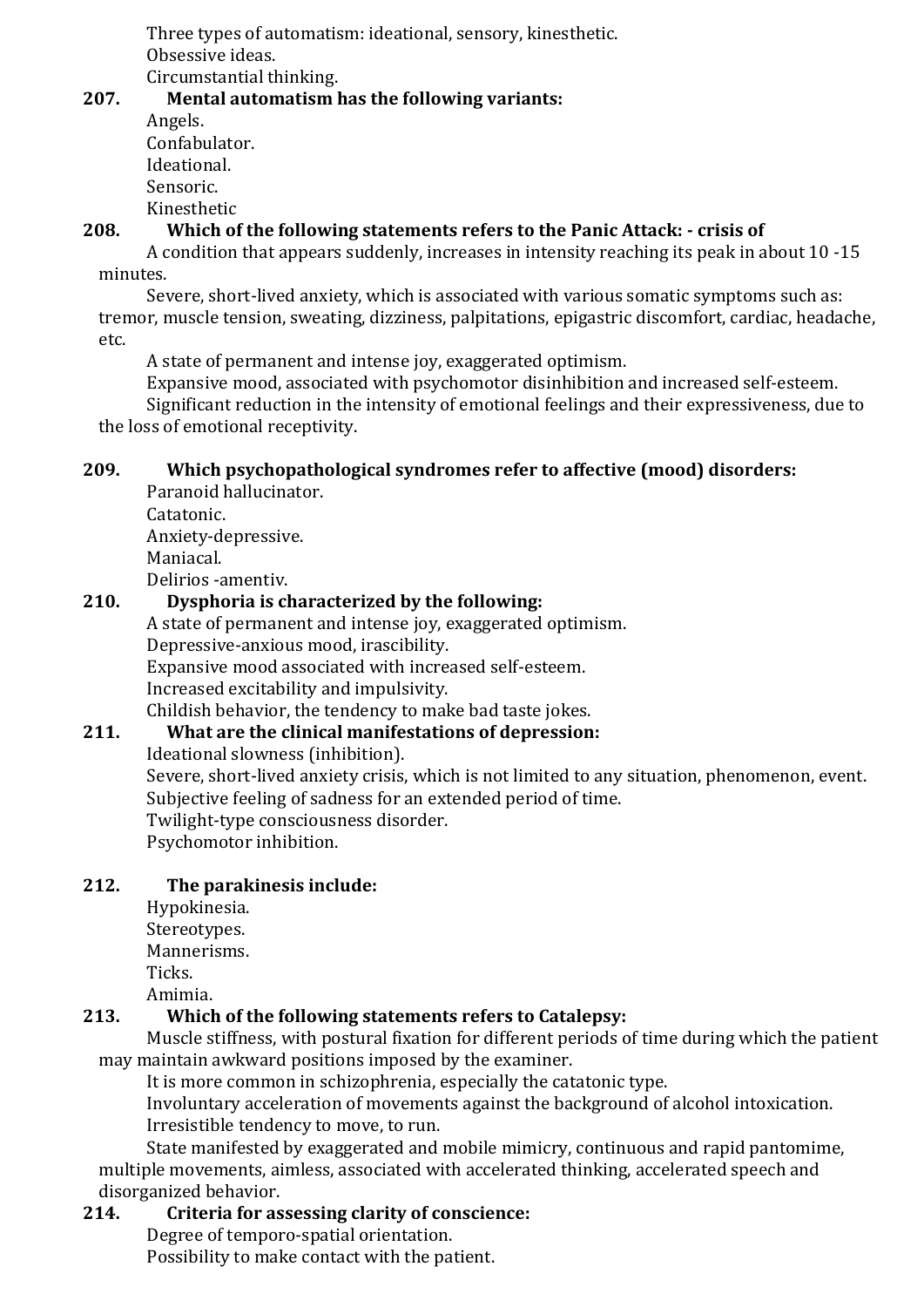Three types of automatism: ideational, sensory, kinesthetic.
Obsessive ideas.
Circumstantial thinking.

**207. Mental automatism has the following variants:**

Angels.
Confabulator.
Ideational.
Sensoric.
Kinesthetic

**208. Which of the following statements refers to the Panic Attack: - crisis of**

A condition that appears suddenly, increases in intensity reaching its peak in about 10 -15 minutes.
Severe, short-lived anxiety, which is associated with various somatic symptoms such as: tremor, muscle tension, sweating, dizziness, palpitations, epigastric discomfort, cardiac, headache, etc.
A state of permanent and intense joy, exaggerated optimism.
Expansive mood, associated with psychomotor disinhibition and increased self-esteem.
Significant reduction in the intensity of emotional feelings and their expressiveness, due to the loss of emotional receptivity.

**209. Which psychopathological syndromes refer to affective (mood) disorders:**

Paranoid hallucinator.
Catatonic.
Anxiety-depressive.
Maniacal.
Delirios -amentiv.

**210. Dysphoria is characterized by the following:**

A state of permanent and intense joy, exaggerated optimism.
Depressive-anxious mood, irascibility.
Expansive mood associated with increased self-esteem.
Increased excitability and impulsivity.
Childish behavior, the tendency to make bad taste jokes.

**211. What are the clinical manifestations of depression:**

Ideational slowness (inhibition).
Severe, short-lived anxiety crisis, which is not limited to any situation, phenomenon, event.
Subjective feeling of sadness for an extended period of time.
Twilight-type consciousness disorder.
Psychomotor inhibition.

**212. The parakinesis include:**

Hypokinesia.
Stereotypes.
Mannerisms.
Ticks.
Amimia.

**213. Which of the following statements refers to Catalepsy:**

Muscle stiffness, with postural fixation for different periods of time during which the patient may maintain awkward positions imposed by the examiner.
It is more common in schizophrenia, especially the catatonic type.
Involuntary acceleration of movements against the background of alcohol intoxication.
Irresistible tendency to move, to run.
State manifested by exaggerated and mobile mimicry, continuous and rapid pantomime, multiple movements, aimless, associated with accelerated thinking, accelerated speech and disorganized behavior.

**214. Criteria for assessing clarity of conscience:**

Degree of temporo-spatial orientation.
Possibility to make contact with the patient.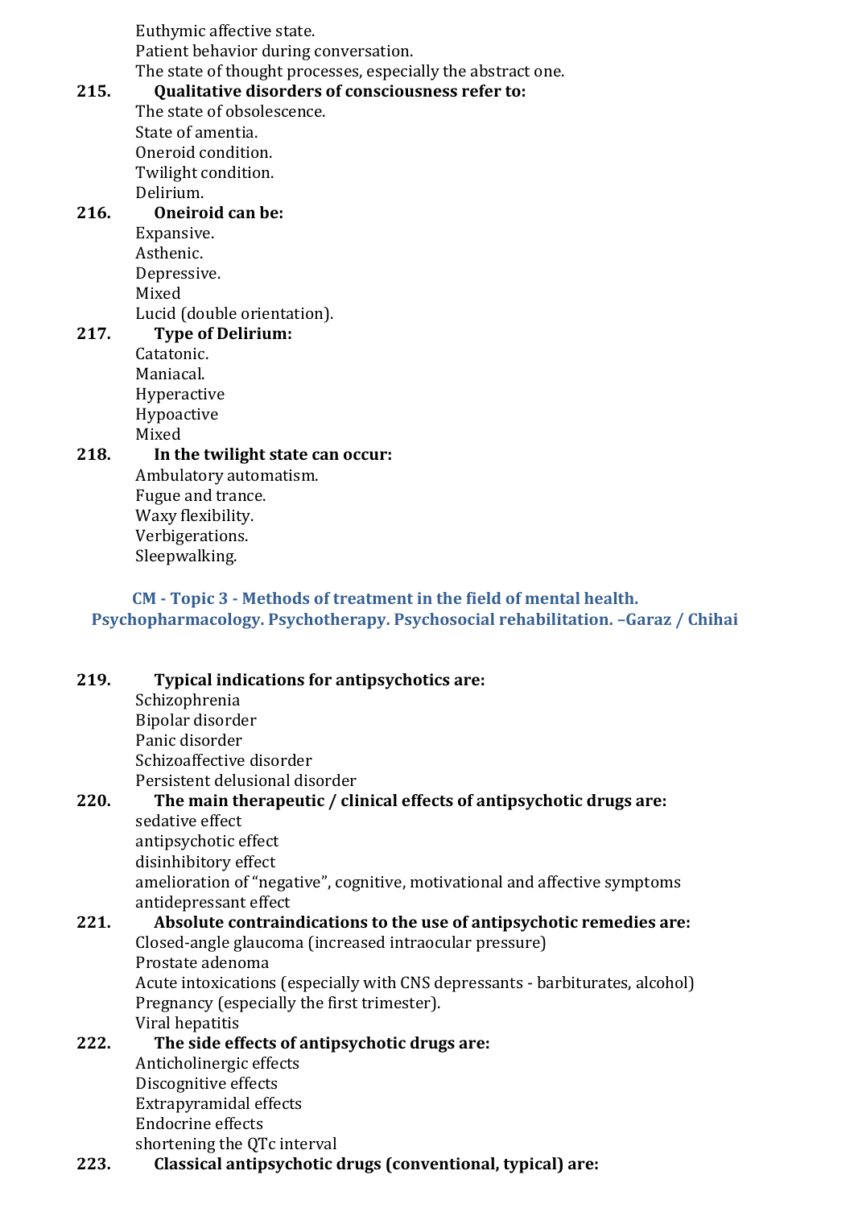Euthymic affective state.
Patient behavior during conversation.
The state of thought processes, especially the abstract one.

**215. Qualitative disorders of consciousness refer to:**
The state of obsolescence.
State of amentia.
Oneroid condition.
Twilight condition.
Delirium.

**216. Oneiroid can be:**
Expansive.
Asthenic.
Depressive.
Mixed
Lucid (double orientation).

**217. Type of Delirium:**
Catatonic.
Maniacal.
Hyperactive
Hypoactive
Mixed

**218. In the twilight state can occur:**
Ambulatory automatism.
Fugue and trance.
Waxy flexibility.
Verbigerations.
Sleepwalking.

## CM - Topic 3 - Methods of treatment in the field of mental health. Psychopharmacology. Psychotherapy. Psychosocial rehabilitation. –Garaz / Chihai

**219. Typical indications for antipsychotics are:**
Schizophrenia
Bipolar disorder
Panic disorder
Schizoaffective disorder
Persistent delusional disorder

**220. The main therapeutic / clinical effects of antipsychotic drugs are:**
sedative effect
antipsychotic effect
disinhibitory effect
amelioration of "negative", cognitive, motivational and affective symptoms
antidepressant effect

**221. Absolute contraindications to the use of antipsychotic remedies are:**
Closed-angle glaucoma (increased intraocular pressure)
Prostate adenoma
Acute intoxications (especially with CNS depressants - barbiturates, alcohol)
Pregnancy (especially the first trimester).
Viral hepatitis

**222. The side effects of antipsychotic drugs are:**
Anticholinergic effects
Discognitive effects
Extrapyramidal effects
Endocrine effects
shortening the QTc interval

**223. Classical antipsychotic drugs (conventional, typical) are:**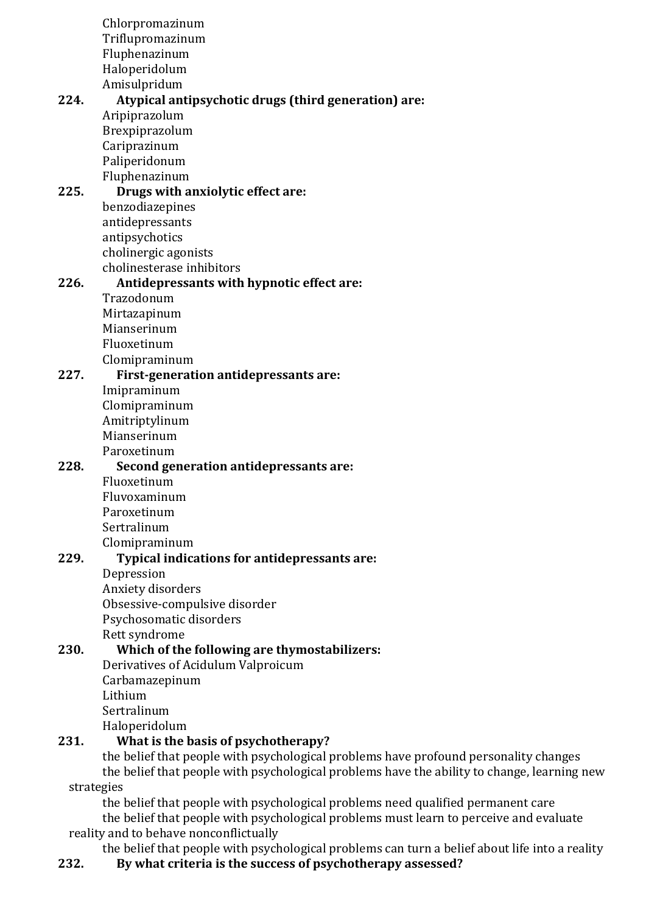Chlorpromazinum
Triflupromazinum
Fluphenazinum
Haloperidolum
Amisulpridum

**224. Atypical antipsychotic drugs (third generation) are:**

Aripiprazolum
Brexpiprazolum
Cariprazinum
Paliperidonum
Fluphenazinum

**225. Drugs with anxiolytic effect are:**

benzodiazepines
antidepressants
antipsychotics
cholinergic agonists
cholinesterase inhibitors

**226. Antidepressants with hypnotic effect are:**

Trazodonum
Mirtazapinum
Mianserinum
Fluoxetinum
Clomipraminum

**227. First-generation antidepressants are:**

Imipraminum
Clomipraminum
Amitriptylinum
Mianserinum
Paroxetinum

**228. Second generation antidepressants are:**

Fluoxetinum
Fluvoxaminum
Paroxetinum
Sertralinum
Clomipraminum

**229. Typical indications for antidepressants are:**

Depression
Anxiety disorders
Obsessive-compulsive disorder
Psychosomatic disorders
Rett syndrome

**230. Which of the following are thymostabilizers:**

Derivatives of Acidulum Valproicum
Carbamazepinum
Lithium
Sertralinum
Haloperidolum

**231. What is the basis of psychotherapy?**

the belief that people with psychological problems have profound personality changes
the belief that people with psychological problems have the ability to change, learning new strategies
the belief that people with psychological problems need qualified permanent care
the belief that people with psychological problems must learn to perceive and evaluate reality and to behave nonconflictually
the belief that people with psychological problems can turn a belief about life into a reality

**232. By what criteria is the success of psychotherapy assessed?**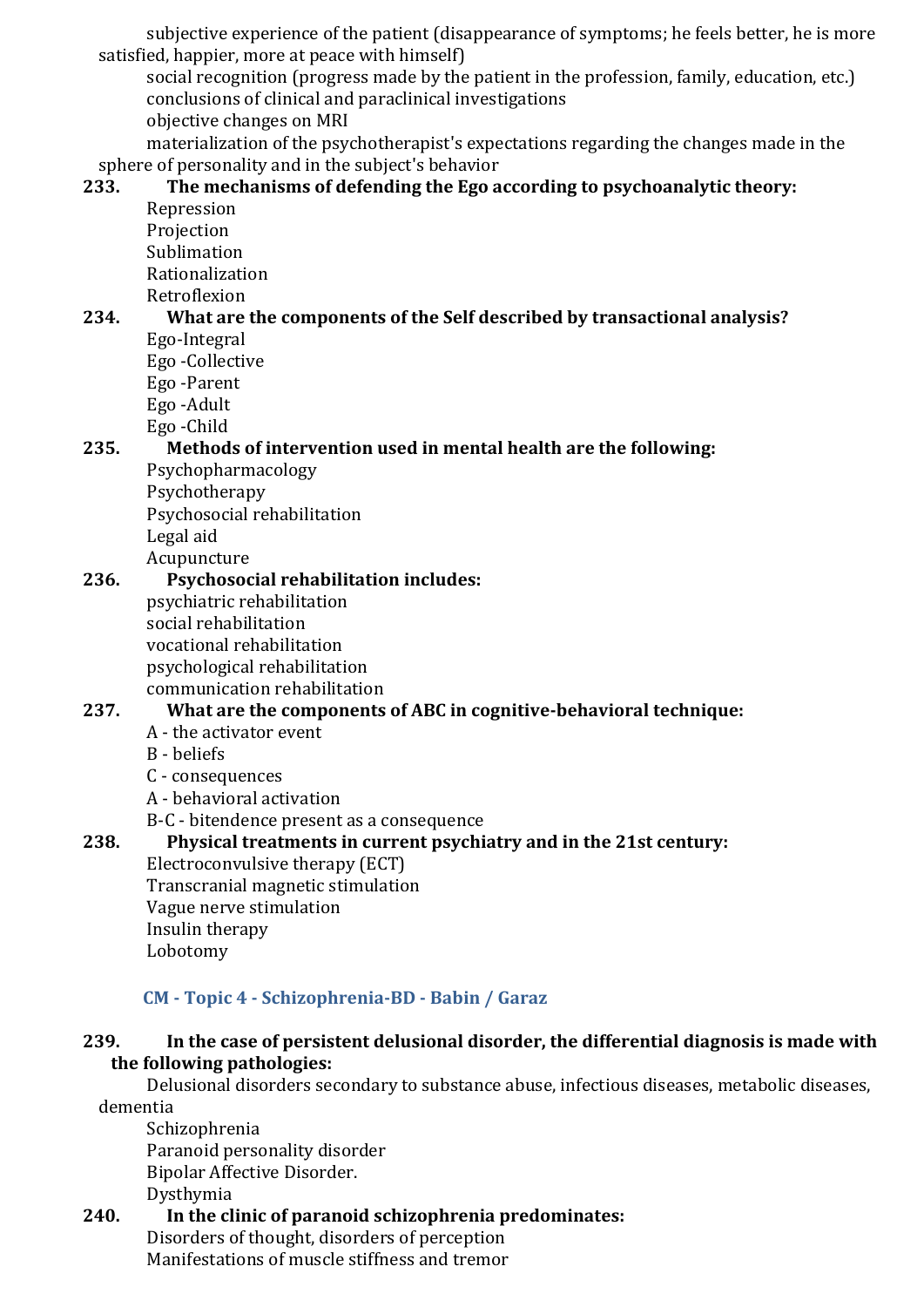subjective experience of the patient (disappearance of symptoms; he feels better, he is more satisfied, happier, more at peace with himself)

social recognition (progress made by the patient in the profession, family, education, etc.)

conclusions of clinical and paraclinical investigations

objective changes on MRI

materialization of the psychotherapist's expectations regarding the changes made in the sphere of personality and in the subject's behavior

**233. The mechanisms of defending the Ego according to psychoanalytic theory:**

Repression
Projection
Sublimation
Rationalization
Retroflexion

**234. What are the components of the Self described by transactional analysis?**

Ego-Integral
Ego -Collective
Ego -Parent
Ego -Adult
Ego -Child

**235. Methods of intervention used in mental health are the following:**

Psychopharmacology
Psychotherapy
Psychosocial rehabilitation
Legal aid
Acupuncture

**236. Psychosocial rehabilitation includes:**

psychiatric rehabilitation
social rehabilitation
vocational rehabilitation
psychological rehabilitation
communication rehabilitation

**237. What are the components of ABC in cognitive-behavioral technique:**

A - the activator event
B - beliefs
C - consequences
A - behavioral activation
B-C - bitendence present as a consequence

**238. Physical treatments in current psychiatry and in the 21st century:**

Electroconvulsive therapy (ECT)
Transcranial magnetic stimulation
Vague nerve stimulation
Insulin therapy
Lobotomy

### CM - Topic 4 - Schizophrenia-BD - Babin / Garaz

**239. In the case of persistent delusional disorder, the differential diagnosis is made with the following pathologies:**

Delusional disorders secondary to substance abuse, infectious diseases, metabolic diseases, dementia

Schizophrenia
Paranoid personality disorder
Bipolar Affective Disorder.
Dysthymia

**240. In the clinic of paranoid schizophrenia predominates:**

Disorders of thought, disorders of perception
Manifestations of muscle stiffness and tremor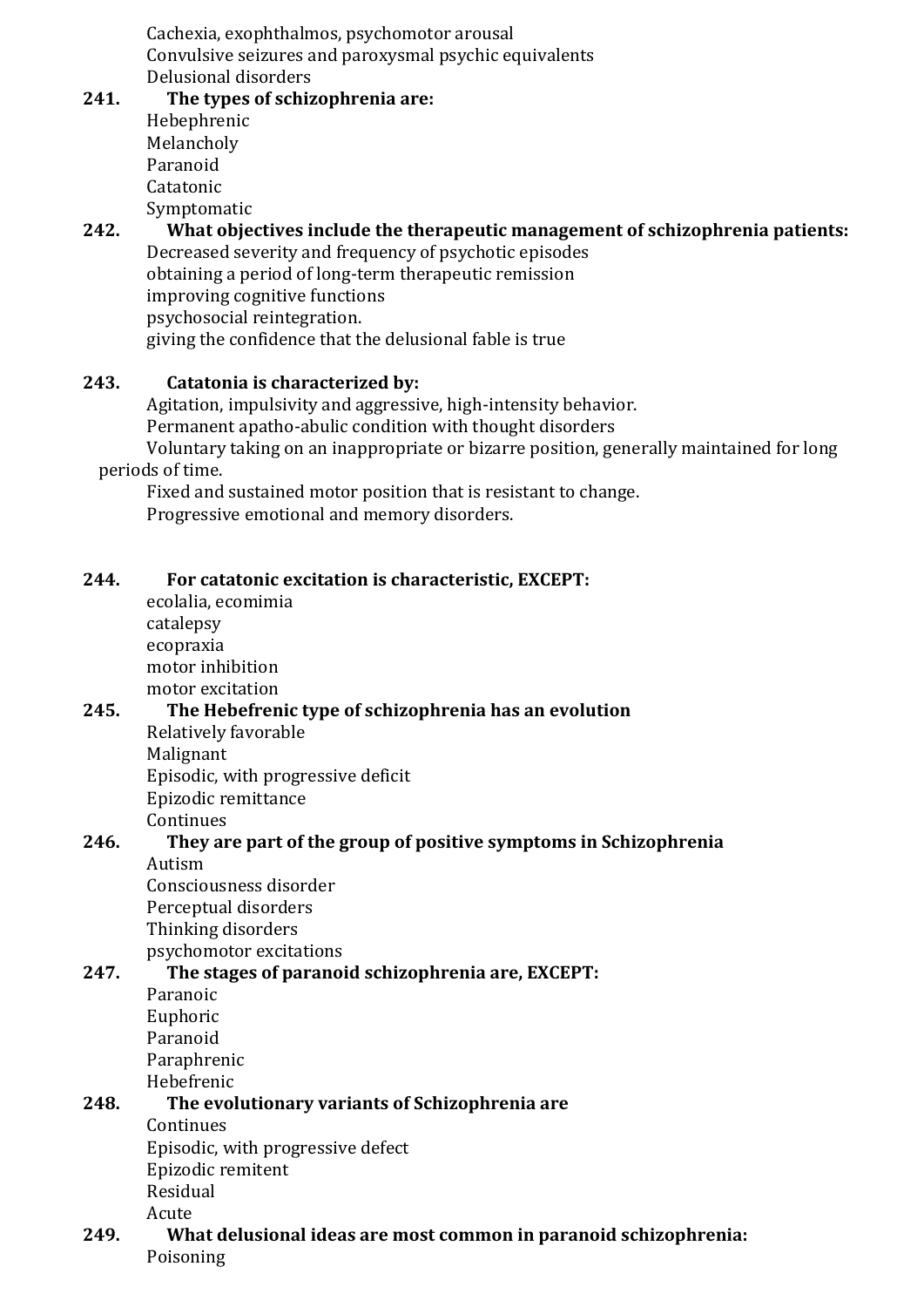Cachexia, exophthalmos, psychomotor arousal
Convulsive seizures and paroxysmal psychic equivalents
Delusional disorders

**241. The types of schizophrenia are:**

Hebephrenic
Melancholy
Paranoid
Catatonic
Symptomatic

**242. What objectives include the therapeutic management of schizophrenia patients:**

Decreased severity and frequency of psychotic episodes
obtaining a period of long-term therapeutic remission
improving cognitive functions
psychosocial reintegration.
giving the confidence that the delusional fable is true

**243. Catatonia is characterized by:**

Agitation, impulsivity and aggressive, high-intensity behavior.
Permanent apatho-abulic condition with thought disorders
Voluntary taking on an inappropriate or bizarre position, generally maintained for long periods of time.
Fixed and sustained motor position that is resistant to change.
Progressive emotional and memory disorders.

**244. For catatonic excitation is characteristic, EXCEPT:**

ecolalia, ecomimia
catalepsy
ecopraxia
motor inhibition
motor excitation

**245. The Hebefrenic type of schizophrenia has an evolution**

Relatively favorable
Malignant
Episodic, with progressive deficit
Epizodic remittance
Continues

**246. They are part of the group of positive symptoms in Schizophrenia**

Autism
Consciousness disorder
Perceptual disorders
Thinking disorders
psychomotor excitations

**247. The stages of paranoid schizophrenia are, EXCEPT:**

Paranoic
Euphoric
Paranoid
Paraphrenic
Hebefrenic

**248. The evolutionary variants of Schizophrenia are**

Continues
Episodic, with progressive defect
Epizodic remitent
Residual
Acute

**249. What delusional ideas are most common in paranoid schizophrenia:**

Poisoning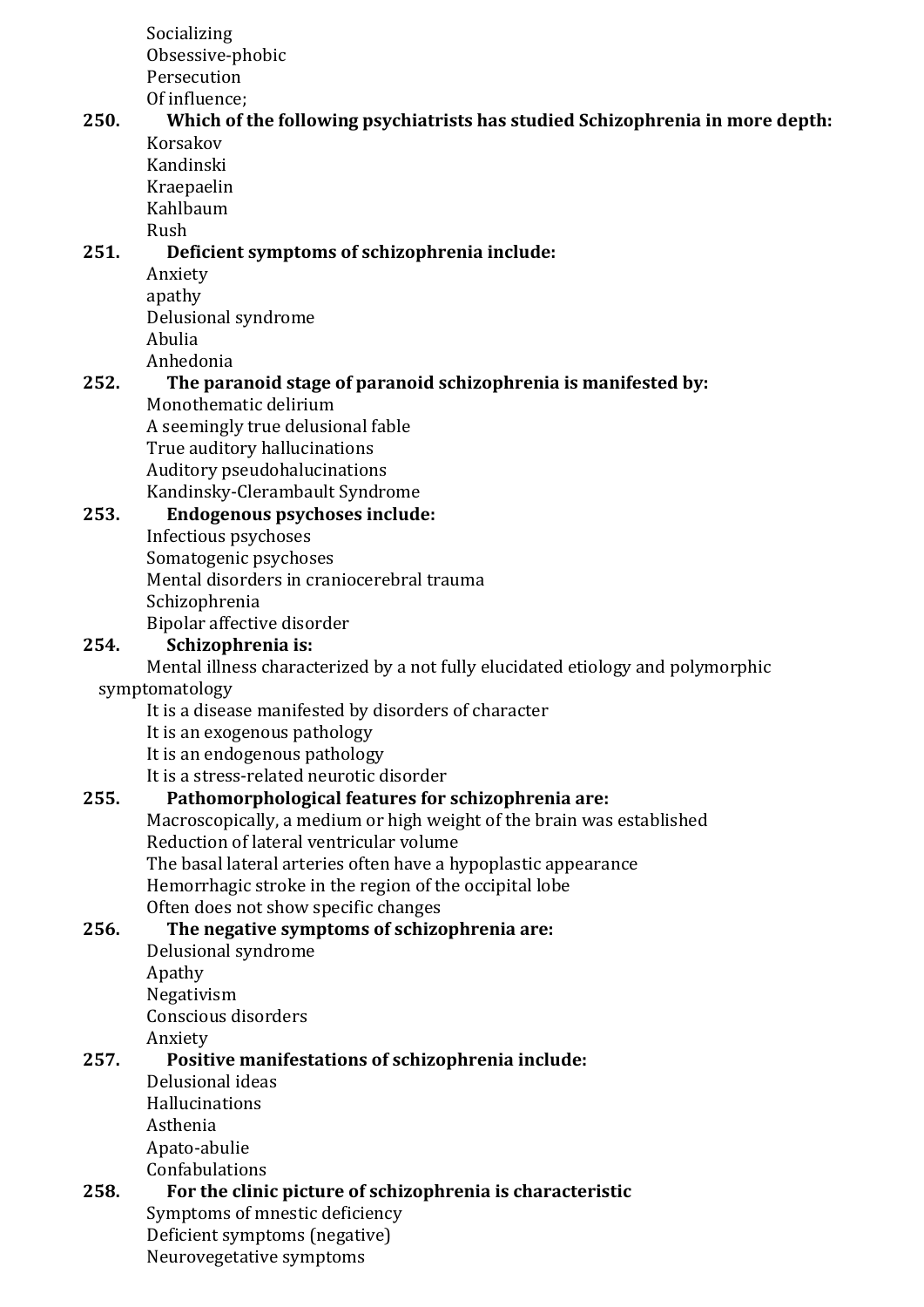Socializing
Obsessive-phobic
Persecution
Of influence;

**250. Which of the following psychiatrists has studied Schizophrenia in more depth:**
Korsakov
Kandinski
Kraepaelin
Kahlbaum
Rush

**251. Deficient symptoms of schizophrenia include:**
Anxiety
apathy
Delusional syndrome
Abulia
Anhedonia

**252. The paranoid stage of paranoid schizophrenia is manifested by:**
Monothematic delirium
A seemingly true delusional fable
True auditory hallucinations
Auditory pseudohalucinations
Kandinsky-Clerambault Syndrome

**253. Endogenous psychoses include:**
Infectious psychoses
Somatogenic psychoses
Mental disorders in craniocerebral trauma
Schizophrenia
Bipolar affective disorder

**254. Schizophrenia is:**
Mental illness characterized by a not fully elucidated etiology and polymorphic symptomatology
It is a disease manifested by disorders of character
It is an exogenous pathology
It is an endogenous pathology
It is a stress-related neurotic disorder

**255. Pathomorphological features for schizophrenia are:**
Macroscopically, a medium or high weight of the brain was established
Reduction of lateral ventricular volume
The basal lateral arteries often have a hypoplastic appearance
Hemorrhagic stroke in the region of the occipital lobe
Often does not show specific changes

**256. The negative symptoms of schizophrenia are:**
Delusional syndrome
Apathy
Negativism
Conscious disorders
Anxiety

**257. Positive manifestations of schizophrenia include:**
Delusional ideas
Hallucinations
Asthenia
Apato-abulie
Confabulations

**258. For the clinic picture of schizophrenia is characteristic**
Symptoms of mnestic deficiency
Deficient symptoms (negative)
Neurovegetative symptoms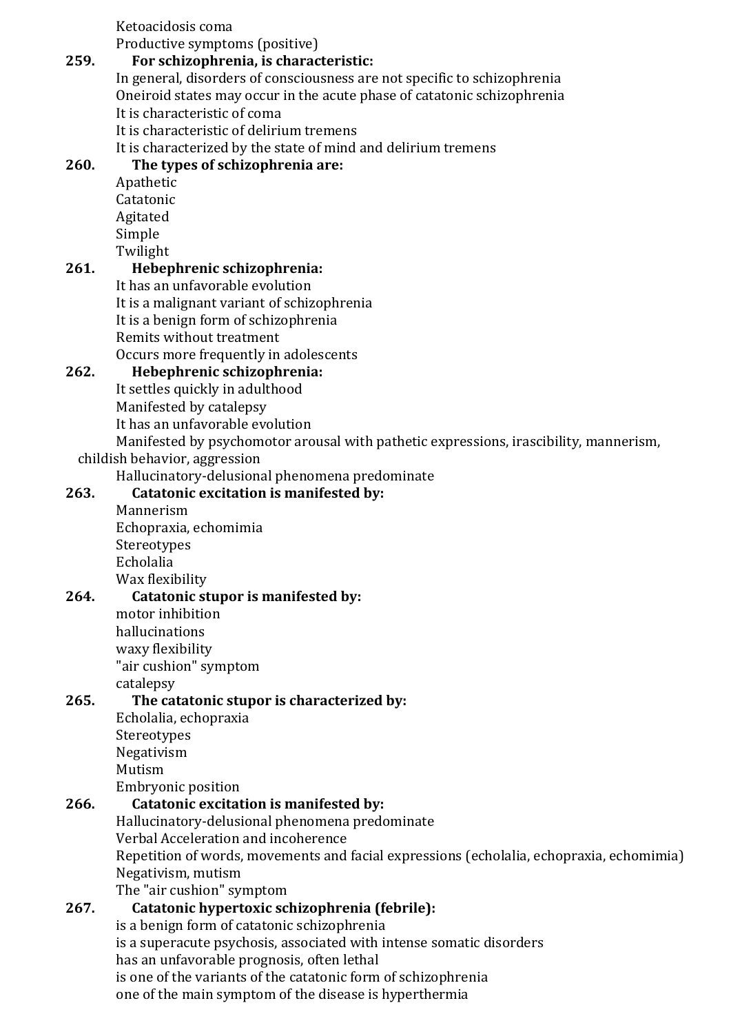Ketoacidosis coma
Productive symptoms (positive)

**259. For schizophrenia, is characteristic:**

In general, disorders of consciousness are not specific to schizophrenia
Oneiroid states may occur in the acute phase of catatonic schizophrenia
It is characteristic of coma
It is characteristic of delirium tremens
It is characterized by the state of mind and delirium tremens

**260. The types of schizophrenia are:**

Apathetic
Catatonic
Agitated
Simple
Twilight

**261. Hebephrenic schizophrenia:**

It has an unfavorable evolution
It is a malignant variant of schizophrenia
It is a benign form of schizophrenia
Remits without treatment
Occurs more frequently in adolescents

**262. Hebephrenic schizophrenia:**

It settles quickly in adulthood
Manifested by catalepsy
It has an unfavorable evolution
Manifested by psychomotor arousal with pathetic expressions, irascibility, mannerism, childish behavior, aggression
Hallucinatory-delusional phenomena predominate

**263. Catatonic excitation is manifested by:**

Mannerism
Echopraxia, echomimia
Stereotypes
Echolalia
Wax flexibility

**264. Catatonic stupor is manifested by:**

motor inhibition
hallucinations
waxy flexibility
"air cushion" symptom
catalepsy

**265. The catatonic stupor is characterized by:**

Echolalia, echopraxia
Stereotypes
Negativism
Mutism
Embryonic position

**266. Catatonic excitation is manifested by:**

Hallucinatory-delusional phenomena predominate
Verbal Acceleration and incoherence
Repetition of words, movements and facial expressions (echolalia, echopraxia, echomimia)
Negativism, mutism
The "air cushion" symptom

**267. Catatonic hypertoxic schizophrenia (febrile):**

is a benign form of catatonic schizophrenia
is a superacute psychosis, associated with intense somatic disorders
has an unfavorable prognosis, often lethal
is one of the variants of the catatonic form of schizophrenia
one of the main symptom of the disease is hyperthermia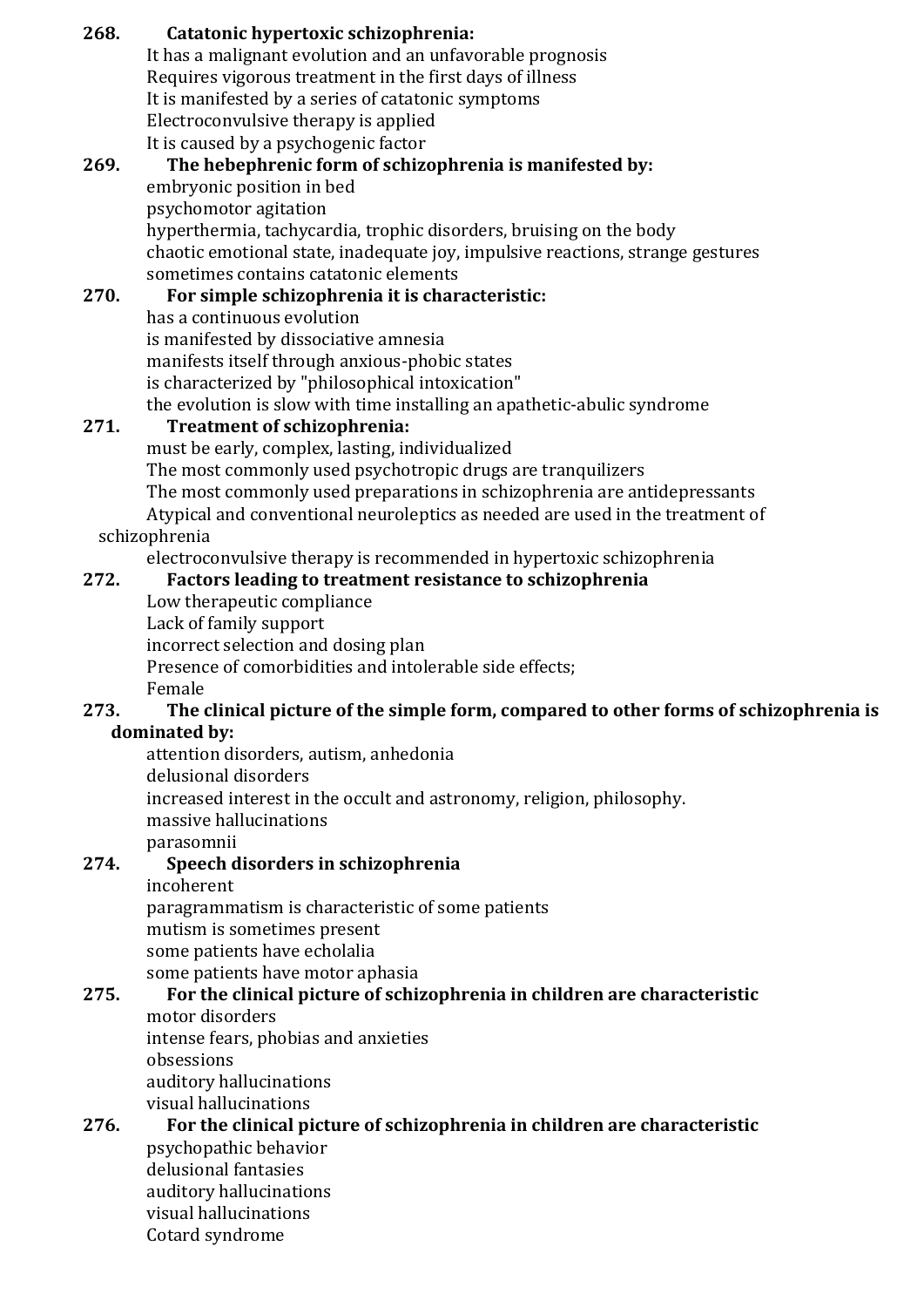**268. Catatonic hypertoxic schizophrenia:**

It has a malignant evolution and an unfavorable prognosis
Requires vigorous treatment in the first days of illness
It is manifested by a series of catatonic symptoms
Electroconvulsive therapy is applied
It is caused by a psychogenic factor

**269. The hebephrenic form of schizophrenia is manifested by:**

embryonic position in bed
psychomotor agitation
hyperthermia, tachycardia, trophic disorders, bruising on the body
chaotic emotional state, inadequate joy, impulsive reactions, strange gestures
sometimes contains catatonic elements

**270. For simple schizophrenia it is characteristic:**

has a continuous evolution
is manifested by dissociative amnesia
manifests itself through anxious-phobic states
is characterized by "philosophical intoxication"
the evolution is slow with time installing an apathetic-abulic syndrome

**271. Treatment of schizophrenia:**

must be early, complex, lasting, individualized
The most commonly used psychotropic drugs are tranquilizers
The most commonly used preparations in schizophrenia are antidepressants
Atypical and conventional neuroleptics as needed are used in the treatment of schizophrenia
electroconvulsive therapy is recommended in hypertoxic schizophrenia

**272. Factors leading to treatment resistance to schizophrenia**

Low therapeutic compliance
Lack of family support
incorrect selection and dosing plan
Presence of comorbidities and intolerable side effects;
Female

**273. The clinical picture of the simple form, compared to other forms of schizophrenia is dominated by:**

attention disorders, autism, anhedonia
delusional disorders
increased interest in the occult and astronomy, religion, philosophy.
massive hallucinations
parasomnii

**274. Speech disorders in schizophrenia**

incoherent
paragrammatism is characteristic of some patients
mutism is sometimes present
some patients have echolalia
some patients have motor aphasia

**275. For the clinical picture of schizophrenia in children are characteristic**

motor disorders
intense fears, phobias and anxieties
obsessions
auditory hallucinations
visual hallucinations

**276. For the clinical picture of schizophrenia in children are characteristic**

psychopathic behavior
delusional fantasies
auditory hallucinations
visual hallucinations
Cotard syndrome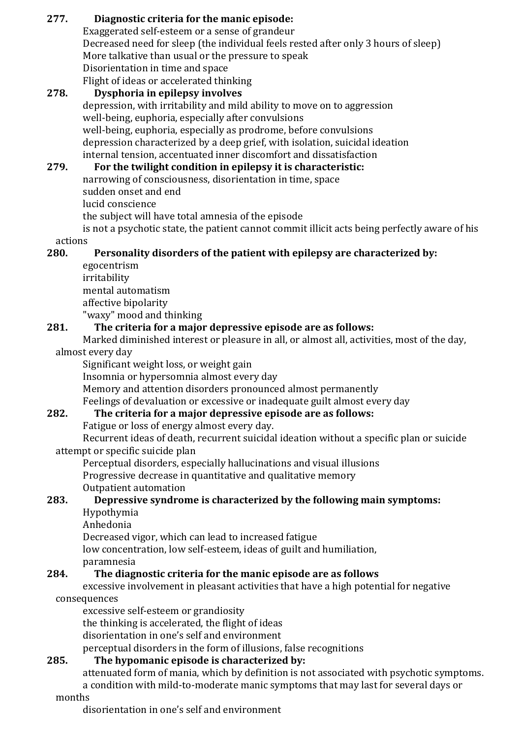**277. Diagnostic criteria for the manic episode:**

Exaggerated self-esteem or a sense of grandeur
Decreased need for sleep (the individual feels rested after only 3 hours of sleep)
More talkative than usual or the pressure to speak
Disorientation in time and space
Flight of ideas or accelerated thinking

**278. Dysphoria in epilepsy involves**

depression, with irritability and mild ability to move on to aggression
well-being, euphoria, especially after convulsions
well-being, euphoria, especially as prodrome, before convulsions
depression characterized by a deep grief, with isolation, suicidal ideation
internal tension, accentuated inner discomfort and dissatisfaction

**279. For the twilight condition in epilepsy it is characteristic:**

narrowing of consciousness, disorientation in time, space
sudden onset and end
lucid conscience
the subject will have total amnesia of the episode
is not a psychotic state, the patient cannot commit illicit acts being perfectly aware of his actions

**280. Personality disorders of the patient with epilepsy are characterized by:**

egocentrism
irritability
mental automatism
affective bipolarity
"waxy" mood and thinking

**281. The criteria for a major depressive episode are as follows:**

Marked diminished interest or pleasure in all, or almost all, activities, most of the day, almost every day
Significant weight loss, or weight gain
Insomnia or hypersomnia almost every day
Memory and attention disorders pronounced almost permanently
Feelings of devaluation or excessive or inadequate guilt almost every day

**282. The criteria for a major depressive episode are as follows:**

Fatigue or loss of energy almost every day.
Recurrent ideas of death, recurrent suicidal ideation without a specific plan or suicide attempt or specific suicide plan
Perceptual disorders, especially hallucinations and visual illusions
Progressive decrease in quantitative and qualitative memory
Outpatient automation

**283. Depressive syndrome is characterized by the following main symptoms:**

Hypothymia
Anhedonia
Decreased vigor, which can lead to increased fatigue
low concentration, low self-esteem, ideas of guilt and humiliation,
paramnesia

**284. The diagnostic criteria for the manic episode are as follows**

excessive involvement in pleasant activities that have a high potential for negative consequences
excessive self-esteem or grandiosity
the thinking is accelerated, the flight of ideas
disorientation in one's self and environment
perceptual disorders in the form of illusions, false recognitions

**285. The hypomanic episode is characterized by:**

attenuated form of mania, which by definition is not associated with psychotic symptoms.
a condition with mild-to-moderate manic symptoms that may last for several days or months
disorientation in one's self and environment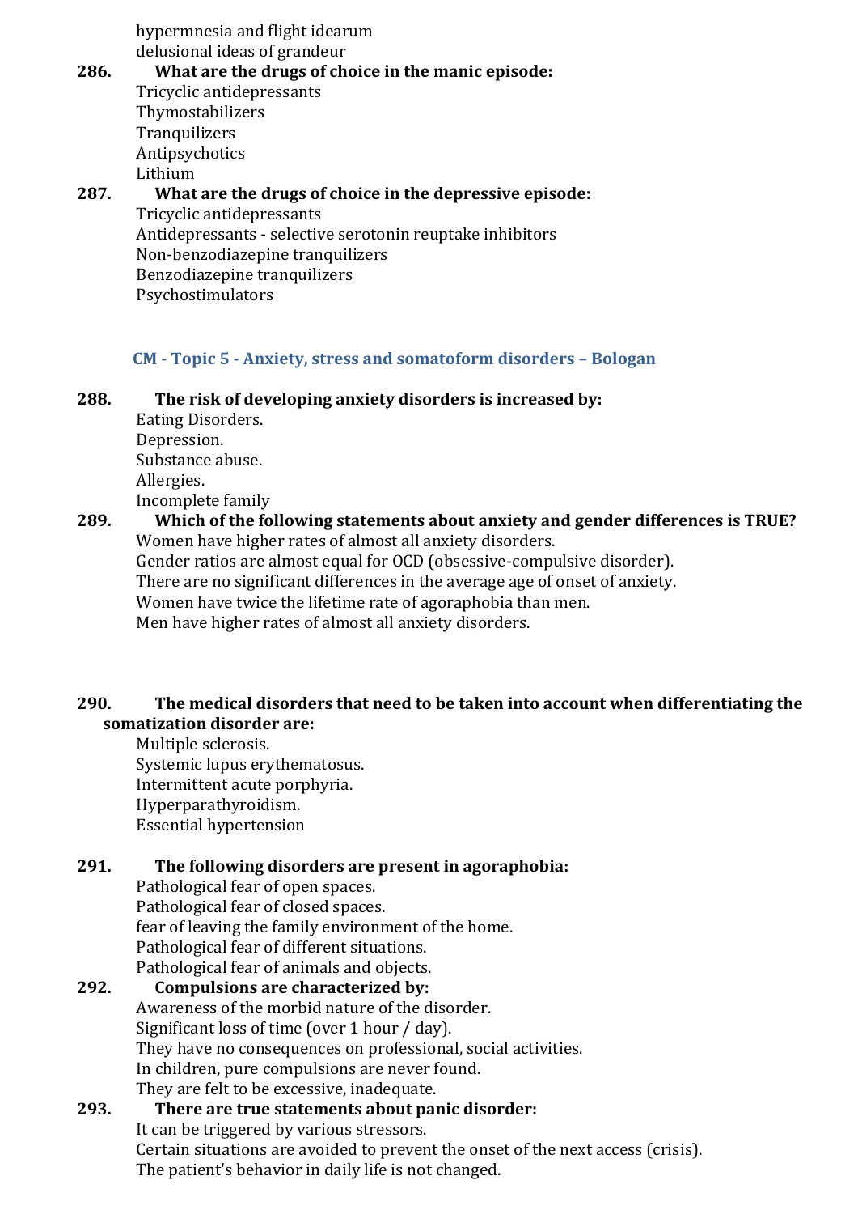hypermnesia and flight idearum
delusional ideas of grandeur

**286. What are the drugs of choice in the manic episode:**

Tricyclic antidepressants
Thymostabilizers
Tranquilizers
Antipsychotics
Lithium

**287. What are the drugs of choice in the depressive episode:**

Tricyclic antidepressants
Antidepressants - selective serotonin reuptake inhibitors
Non-benzodiazepine tranquilizers
Benzodiazepine tranquilizers
Psychostimulators

### CM - Topic 5 - Anxiety, stress and somatoform disorders – Bologan

**288. The risk of developing anxiety disorders is increased by:**

Eating Disorders.
Depression.
Substance abuse.
Allergies.
Incomplete family

**289. Which of the following statements about anxiety and gender differences is TRUE?**

Women have higher rates of almost all anxiety disorders.
Gender ratios are almost equal for OCD (obsessive-compulsive disorder).
There are no significant differences in the average age of onset of anxiety.
Women have twice the lifetime rate of agoraphobia than men.
Men have higher rates of almost all anxiety disorders.

**290. The medical disorders that need to be taken into account when differentiating the somatization disorder are:**

Multiple sclerosis.
Systemic lupus erythematosus.
Intermittent acute porphyria.
Hyperparathyroidism.
Essential hypertension

**291. The following disorders are present in agoraphobia:**

Pathological fear of open spaces.
Pathological fear of closed spaces.
fear of leaving the family environment of the home.
Pathological fear of different situations.
Pathological fear of animals and objects.

**292. Compulsions are characterized by:**

Awareness of the morbid nature of the disorder.
Significant loss of time (over 1 hour / day).
They have no consequences on professional, social activities.
In children, pure compulsions are never found.
They are felt to be excessive, inadequate.

**293. There are true statements about panic disorder:**

It can be triggered by various stressors.
Certain situations are avoided to prevent the onset of the next access (crisis).
The patient's behavior in daily life is not changed.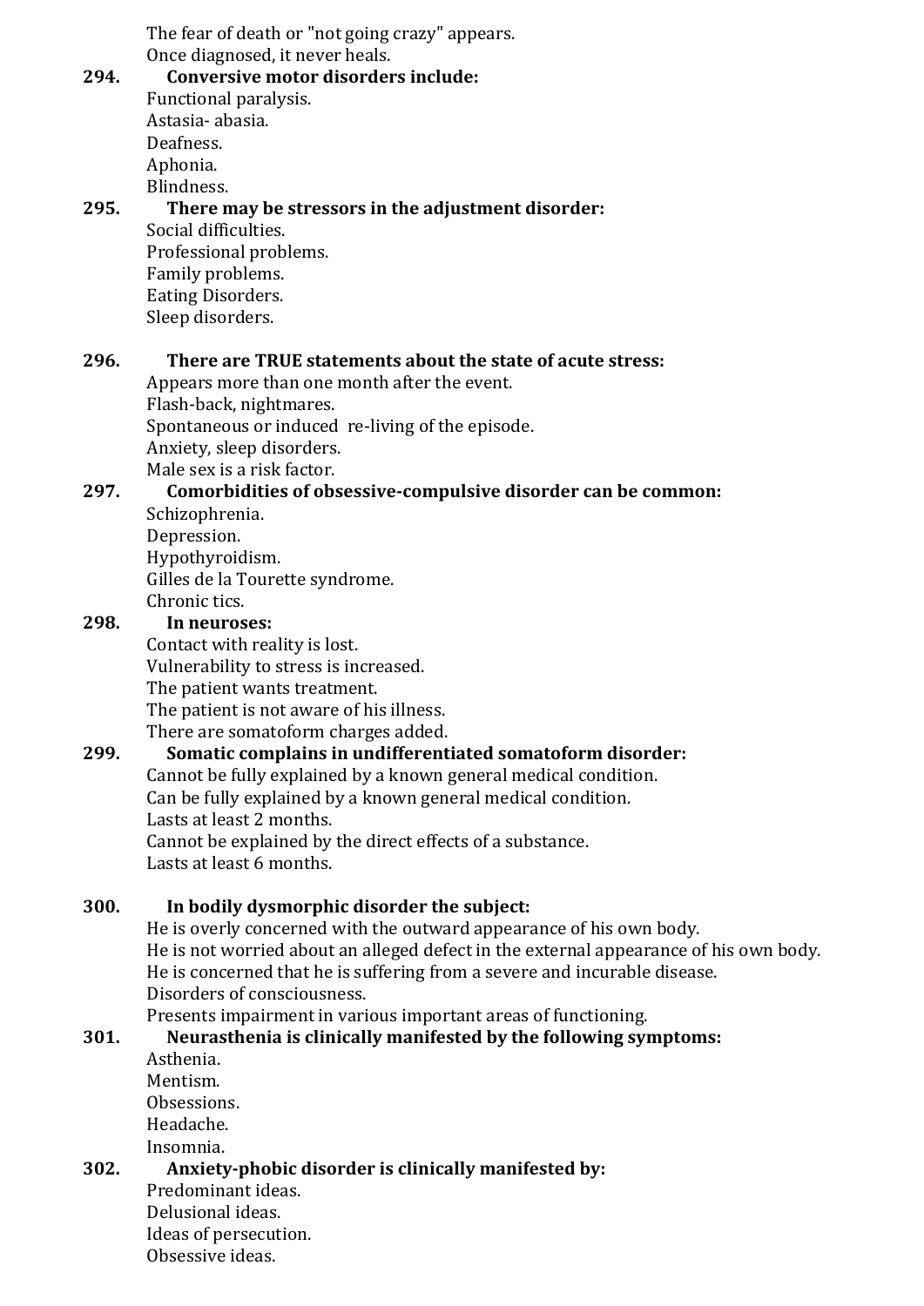The fear of death or "not going crazy" appears.
Once diagnosed, it never heals.

**294. Conversive motor disorders include:**
Functional paralysis.
Astasia- abasia.
Deafness.
Aphonia.
Blindness.

**295. There may be stressors in the adjustment disorder:**
Social difficulties.
Professional problems.
Family problems.
Eating Disorders.
Sleep disorders.

**296. There are TRUE statements about the state of acute stress:**
Appears more than one month after the event.
Flash-back, nightmares.
Spontaneous or induced re-living of the episode.
Anxiety, sleep disorders.
Male sex is a risk factor.

**297. Comorbidities of obsessive-compulsive disorder can be common:**
Schizophrenia.
Depression.
Hypothyroidism.
Gilles de la Tourette syndrome.
Chronic tics.

**298. In neuroses:**
Contact with reality is lost.
Vulnerability to stress is increased.
The patient wants treatment.
The patient is not aware of his illness.
There are somatoform charges added.

**299. Somatic complains in undifferentiated somatoform disorder:**
Cannot be fully explained by a known general medical condition.
Can be fully explained by a known general medical condition.
Lasts at least 2 months.
Cannot be explained by the direct effects of a substance.
Lasts at least 6 months.

**300. In bodily dysmorphic disorder the subject:**
He is overly concerned with the outward appearance of his own body.
He is not worried about an alleged defect in the external appearance of his own body.
He is concerned that he is suffering from a severe and incurable disease.
Disorders of consciousness.
Presents impairment in various important areas of functioning.

**301. Neurasthenia is clinically manifested by the following symptoms:**
Asthenia.
Mentism.
Obsessions.
Headache.
Insomnia.

**302. Anxiety-phobic disorder is clinically manifested by:**
Predominant ideas.
Delusional ideas.
Ideas of persecution.
Obsessive ideas.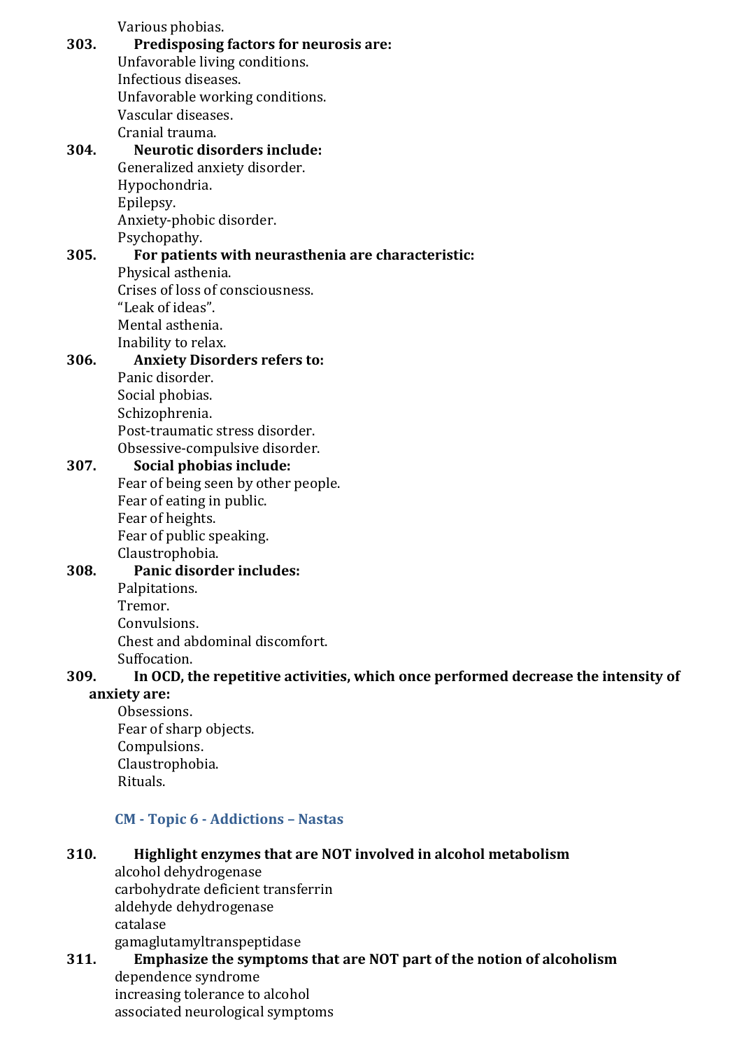Various phobias.

**303. Predisposing factors for neurosis are:**

Unfavorable living conditions.
Infectious diseases.
Unfavorable working conditions.
Vascular diseases.
Cranial trauma.

**304. Neurotic disorders include:**

Generalized anxiety disorder.
Hypochondria.
Epilepsy.
Anxiety-phobic disorder.
Psychopathy.

**305. For patients with neurasthenia are characteristic:**

Physical asthenia.
Crises of loss of consciousness.
“Leak of ideas”.
Mental asthenia.
Inability to relax.

**306. Anxiety Disorders refers to:**

Panic disorder.
Social phobias.
Schizophrenia.
Post-traumatic stress disorder.
Obsessive-compulsive disorder.

**307. Social phobias include:**

Fear of being seen by other people.
Fear of eating in public.
Fear of heights.
Fear of public speaking.
Claustrophobia.

**308. Panic disorder includes:**

Palpitations.
Tremor.
Convulsions.
Chest and abdominal discomfort.
Suffocation.

**309. In OCD, the repetitive activities, which once performed decrease the intensity of anxiety are:**

Obsessions.
Fear of sharp objects.
Compulsions.
Claustrophobia.
Rituals.

### CM - Topic 6 - Addictions – Nastas

**310. Highlight enzymes that are NOT involved in alcohol metabolism**

alcohol dehydrogenase
carbohydrate deficient transferrin
aldehyde dehydrogenase
catalase
gamaglutamyltranspeptidase

**311. Emphasize the symptoms that are NOT part of the notion of alcoholism**

dependence syndrome
increasing tolerance to alcohol
associated neurological symptoms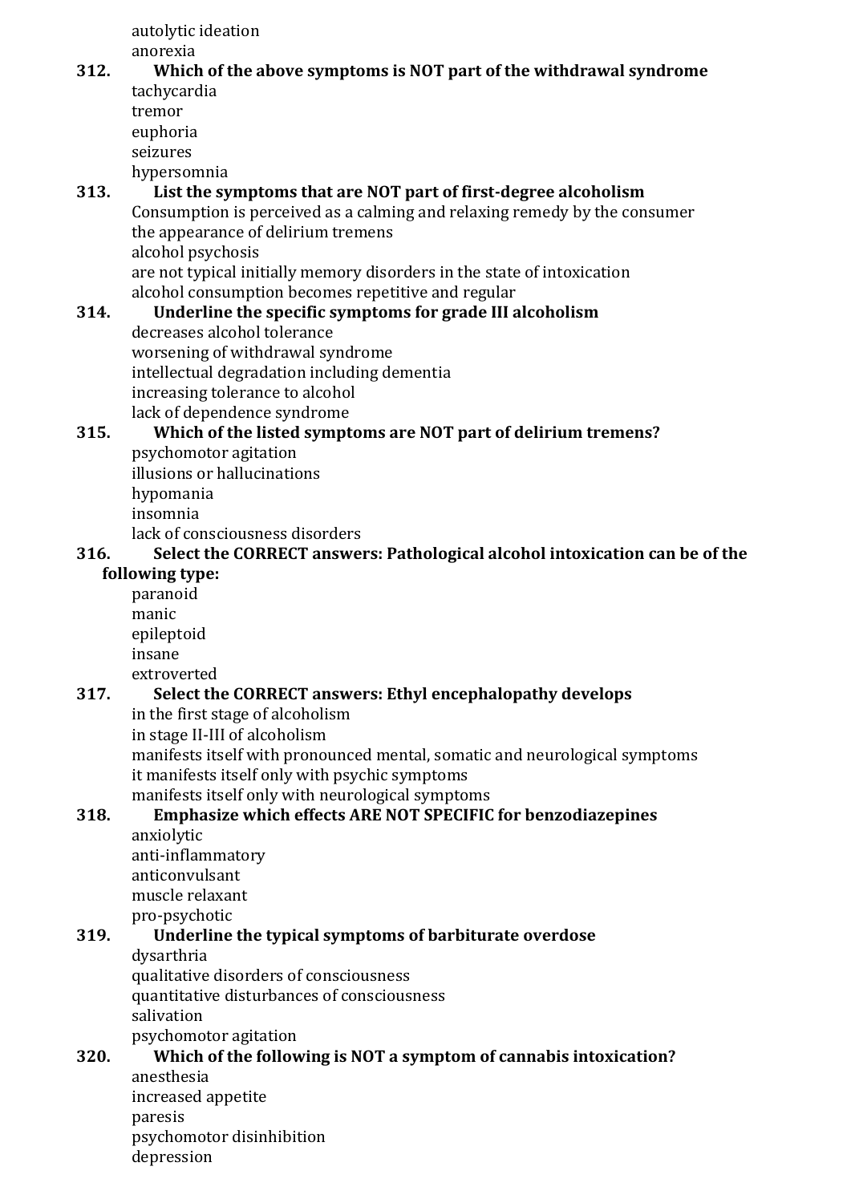autolytic ideation
anorexia

**312. Which of the above symptoms is NOT part of the withdrawal syndrome**

tachycardia
tremor
euphoria
seizures
hypersomnia

**313. List the symptoms that are NOT part of first-degree alcoholism**

Consumption is perceived as a calming and relaxing remedy by the consumer
the appearance of delirium tremens
alcohol psychosis
are not typical initially memory disorders in the state of intoxication
alcohol consumption becomes repetitive and regular

**314. Underline the specific symptoms for grade III alcoholism**

decreases alcohol tolerance
worsening of withdrawal syndrome
intellectual degradation including dementia
increasing tolerance to alcohol
lack of dependence syndrome

**315. Which of the listed symptoms are NOT part of delirium tremens?**

psychomotor agitation
illusions or hallucinations
hypomania
insomnia
lack of consciousness disorders

**316. Select the CORRECT answers: Pathological alcohol intoxication can be of the following type:**

paranoid
manic
epileptoid
insane
extroverted

**317. Select the CORRECT answers: Ethyl encephalopathy develops**

in the first stage of alcoholism
in stage II-III of alcoholism
manifests itself with pronounced mental, somatic and neurological symptoms
it manifests itself only with psychic symptoms
manifests itself only with neurological symptoms

**318. Emphasize which effects ARE NOT SPECIFIC for benzodiazepines**

anxiolytic
anti-inflammatory
anticonvulsant
muscle relaxant
pro-psychotic

**319. Underline the typical symptoms of barbiturate overdose**

dysarthria
qualitative disorders of consciousness
quantitative disturbances of consciousness
salivation
psychomotor agitation

**320. Which of the following is NOT a symptom of cannabis intoxication?**

anesthesia
increased appetite
paresis
psychomotor disinhibition
depression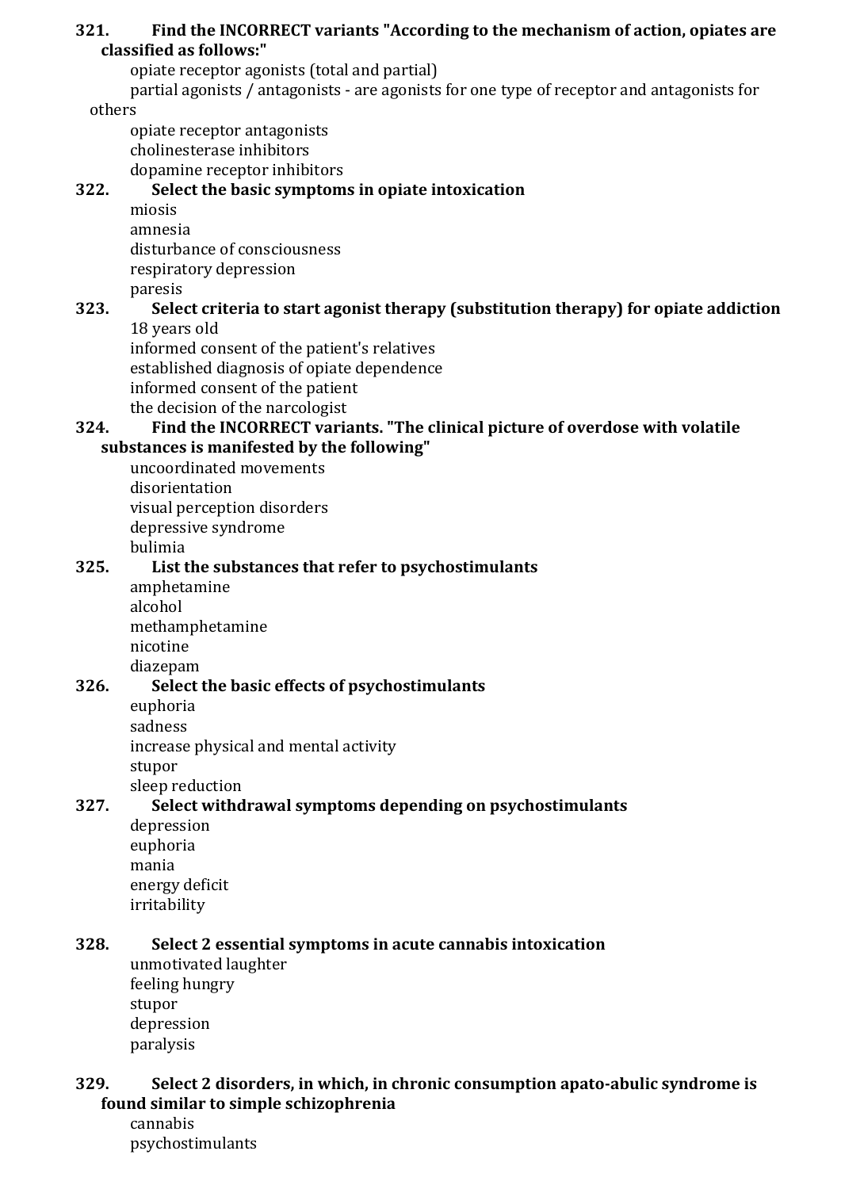**321. Find the INCORRECT variants "According to the mechanism of action, opiates are classified as follows:"**

opiate receptor agonists (total and partial)
partial agonists / antagonists - are agonists for one type of receptor and antagonists for others
opiate receptor antagonists
cholinesterase inhibitors
dopamine receptor inhibitors

**322. Select the basic symptoms in opiate intoxication**

miosis
amnesia
disturbance of consciousness
respiratory depression
paresis

**323. Select criteria to start agonist therapy (substitution therapy) for opiate addiction**

18 years old
informed consent of the patient's relatives
established diagnosis of opiate dependence
informed consent of the patient
the decision of the narcologist

**324. Find the INCORRECT variants. "The clinical picture of overdose with volatile substances is manifested by the following"**

uncoordinated movements
disorientation
visual perception disorders
depressive syndrome
bulimia

**325. List the substances that refer to psychostimulants**

amphetamine
alcohol
methamphetamine
nicotine
diazepam

**326. Select the basic effects of psychostimulants**

euphoria
sadness
increase physical and mental activity
stupor
sleep reduction

**327. Select withdrawal symptoms depending on psychostimulants**

depression
euphoria
mania
energy deficit
irritability

**328. Select 2 essential symptoms in acute cannabis intoxication**

unmotivated laughter
feeling hungry
stupor
depression
paralysis

**329. Select 2 disorders, in which, in chronic consumption apato-abulic syndrome is found similar to simple schizophrenia**

cannabis
psychostimulants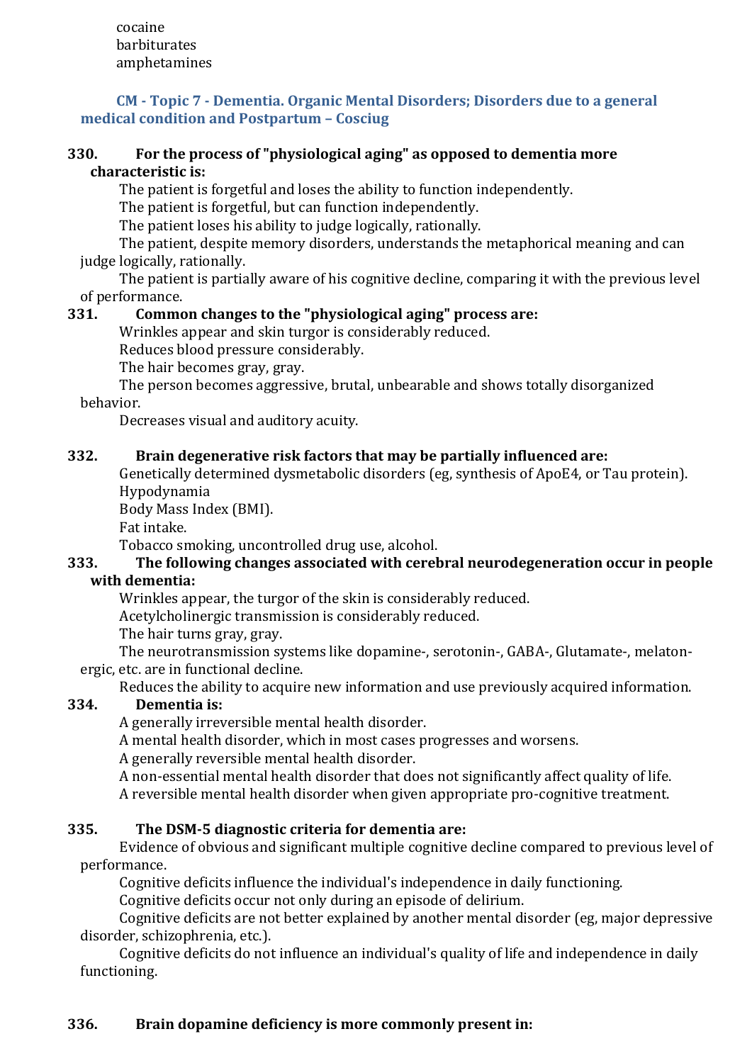cocaine
barbiturates
amphetamines

### CM - Topic 7 - Dementia. Organic Mental Disorders; Disorders due to a general medical condition and Postpartum – Cosciug

**330. For the process of "physiological aging" as opposed to dementia more characteristic is:**

The patient is forgetful and loses the ability to function independently.
The patient is forgetful, but can function independently.
The patient loses his ability to judge logically, rationally.
The patient, despite memory disorders, understands the metaphorical meaning and can judge logically, rationally.
The patient is partially aware of his cognitive decline, comparing it with the previous level of performance.

**331. Common changes to the "physiological aging" process are:**

Wrinkles appear and skin turgor is considerably reduced.
Reduces blood pressure considerably.
The hair becomes gray, gray.
The person becomes aggressive, brutal, unbearable and shows totally disorganized behavior.
Decreases visual and auditory acuity.

**332. Brain degenerative risk factors that may be partially influenced are:**

Genetically determined dysmetabolic disorders (eg, synthesis of ApoE4, or Tau protein).
Hypodynamia
Body Mass Index (BMI).
Fat intake.
Tobacco smoking, uncontrolled drug use, alcohol.

**333. The following changes associated with cerebral neurodegeneration occur in people with dementia:**

Wrinkles appear, the turgor of the skin is considerably reduced.
Acetylcholinergic transmission is considerably reduced.
The hair turns gray, gray.
The neurotransmission systems like dopamine-, serotonin-, GABA-, Glutamate-, melaton-ergic, etc. are in functional decline.
Reduces the ability to acquire new information and use previously acquired information.

**334. Dementia is:**

A generally irreversible mental health disorder.
A mental health disorder, which in most cases progresses and worsens.
A generally reversible mental health disorder.
A non-essential mental health disorder that does not significantly affect quality of life.
A reversible mental health disorder when given appropriate pro-cognitive treatment.

**335. The DSM-5 diagnostic criteria for dementia are:**

Evidence of obvious and significant multiple cognitive decline compared to previous level of performance.
Cognitive deficits influence the individual's independence in daily functioning.
Cognitive deficits occur not only during an episode of delirium.
Cognitive deficits are not better explained by another mental disorder (eg, major depressive disorder, schizophrenia, etc.).
Cognitive deficits do not influence an individual's quality of life and independence in daily functioning.

**336. Brain dopamine deficiency is more commonly present in:**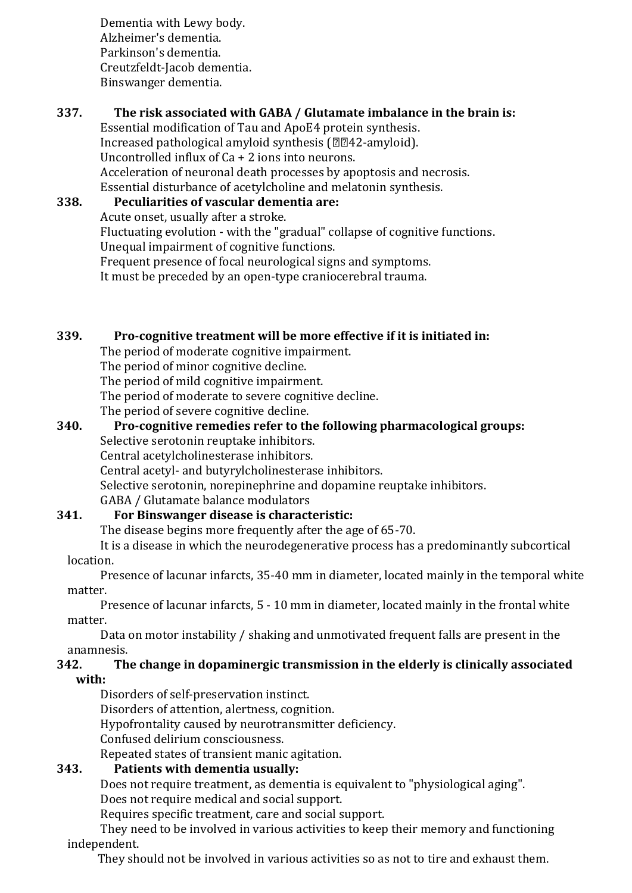Dementia with Lewy body.
Alzheimer's dementia.
Parkinson's dementia.
Creutzfeldt-Jacob dementia.
Binswanger dementia.

**337. The risk associated with GABA / Glutamate imbalance in the brain is:**
Essential modification of Tau and ApoE4 protein synthesis.
Increased pathological amyloid synthesis (��42-amyloid).
Uncontrolled influx of Ca + 2 ions into neurons.
Acceleration of neuronal death processes by apoptosis and necrosis.
Essential disturbance of acetylcholine and melatonin synthesis.

**338. Peculiarities of vascular dementia are:**
Acute onset, usually after a stroke.
Fluctuating evolution - with the "gradual" collapse of cognitive functions.
Unequal impairment of cognitive functions.
Frequent presence of focal neurological signs and symptoms.
It must be preceded by an open-type craniocerebral trauma.

**339. Pro-cognitive treatment will be more effective if it is initiated in:**
The period of moderate cognitive impairment.
The period of minor cognitive decline.
The period of mild cognitive impairment.
The period of moderate to severe cognitive decline.
The period of severe cognitive decline.

**340. Pro-cognitive remedies refer to the following pharmacological groups:**
Selective serotonin reuptake inhibitors.
Central acetylcholinesterase inhibitors.
Central acetyl- and butyrylcholinesterase inhibitors.
Selective serotonin, norepinephrine and dopamine reuptake inhibitors.
GABA / Glutamate balance modulators

**341. For Binswanger disease is characteristic:**
The disease begins more frequently after the age of 65-70.
It is a disease in which the neurodegenerative process has a predominantly subcortical location.
Presence of lacunar infarcts, 35-40 mm in diameter, located mainly in the temporal white matter.
Presence of lacunar infarcts, 5 - 10 mm in diameter, located mainly in the frontal white matter.
Data on motor instability / shaking and unmotivated frequent falls are present in the anamnesis.

**342. The change in dopaminergic transmission in the elderly is clinically associated with:**
Disorders of self-preservation instinct.
Disorders of attention, alertness, cognition.
Hypofrontality caused by neurotransmitter deficiency.
Confused delirium consciousness.
Repeated states of transient manic agitation.

**343. Patients with dementia usually:**
Does not require treatment, as dementia is equivalent to "physiological aging".
Does not require medical and social support.
Requires specific treatment, care and social support.
They need to be involved in various activities to keep their memory and functioning independent.
They should not be involved in various activities so as not to tire and exhaust them.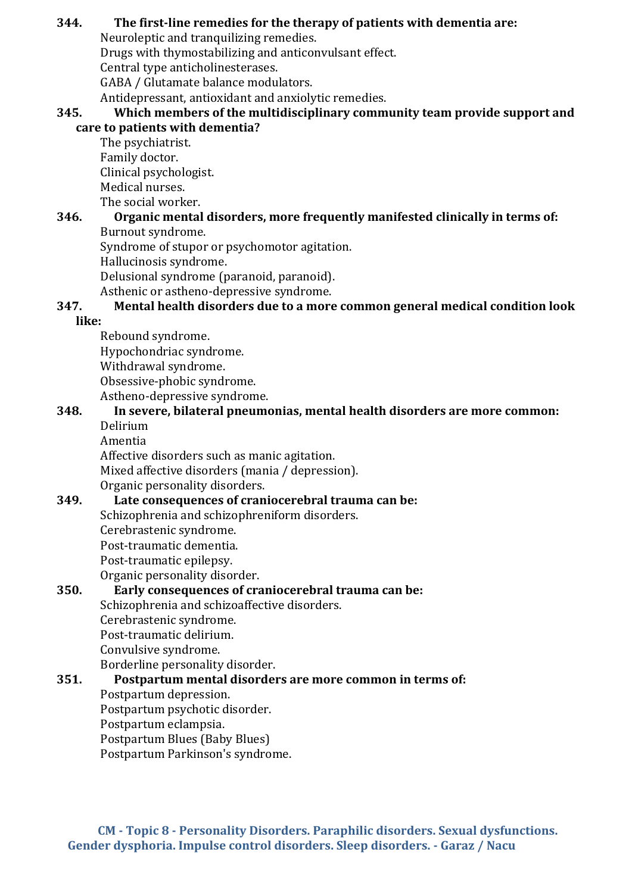**344. The first-line remedies for the therapy of patients with dementia are:**

Neuroleptic and tranquilizing remedies.
Drugs with thymostabilizing and anticonvulsant effect.
Central type anticholinesterases.
GABA / Glutamate balance modulators.
Antidepressant, antioxidant and anxiolytic remedies.

**345. Which members of the multidisciplinary community team provide support and care to patients with dementia?**

The psychiatrist.
Family doctor.
Clinical psychologist.
Medical nurses.
The social worker.

**346. Organic mental disorders, more frequently manifested clinically in terms of:**

Burnout syndrome.
Syndrome of stupor or psychomotor agitation.
Hallucinosis syndrome.
Delusional syndrome (paranoid, paranoid).
Asthenic or astheno-depressive syndrome.

**347. Mental health disorders due to a more common general medical condition look like:**

Rebound syndrome.
Hypochondriac syndrome.
Withdrawal syndrome.
Obsessive-phobic syndrome.
Astheno-depressive syndrome.

**348. In severe, bilateral pneumonias, mental health disorders are more common:**

Delirium
Amentia
Affective disorders such as manic agitation.
Mixed affective disorders (mania / depression).
Organic personality disorders.

**349. Late consequences of craniocerebral trauma can be:**

Schizophrenia and schizophreniform disorders.
Cerebrastenic syndrome.
Post-traumatic dementia.
Post-traumatic epilepsy.
Organic personality disorder.

**350. Early consequences of craniocerebral trauma can be:**

Schizophrenia and schizoaffective disorders.
Cerebrastenic syndrome.
Post-traumatic delirium.
Convulsive syndrome.
Borderline personality disorder.

**351. Postpartum mental disorders are more common in terms of:**

Postpartum depression.
Postpartum psychotic disorder.
Postpartum eclampsia.
Postpartum Blues (Baby Blues)
Postpartum Parkinson's syndrome.

## CM - Topic 8 - Personality Disorders. Paraphilic disorders. Sexual dysfunctions. Gender dysphoria. Impulse control disorders. Sleep disorders. - Garaz / Nacu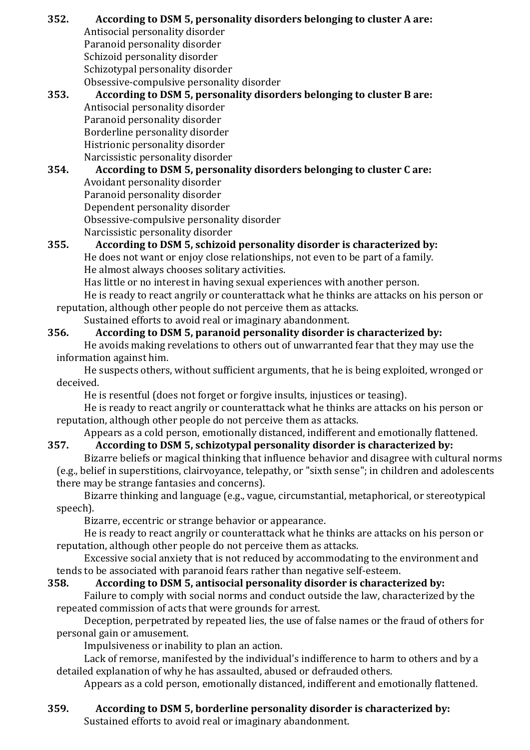**352. According to DSM 5, personality disorders belonging to cluster A are:**

Antisocial personality disorder
Paranoid personality disorder
Schizoid personality disorder
Schizotypal personality disorder
Obsessive-compulsive personality disorder

**353. According to DSM 5, personality disorders belonging to cluster B are:**

Antisocial personality disorder
Paranoid personality disorder
Borderline personality disorder
Histrionic personality disorder
Narcissistic personality disorder

**354. According to DSM 5, personality disorders belonging to cluster C are:**

Avoidant personality disorder
Paranoid personality disorder
Dependent personality disorder
Obsessive-compulsive personality disorder
Narcissistic personality disorder

**355. According to DSM 5, schizoid personality disorder is characterized by:**

He does not want or enjoy close relationships, not even to be part of a family.
He almost always chooses solitary activities.
Has little or no interest in having sexual experiences with another person.
He is ready to react angrily or counterattack what he thinks are attacks on his person or reputation, although other people do not perceive them as attacks.
Sustained efforts to avoid real or imaginary abandonment.

**356. According to DSM 5, paranoid personality disorder is characterized by:**

He avoids making revelations to others out of unwarranted fear that they may use the information against him.
He suspects others, without sufficient arguments, that he is being exploited, wronged or deceived.
He is resentful (does not forget or forgive insults, injustices or teasing).
He is ready to react angrily or counterattack what he thinks are attacks on his person or reputation, although other people do not perceive them as attacks.
Appears as a cold person, emotionally distanced, indifferent and emotionally flattened.

**357. According to DSM 5, schizotypal personality disorder is characterized by:**

Bizarre beliefs or magical thinking that influence behavior and disagree with cultural norms (e.g., belief in superstitions, clairvoyance, telepathy, or "sixth sense"; in children and adolescents there may be strange fantasies and concerns).
Bizarre thinking and language (e.g., vague, circumstantial, metaphorical, or stereotypical speech).
Bizarre, eccentric or strange behavior or appearance.
He is ready to react angrily or counterattack what he thinks are attacks on his person or reputation, although other people do not perceive them as attacks.
Excessive social anxiety that is not reduced by accommodating to the environment and tends to be associated with paranoid fears rather than negative self-esteem.

**358. According to DSM 5, antisocial personality disorder is characterized by:**

Failure to comply with social norms and conduct outside the law, characterized by the repeated commission of acts that were grounds for arrest.
Deception, perpetrated by repeated lies, the use of false names or the fraud of others for personal gain or amusement.
Impulsiveness or inability to plan an action.
Lack of remorse, manifested by the individual's indifference to harm to others and by a detailed explanation of why he has assaulted, abused or defrauded others.
Appears as a cold person, emotionally distanced, indifferent and emotionally flattened.

**359. According to DSM 5, borderline personality disorder is characterized by:**

Sustained efforts to avoid real or imaginary abandonment.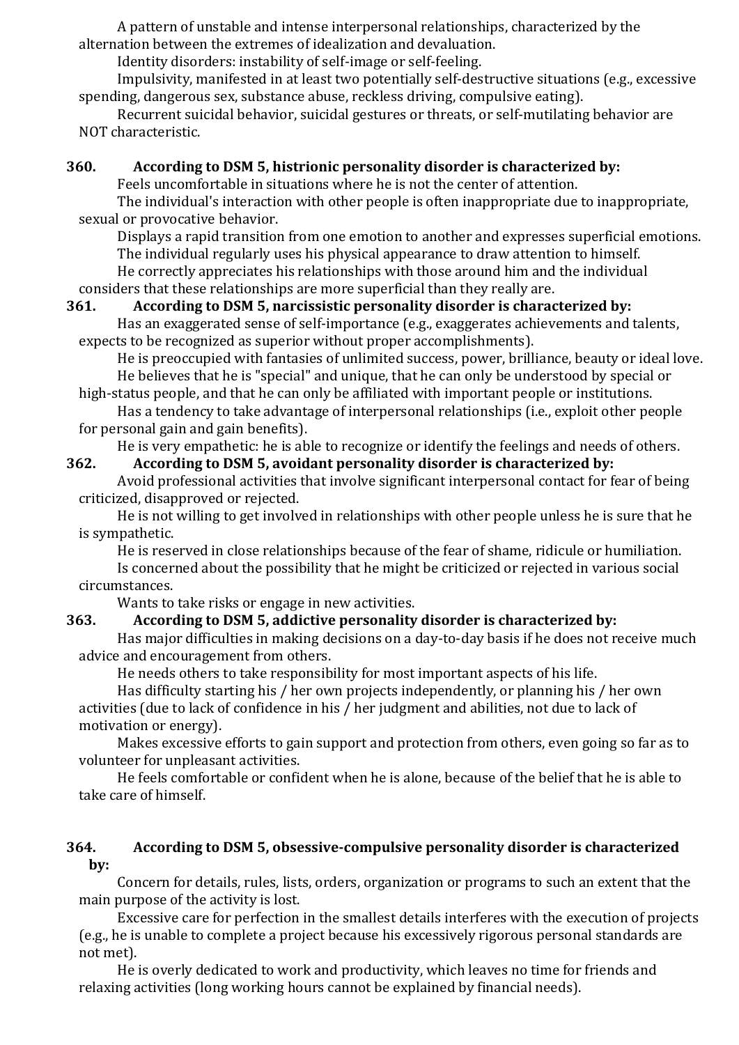A pattern of unstable and intense interpersonal relationships, characterized by the alternation between the extremes of idealization and devaluation.

Identity disorders: instability of self-image or self-feeling.

Impulsivity, manifested in at least two potentially self-destructive situations (e.g., excessive spending, dangerous sex, substance abuse, reckless driving, compulsive eating).

Recurrent suicidal behavior, suicidal gestures or threats, or self-mutilating behavior are NOT characteristic.

**360. According to DSM 5, histrionic personality disorder is characterized by:**

Feels uncomfortable in situations where he is not the center of attention.

The individual's interaction with other people is often inappropriate due to inappropriate, sexual or provocative behavior.

Displays a rapid transition from one emotion to another and expresses superficial emotions.

The individual regularly uses his physical appearance to draw attention to himself.

He correctly appreciates his relationships with those around him and the individual considers that these relationships are more superficial than they really are.

**361. According to DSM 5, narcissistic personality disorder is characterized by:**

Has an exaggerated sense of self-importance (e.g., exaggerates achievements and talents, expects to be recognized as superior without proper accomplishments).

He is preoccupied with fantasies of unlimited success, power, brilliance, beauty or ideal love.

He believes that he is "special" and unique, that he can only be understood by special or high-status people, and that he can only be affiliated with important people or institutions.

Has a tendency to take advantage of interpersonal relationships (i.e., exploit other people for personal gain and gain benefits).

He is very empathetic: he is able to recognize or identify the feelings and needs of others.

**362. According to DSM 5, avoidant personality disorder is characterized by:**

Avoid professional activities that involve significant interpersonal contact for fear of being criticized, disapproved or rejected.

He is not willing to get involved in relationships with other people unless he is sure that he is sympathetic.

He is reserved in close relationships because of the fear of shame, ridicule or humiliation.

Is concerned about the possibility that he might be criticized or rejected in various social circumstances.

Wants to take risks or engage in new activities.

**363. According to DSM 5, addictive personality disorder is characterized by:**

Has major difficulties in making decisions on a day-to-day basis if he does not receive much advice and encouragement from others.

He needs others to take responsibility for most important aspects of his life.

Has difficulty starting his / her own projects independently, or planning his / her own activities (due to lack of confidence in his / her judgment and abilities, not due to lack of motivation or energy).

Makes excessive efforts to gain support and protection from others, even going so far as to volunteer for unpleasant activities.

He feels comfortable or confident when he is alone, because of the belief that he is able to take care of himself.

**364. According to DSM 5, obsessive-compulsive personality disorder is characterized by:**

Concern for details, rules, lists, orders, organization or programs to such an extent that the main purpose of the activity is lost.

Excessive care for perfection in the smallest details interferes with the execution of projects (e.g., he is unable to complete a project because his excessively rigorous personal standards are not met).

He is overly dedicated to work and productivity, which leaves no time for friends and relaxing activities (long working hours cannot be explained by financial needs).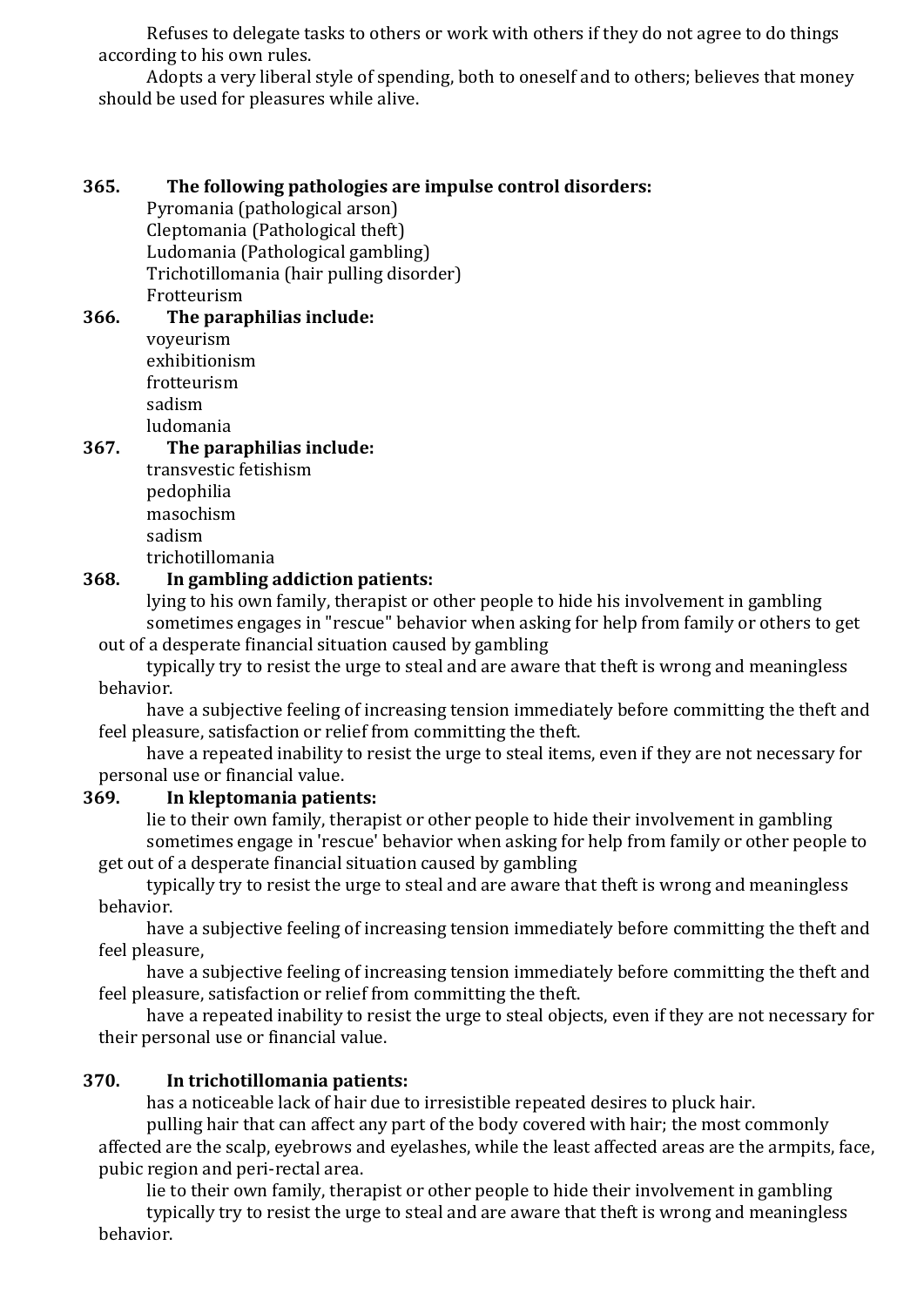Refuses to delegate tasks to others or work with others if they do not agree to do things according to his own rules.

Adopts a very liberal style of spending, both to oneself and to others; believes that money should be used for pleasures while alive.

**365. The following pathologies are impulse control disorders:**

Pyromania (pathological arson)
Cleptomania (Pathological theft)
Ludomania (Pathological gambling)
Trichotillomania (hair pulling disorder)
Frotteurism

**366. The paraphilias include:**

voyeurism
exhibitionism
frotteurism
sadism
ludomania

**367. The paraphilias include:**

transvestic fetishism
pedophilia
masochism
sadism
trichotillomania

**368. In gambling addiction patients:**

lying to his own family, therapist or other people to hide his involvement in gambling

sometimes engages in "rescue" behavior when asking for help from family or others to get out of a desperate financial situation caused by gambling

typically try to resist the urge to steal and are aware that theft is wrong and meaningless behavior.

have a subjective feeling of increasing tension immediately before committing the theft and feel pleasure, satisfaction or relief from committing the theft.

have a repeated inability to resist the urge to steal items, even if they are not necessary for personal use or financial value.

**369. In kleptomania patients:**

lie to their own family, therapist or other people to hide their involvement in gambling

sometimes engage in 'rescue' behavior when asking for help from family or other people to get out of a desperate financial situation caused by gambling

typically try to resist the urge to steal and are aware that theft is wrong and meaningless behavior.

have a subjective feeling of increasing tension immediately before committing the theft and feel pleasure,

have a subjective feeling of increasing tension immediately before committing the theft and feel pleasure, satisfaction or relief from committing the theft.

have a repeated inability to resist the urge to steal objects, even if they are not necessary for their personal use or financial value.

**370. In trichotillomania patients:**

has a noticeable lack of hair due to irresistible repeated desires to pluck hair.

pulling hair that can affect any part of the body covered with hair; the most commonly affected are the scalp, eyebrows and eyelashes, while the least affected areas are the armpits, face, pubic region and peri-rectal area.

lie to their own family, therapist or other people to hide their involvement in gambling

typically try to resist the urge to steal and are aware that theft is wrong and meaningless behavior.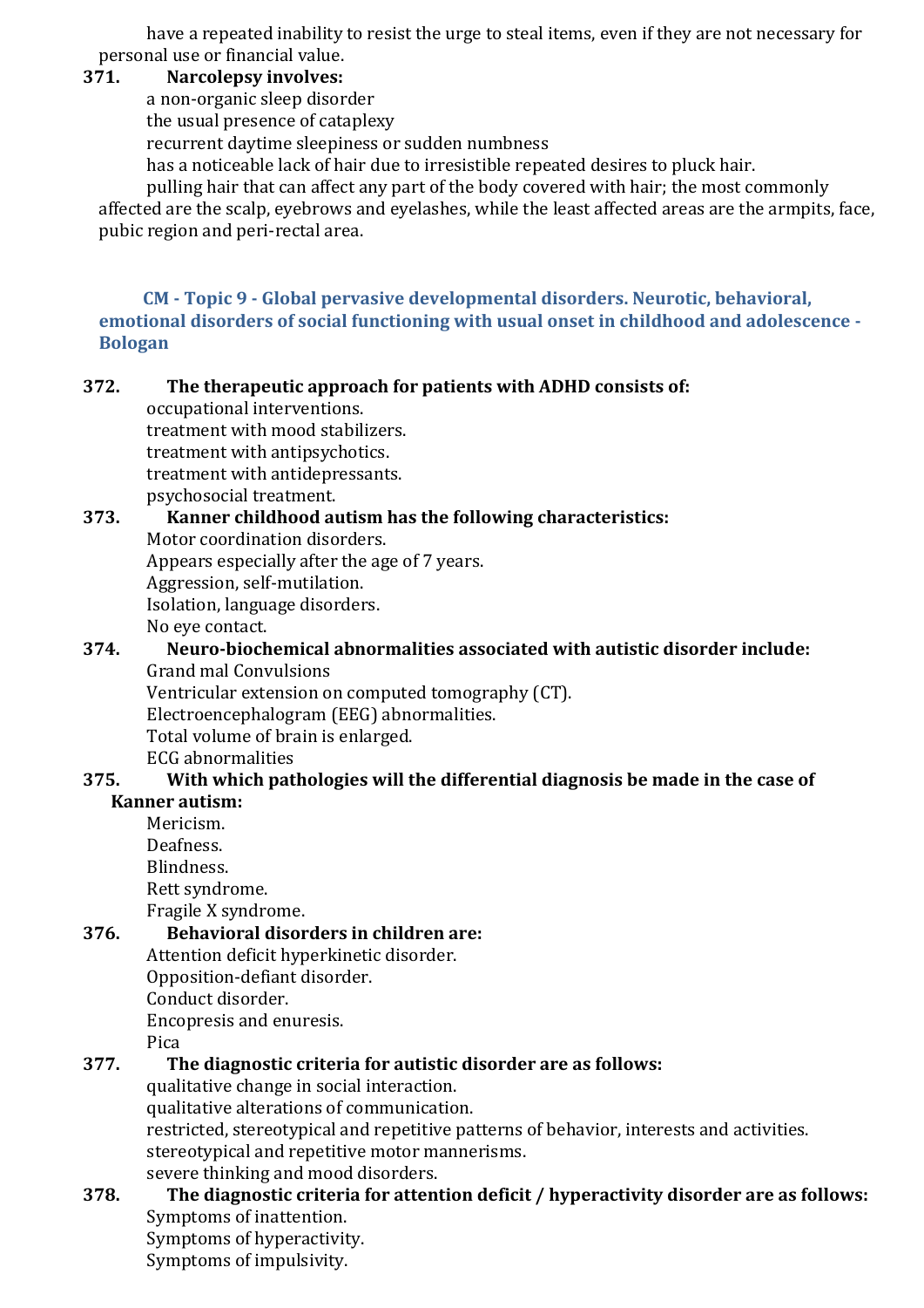have a repeated inability to resist the urge to steal items, even if they are not necessary for personal use or financial value.

**371. Narcolepsy involves:**

a non-organic sleep disorder

the usual presence of cataplexy

recurrent daytime sleepiness or sudden numbness

has a noticeable lack of hair due to irresistible repeated desires to pluck hair.

pulling hair that can affect any part of the body covered with hair; the most commonly affected are the scalp, eyebrows and eyelashes, while the least affected areas are the armpits, face, pubic region and peri-rectal area.

### CM - Topic 9 - Global pervasive developmental disorders. Neurotic, behavioral, emotional disorders of social functioning with usual onset in childhood and adolescence - Bologan

**372. The therapeutic approach for patients with ADHD consists of:**

occupational interventions.

treatment with mood stabilizers.

treatment with antipsychotics.

treatment with antidepressants.

psychosocial treatment.

**373. Kanner childhood autism has the following characteristics:**

Motor coordination disorders.

Appears especially after the age of 7 years.

Aggression, self-mutilation.

Isolation, language disorders.

No eye contact.

**374. Neuro-biochemical abnormalities associated with autistic disorder include:**

Grand mal Convulsions

Ventricular extension on computed tomography (CT).

Electroencephalogram (EEG) abnormalities.

Total volume of brain is enlarged.

ECG abnormalities

**375. With which pathologies will the differential diagnosis be made in the case of Kanner autism:**

Mericism.

Deafness.

Blindness.

Rett syndrome.

Fragile X syndrome.

**376. Behavioral disorders in children are:**

Attention deficit hyperkinetic disorder.

Opposition-defiant disorder.

Conduct disorder.

Encopresis and enuresis.

Pica

**377. The diagnostic criteria for autistic disorder are as follows:**

qualitative change in social interaction.

qualitative alterations of communication.

restricted, stereotypical and repetitive patterns of behavior, interests and activities.

stereotypical and repetitive motor mannerisms.

severe thinking and mood disorders.

**378. The diagnostic criteria for attention deficit / hyperactivity disorder are as follows:**

Symptoms of inattention.

Symptoms of hyperactivity.

Symptoms of impulsivity.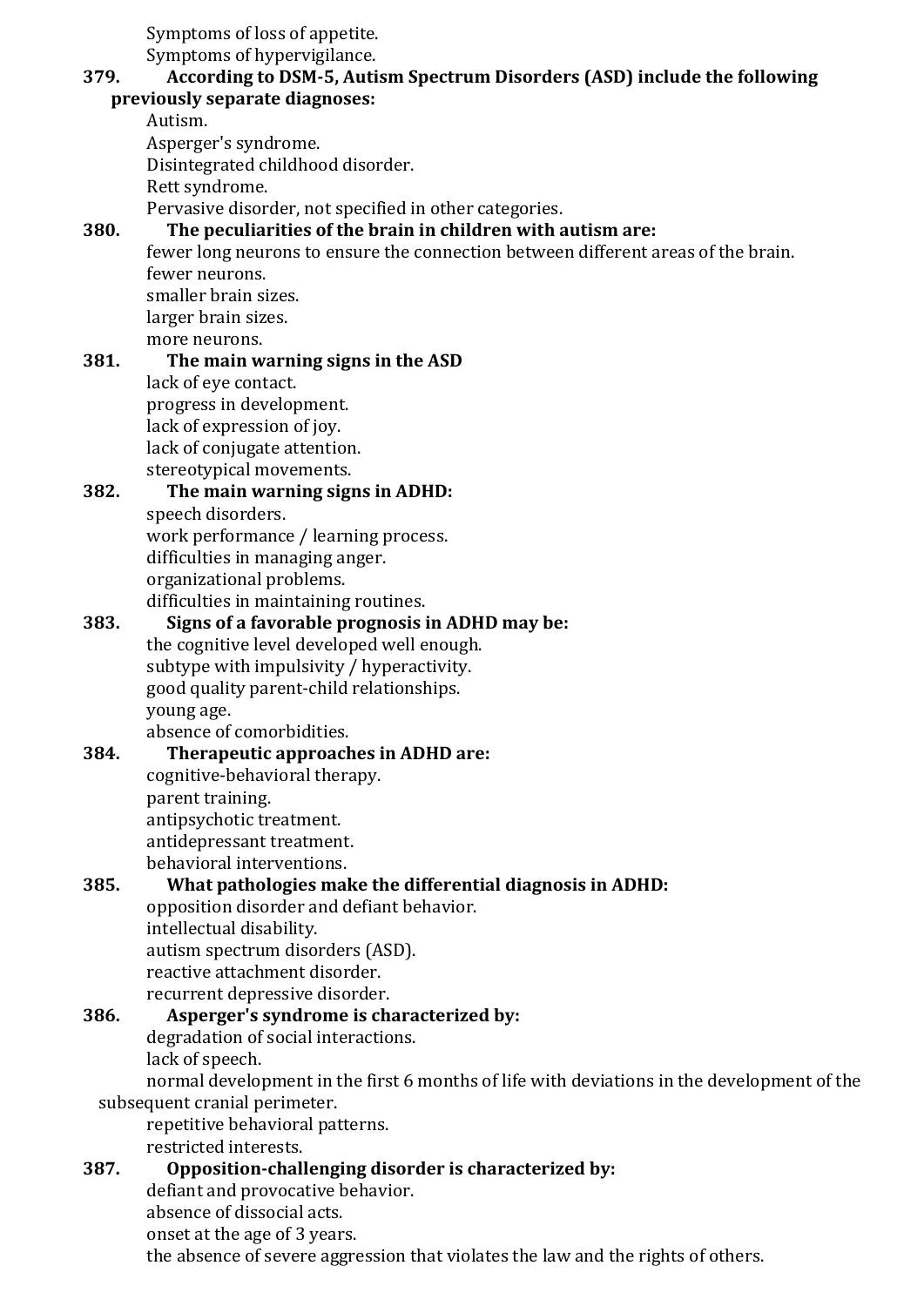Symptoms of loss of appetite.
Symptoms of hypervigilance.

**379. According to DSM-5, Autism Spectrum Disorders (ASD) include the following previously separate diagnoses:**

Autism.
Asperger's syndrome.
Disintegrated childhood disorder.
Rett syndrome.
Pervasive disorder, not specified in other categories.

**380. The peculiarities of the brain in children with autism are:**

fewer long neurons to ensure the connection between different areas of the brain.
fewer neurons.
smaller brain sizes.
larger brain sizes.
more neurons.

**381. The main warning signs in the ASD**

lack of eye contact.
progress in development.
lack of expression of joy.
lack of conjugate attention.
stereotypical movements.

**382. The main warning signs in ADHD:**

speech disorders.
work performance / learning process.
difficulties in managing anger.
organizational problems.
difficulties in maintaining routines.

**383. Signs of a favorable prognosis in ADHD may be:**

the cognitive level developed well enough.
subtype with impulsivity / hyperactivity.
good quality parent-child relationships.
young age.
absence of comorbidities.

**384. Therapeutic approaches in ADHD are:**

cognitive-behavioral therapy.
parent training.
antipsychotic treatment.
antidepressant treatment.
behavioral interventions.

**385. What pathologies make the differential diagnosis in ADHD:**

opposition disorder and defiant behavior.
intellectual disability.
autism spectrum disorders (ASD).
reactive attachment disorder.
recurrent depressive disorder.

**386. Asperger's syndrome is characterized by:**

degradation of social interactions.
lack of speech.
normal development in the first 6 months of life with deviations in the development of the subsequent cranial perimeter.
repetitive behavioral patterns.
restricted interests.

**387. Opposition-challenging disorder is characterized by:**

defiant and provocative behavior.
absence of dissocial acts.
onset at the age of 3 years.
the absence of severe aggression that violates the law and the rights of others.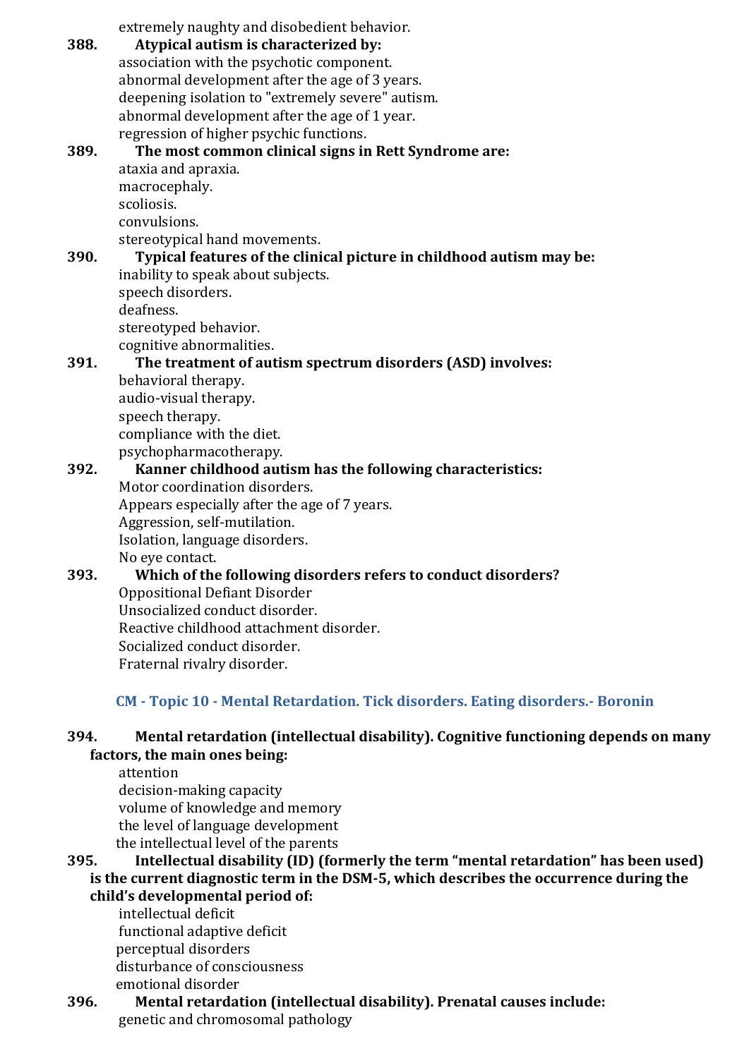extremely naughty and disobedient behavior.

**388. Atypical autism is characterized by:**

association with the psychotic component.
abnormal development after the age of 3 years.
deepening isolation to "extremely severe" autism.
abnormal development after the age of 1 year.
regression of higher psychic functions.

**389. The most common clinical signs in Rett Syndrome are:**

ataxia and apraxia.
macrocephaly.
scoliosis.
convulsions.
stereotypical hand movements.

**390. Typical features of the clinical picture in childhood autism may be:**

inability to speak about subjects.
speech disorders.
deafness.
stereotyped behavior.
cognitive abnormalities.

**391. The treatment of autism spectrum disorders (ASD) involves:**

behavioral therapy.
audio-visual therapy.
speech therapy.
compliance with the diet.
psychopharmacotherapy.

**392. Kanner childhood autism has the following characteristics:**

Motor coordination disorders.
Appears especially after the age of 7 years.
Aggression, self-mutilation.
Isolation, language disorders.
No eye contact.

**393. Which of the following disorders refers to conduct disorders?**

Oppositional Defiant Disorder
Unsocialized conduct disorder.
Reactive childhood attachment disorder.
Socialized conduct disorder.
Fraternal rivalry disorder.

### CM - Topic 10 - Mental Retardation. Tick disorders. Eating disorders.- Boronin

**394. Mental retardation (intellectual disability). Cognitive functioning depends on many factors, the main ones being:**

attention
decision-making capacity
volume of knowledge and memory
the level of language development
the intellectual level of the parents

**395. Intellectual disability (ID) (formerly the term "mental retardation" has been used) is the current diagnostic term in the DSM-5, which describes the occurrence during the child's developmental period of:**

intellectual deficit
functional adaptive deficit
perceptual disorders
disturbance of consciousness
emotional disorder

**396. Mental retardation (intellectual disability). Prenatal causes include:**

genetic and chromosomal pathology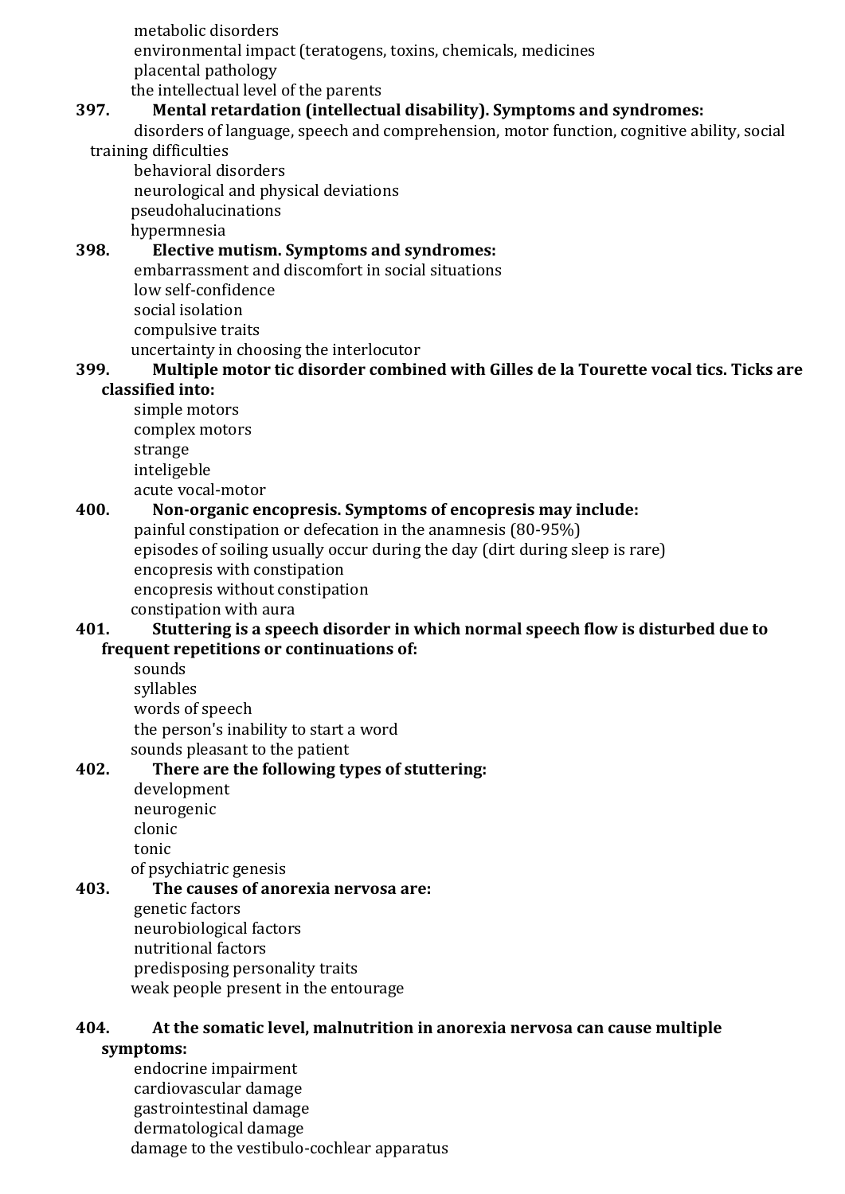metabolic disorders
environmental impact (teratogens, toxins, chemicals, medicines
placental pathology
the intellectual level of the parents

**397. Mental retardation (intellectual disability). Symptoms and syndromes:**
disorders of language, speech and comprehension, motor function, cognitive ability, social training difficulties
behavioral disorders
neurological and physical deviations
pseudohalucinations
hypermnesia

**398. Elective mutism. Symptoms and syndromes:**
embarrassment and discomfort in social situations
low self-confidence
social isolation
compulsive traits
uncertainty in choosing the interlocutor

**399. Multiple motor tic disorder combined with Gilles de la Tourette vocal tics. Ticks are classified into:**
simple motors
complex motors
strange
inteligeble
acute vocal-motor

**400. Non-organic encopresis. Symptoms of encopresis may include:**
painful constipation or defecation in the anamnesis (80-95%)
episodes of soiling usually occur during the day (dirt during sleep is rare)
encopresis with constipation
encopresis without constipation
constipation with aura

**401. Stuttering is a speech disorder in which normal speech flow is disturbed due to frequent repetitions or continuations of:**
sounds
syllables
words of speech
the person's inability to start a word
sounds pleasant to the patient

**402. There are the following types of stuttering:**
development
neurogenic
clonic
tonic
of psychiatric genesis

**403. The causes of anorexia nervosa are:**
genetic factors
neurobiological factors
nutritional factors
predisposing personality traits
weak people present in the entourage

**404. At the somatic level, malnutrition in anorexia nervosa can cause multiple symptoms:**
endocrine impairment
cardiovascular damage
gastrointestinal damage
dermatological damage
damage to the vestibulo-cochlear apparatus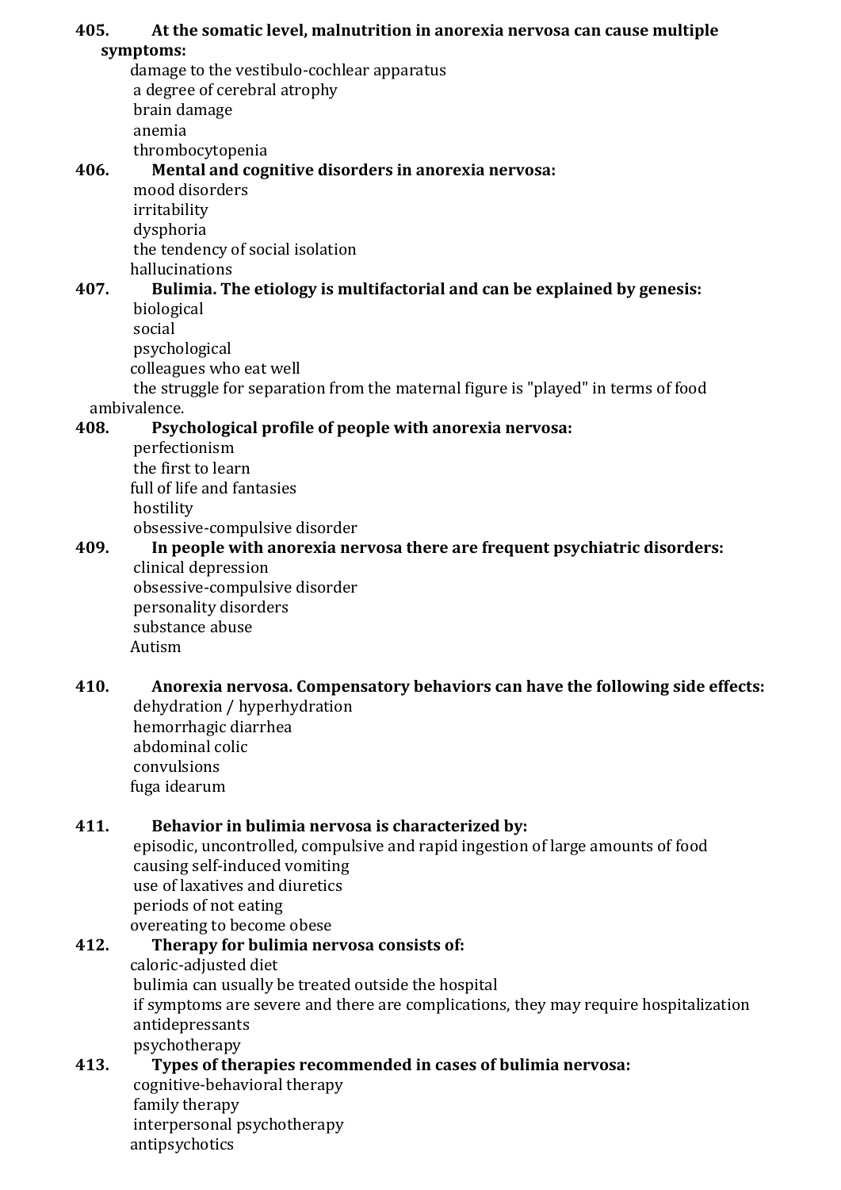**405. At the somatic level, malnutrition in anorexia nervosa can cause multiple symptoms:**

damage to the vestibulo-cochlear apparatus
a degree of cerebral atrophy
brain damage
anemia
thrombocytopenia

**406. Mental and cognitive disorders in anorexia nervosa:**

mood disorders
irritability
dysphoria
the tendency of social isolation
hallucinations

**407. Bulimia. The etiology is multifactorial and can be explained by genesis:**

biological
social
psychological
colleagues who eat well
the struggle for separation from the maternal figure is "played" in terms of food ambivalence.

**408. Psychological profile of people with anorexia nervosa:**

perfectionism
the first to learn
full of life and fantasies
hostility
obsessive-compulsive disorder

**409. In people with anorexia nervosa there are frequent psychiatric disorders:**

clinical depression
obsessive-compulsive disorder
personality disorders
substance abuse
Autism

**410. Anorexia nervosa. Compensatory behaviors can have the following side effects:**

dehydration / hyperhydration
hemorrhagic diarrhea
abdominal colic
convulsions
fuga idearum

**411. Behavior in bulimia nervosa is characterized by:**

episodic, uncontrolled, compulsive and rapid ingestion of large amounts of food
causing self-induced vomiting
use of laxatives and diuretics
periods of not eating
overeating to become obese

**412. Therapy for bulimia nervosa consists of:**

caloric-adjusted diet
bulimia can usually be treated outside the hospital
if symptoms are severe and there are complications, they may require hospitalization
antidepressants
psychotherapy

**413. Types of therapies recommended in cases of bulimia nervosa:**

cognitive-behavioral therapy
family therapy
interpersonal psychotherapy
antipsychotics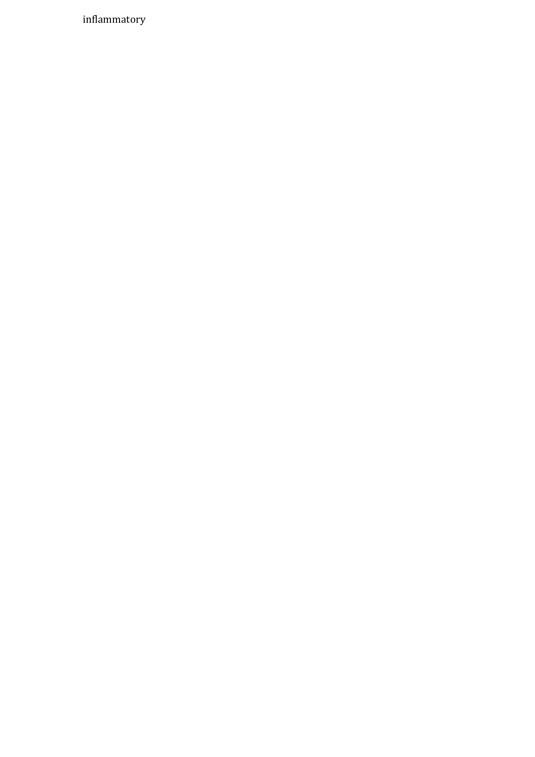inflammatory